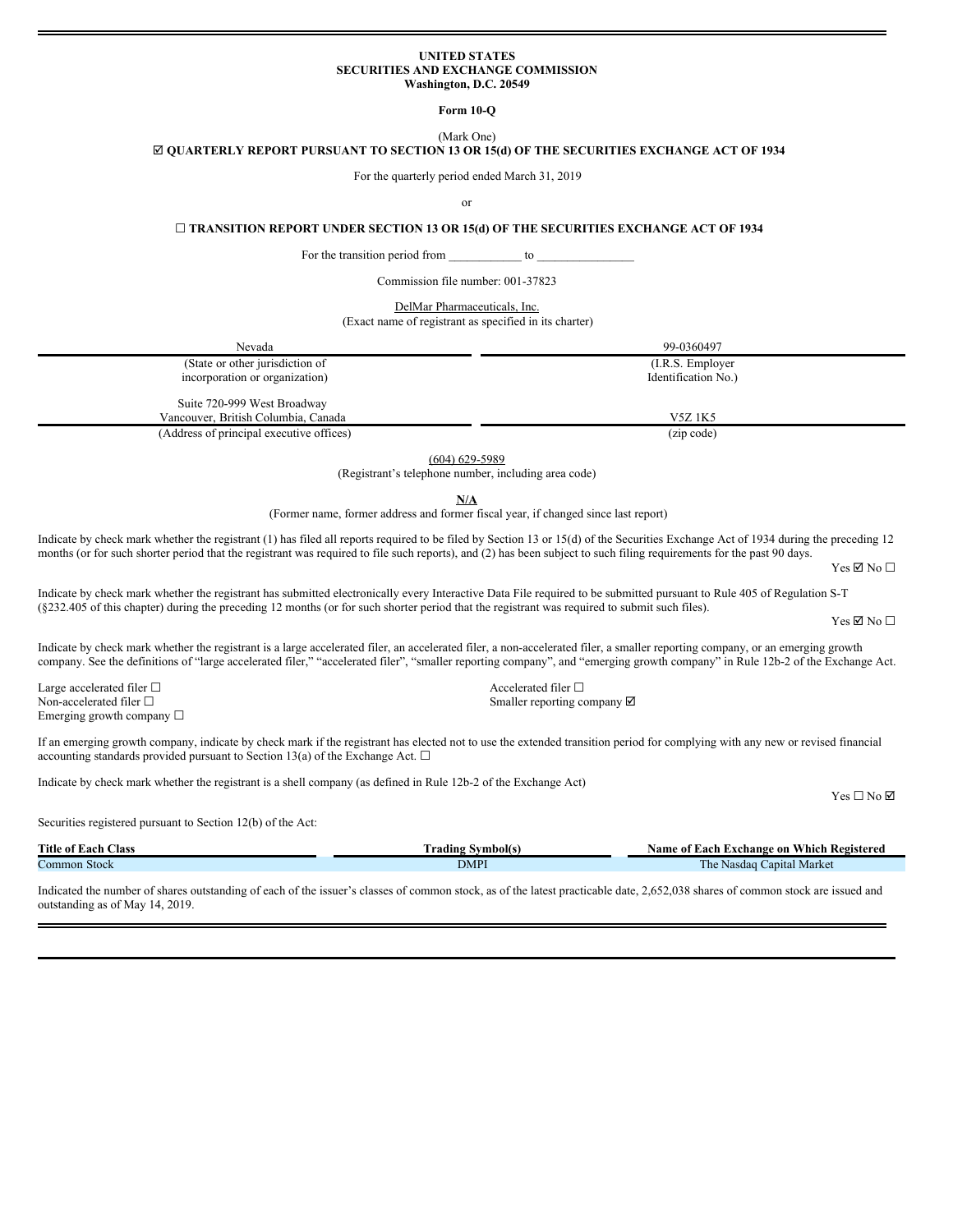**UNITED STATES**
**SECURITIES AND EXCHANGE COMMISSION**
**Washington, D.C. 20549**

**Form 10-Q**

(Mark One)

☑ **QUARTERLY REPORT PURSUANT TO SECTION 13 OR 15(d) OF THE SECURITIES EXCHANGE ACT OF 1934**

For the quarterly period ended March 31, 2019

or

☐ **TRANSITION REPORT UNDER SECTION 13 OR 15(d) OF THE SECURITIES EXCHANGE ACT OF 1934**

For the transition period from ____________ to ________________

Commission file number: 001-37823

DelMar Pharmaceuticals, Inc.
(Exact name of registrant as specified in its charter)

| Nevada | 99-0360497 |
|---|---|
| (State or other jurisdiction of incorporation or organization) | (I.R.S. Employer Identification No.) |
| Suite 720-999 West Broadway Vancouver, British Columbia, Canada | V5Z 1K5 |
| (Address of principal executive offices) | (zip code) |

(604) 629-5989
(Registrant's telephone number, including area code)

**N/A**
(Former name, former address and former fiscal year, if changed since last report)

Indicate by check mark whether the registrant (1) has filed all reports required to be filed by Section 13 or 15(d) of the Securities Exchange Act of 1934 during the preceding 12 months (or for such shorter period that the registrant was required to file such reports), and (2) has been subject to such filing requirements for the past 90 days.

Yes ☑ No ☐

Indicate by check mark whether the registrant has submitted electronically every Interactive Data File required to be submitted pursuant to Rule 405 of Regulation S-T (§232.405 of this chapter) during the preceding 12 months (or for such shorter period that the registrant was required to submit such files).

Yes ☑ No ☐

Indicate by check mark whether the registrant is a large accelerated filer, an accelerated filer, a non-accelerated filer, a smaller reporting company, or an emerging growth company. See the definitions of "large accelerated filer," "accelerated filer", "smaller reporting company", and "emerging growth company" in Rule 12b-2 of the Exchange Act.

Large accelerated filer ☐
Accelerated filer ☐
Non-accelerated filer ☐
Smaller reporting company ☑
Emerging growth company ☐

If an emerging growth company, indicate by check mark if the registrant has elected not to use the extended transition period for complying with any new or revised financial accounting standards provided pursuant to Section 13(a) of the Exchange Act. ☐

Indicate by check mark whether the registrant is a shell company (as defined in Rule 12b-2 of the Exchange Act)

Yes ☐ No ☑

Securities registered pursuant to Section 12(b) of the Act:

| Title of Each Class | Trading Symbol(s) | Name of Each Exchange on Which Registered |
|---|---|---|
| Common Stock | DMPI | The Nasdaq Capital Market |

Indicated the number of shares outstanding of each of the issuer's classes of common stock, as of the latest practicable date, 2,652,038 shares of common stock are issued and outstanding as of May 14, 2019.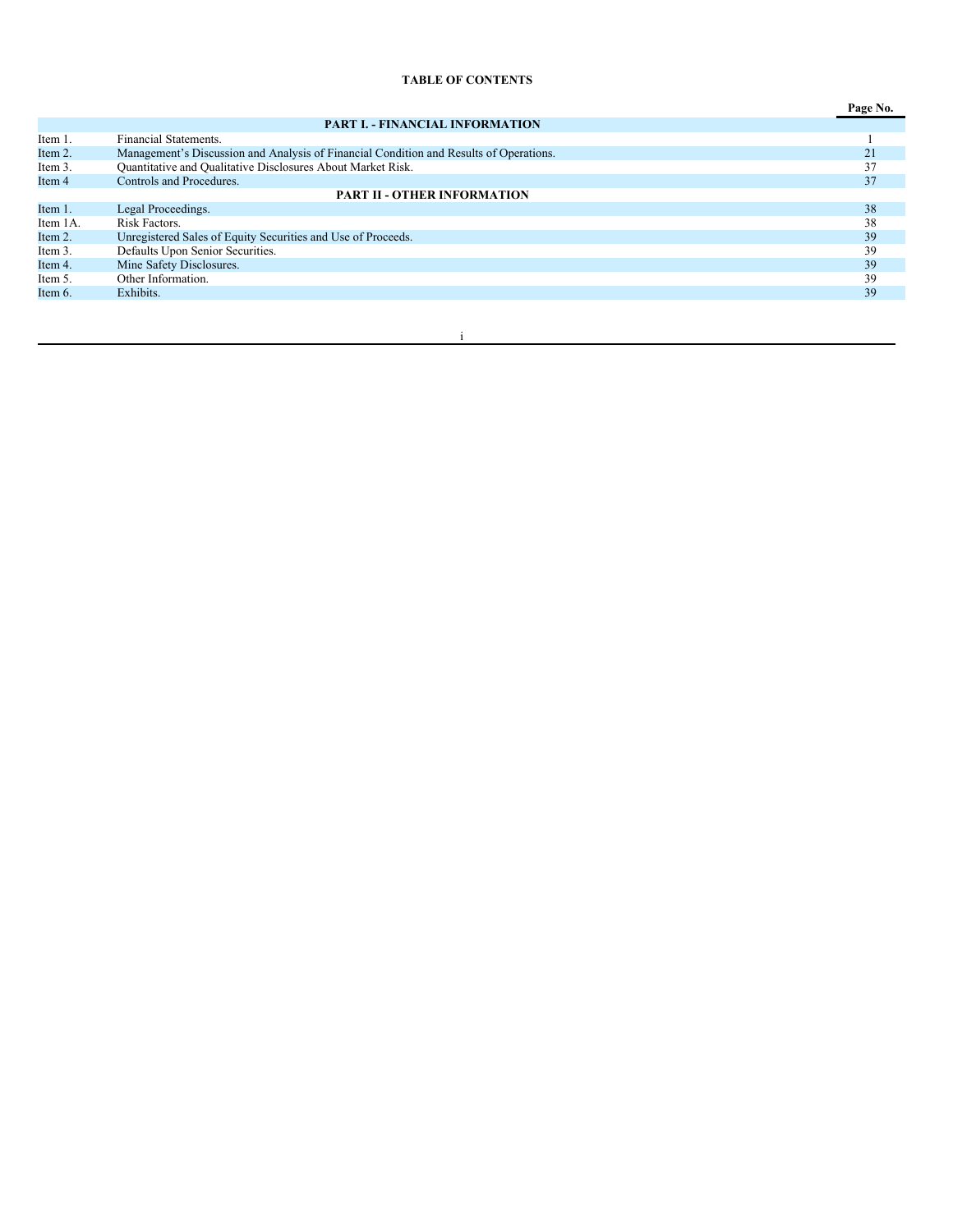# TABLE OF CONTENTS

| | | Page No. |
|---|---|---|
| | **PART I. - FINANCIAL INFORMATION** | |
| Item 1. | Financial Statements. | 1 |
| Item 2. | Management's Discussion and Analysis of Financial Condition and Results of Operations. | 21 |
| Item 3. | Quantitative and Qualitative Disclosures About Market Risk. | 37 |
| Item 4 | Controls and Procedures. | 37 |
| | **PART II - OTHER INFORMATION** | |
| Item 1. | Legal Proceedings. | 38 |
| Item 1A. | Risk Factors. | 38 |
| Item 2. | Unregistered Sales of Equity Securities and Use of Proceeds. | 39 |
| Item 3. | Defaults Upon Senior Securities. | 39 |
| Item 4. | Mine Safety Disclosures. | 39 |
| Item 5. | Other Information. | 39 |
| Item 6. | Exhibits. | 39 |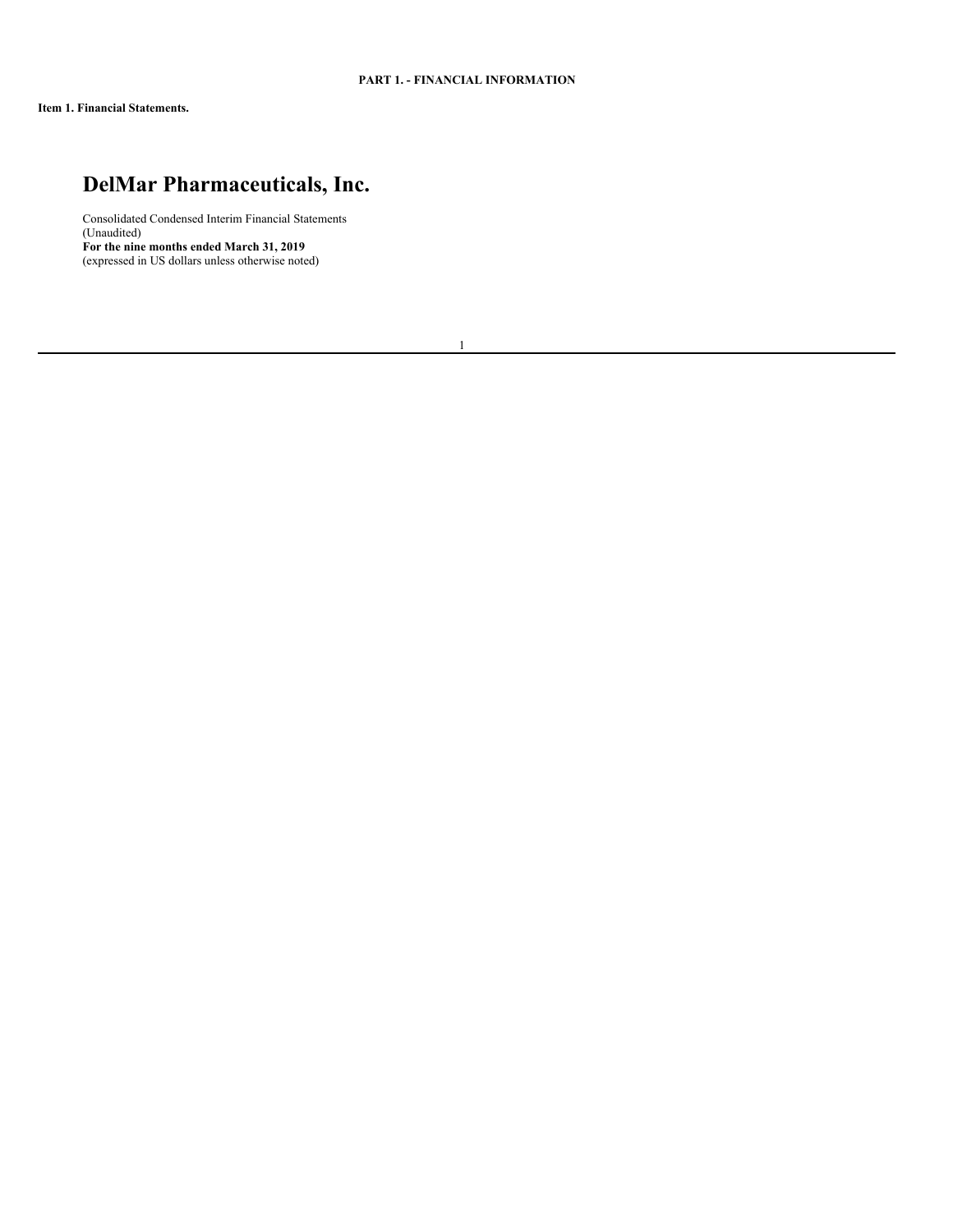**PART 1. - FINANCIAL INFORMATION**

**Item 1. Financial Statements.**

# DelMar Pharmaceuticals, Inc.

Consolidated Condensed Interim Financial Statements
(Unaudited)
**For the nine months ended March 31, 2019**
(expressed in US dollars unless otherwise noted)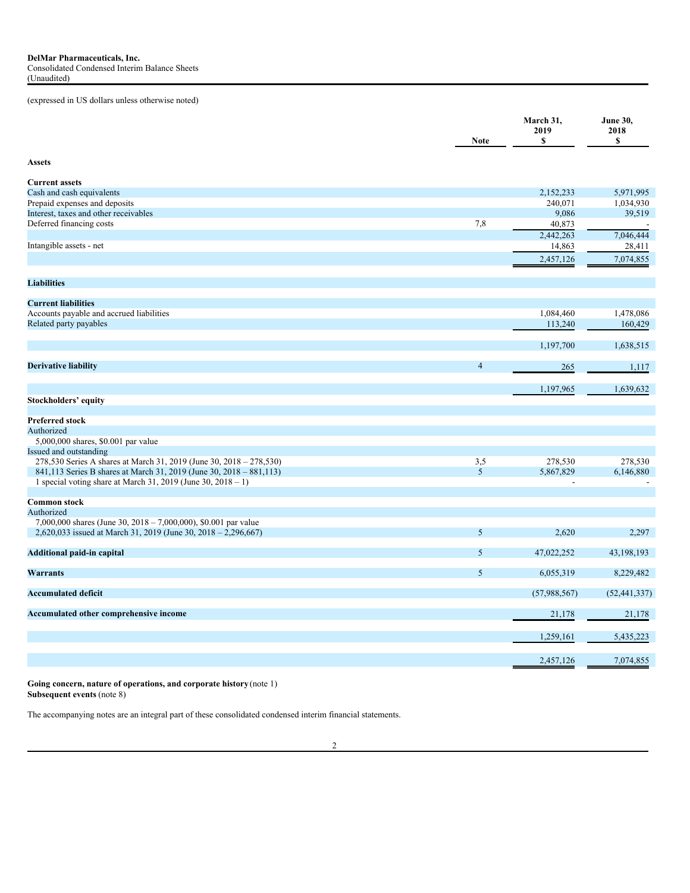**DelMar Pharmaceuticals, Inc.**
Consolidated Condensed Interim Balance Sheets
(Unaudited)

(expressed in US dollars unless otherwise noted)

| | Note | March 31, 2019 $ | June 30, 2018 $ |
|---|---|---|---|
| **Assets** | | | |
| **Current assets** | | | |
| Cash and cash equivalents | | 2,152,233 | 5,971,995 |
| Prepaid expenses and deposits | | 240,071 | 1,034,930 |
| Interest, taxes and other receivables | | 9,086 | 39,519 |
| Deferred financing costs | 7,8 | 40,873 | - |
| | | 2,442,263 | 7,046,444 |
| Intangible assets - net | | 14,863 | 28,411 |
| | | 2,457,126 | 7,074,855 |
| **Liabilities** | | | |
| **Current liabilities** | | | |
| Accounts payable and accrued liabilities | | 1,084,460 | 1,478,086 |
| Related party payables | | 113,240 | 160,429 |
| | | 1,197,700 | 1,638,515 |
| **Derivative liability** | 4 | 265 | 1,117 |
| | | 1,197,965 | 1,639,632 |
| **Stockholders' equity** | | | |
| **Preferred stock** | | | |
| Authorized | | | |
| 5,000,000 shares, $0.001 par value | | | |
| Issued and outstanding | | | |
| 278,530 Series A shares at March 31, 2019 (June 30, 2018 – 278,530) | 3,5 | 278,530 | 278,530 |
| 841,113 Series B shares at March 31, 2019 (June 30, 2018 – 881,113) | 5 | 5,867,829 | 6,146,880 |
| 1 special voting share at March 31, 2019 (June 30, 2018 – 1) | | - | - |
| **Common stock** | | | |
| Authorized | | | |
| 7,000,000 shares (June 30, 2018 – 7,000,000), $0.001 par value | | | |
| 2,620,033 issued at March 31, 2019 (June 30, 2018 – 2,296,667) | 5 | 2,620 | 2,297 |
| **Additional paid-in capital** | 5 | 47,022,252 | 43,198,193 |
| **Warrants** | 5 | 6,055,319 | 8,229,482 |
| **Accumulated deficit** | | (57,988,567) | (52,441,337) |
| **Accumulated other comprehensive income** | | 21,178 | 21,178 |
| | | 1,259,161 | 5,435,223 |
| | | 2,457,126 | 7,074,855 |

**Going concern, nature of operations, and corporate history** (note 1)
**Subsequent events** (note 8)

The accompanying notes are an integral part of these consolidated condensed interim financial statements.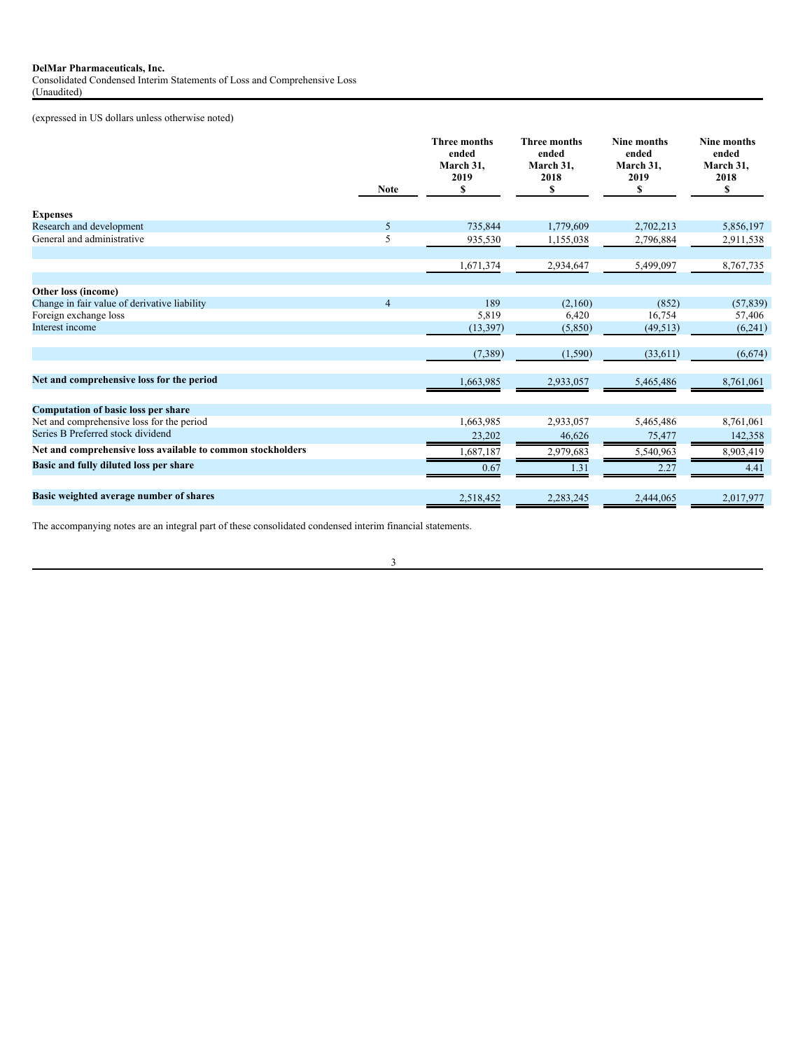**DelMar Pharmaceuticals, Inc.**
Consolidated Condensed Interim Statements of Loss and Comprehensive Loss
(Unaudited)

(expressed in US dollars unless otherwise noted)

| | Note | Three months ended March 31, 2019 $ | Three months ended March 31, 2018 $ | Nine months ended March 31, 2019 $ | Nine months ended March 31, 2018 $ |
|---|---|---|---|---|---|
| **Expenses** | | | | | |
| Research and development | 5 | 735,844 | 1,779,609 | 2,702,213 | 5,856,197 |
| General and administrative | 5 | 935,530 | 1,155,038 | 2,796,884 | 2,911,538 |
| | | 1,671,374 | 2,934,647 | 5,499,097 | 8,767,735 |
| **Other loss (income)** | | | | | |
| Change in fair value of derivative liability | 4 | 189 | (2,160) | (852) | (57,839) |
| Foreign exchange loss | | 5,819 | 6,420 | 16,754 | 57,406 |
| Interest income | | (13,397) | (5,850) | (49,513) | (6,241) |
| | | (7,389) | (1,590) | (33,611) | (6,674) |
| **Net and comprehensive loss for the period** | | 1,663,985 | 2,933,057 | 5,465,486 | 8,761,061 |
| **Computation of basic loss per share** | | | | | |
| Net and comprehensive loss for the period | | 1,663,985 | 2,933,057 | 5,465,486 | 8,761,061 |
| Series B Preferred stock dividend | | 23,202 | 46,626 | 75,477 | 142,358 |
| **Net and comprehensive loss available to common stockholders** | | 1,687,187 | 2,979,683 | 5,540,963 | 8,903,419 |
| **Basic and fully diluted loss per share** | | 0.67 | 1.31 | 2.27 | 4.41 |
| **Basic weighted average number of shares** | | 2,518,452 | 2,283,245 | 2,444,065 | 2,017,977 |

The accompanying notes are an integral part of these consolidated condensed interim financial statements.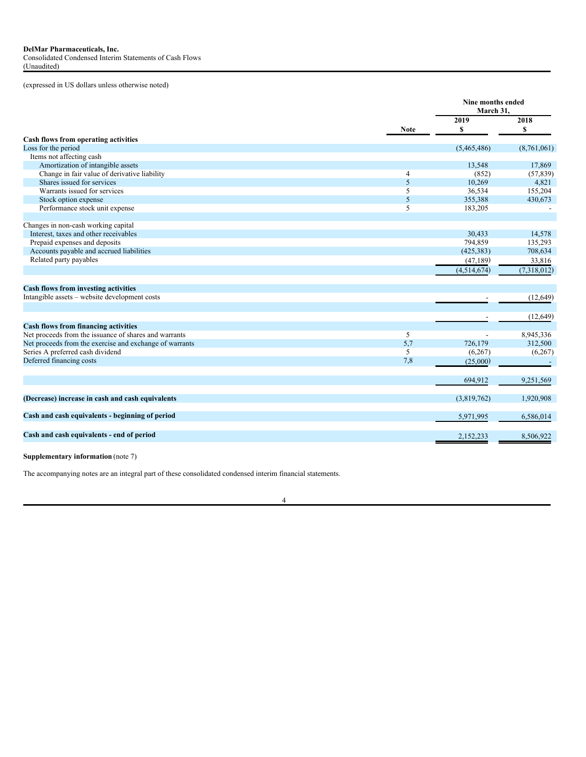**DelMar Pharmaceuticals, Inc.**
Consolidated Condensed Interim Statements of Cash Flows
(Unaudited)

(expressed in US dollars unless otherwise noted)

| | Note | Nine months ended March 31, 2019 $ | 2018 $ |
|---|---|---|---|
| **Cash flows from operating activities** | | | |
| Loss for the period | | (5,465,486) | (8,761,061) |
| Items not affecting cash | | | |
| Amortization of intangible assets | | 13,548 | 17,869 |
| Change in fair value of derivative liability | 4 | (852) | (57,839) |
| Shares issued for services | 5 | 10,269 | 4,821 |
| Warrants issued for services | 5 | 36,534 | 155,204 |
| Stock option expense | 5 | 355,388 | 430,673 |
| Performance stock unit expense | 5 | 183,205 | - |
| | | | |
| Changes in non-cash working capital | | | |
| Interest, taxes and other receivables | | 30,433 | 14,578 |
| Prepaid expenses and deposits | | 794,859 | 135,293 |
| Accounts payable and accrued liabilities | | (425,383) | 708,634 |
| Related party payables | | (47,189) | 33,816 |
| | | (4,514,674) | (7,318,012) |
| **Cash flows from investing activities** | | | |
| Intangible assets – website development costs | | - | (12,649) |
| | | | |
| | | - | (12,649) |
| **Cash flows from financing activities** | | | |
| Net proceeds from the issuance of shares and warrants | 5 | - | 8,945,336 |
| Net proceeds from the exercise and exchange of warrants | 5,7 | 726,179 | 312,500 |
| Series A preferred cash dividend | 5 | (6,267) | (6,267) |
| Deferred financing costs | 7,8 | (25,000) | - |
| | | | |
| | | 694,912 | 9,251,569 |
| **(Decrease) increase in cash and cash equivalents** | | (3,819,762) | 1,920,908 |
| **Cash and cash equivalents - beginning of period** | | 5,971,995 | 6,586,014 |
| **Cash and cash equivalents - end of period** | | 2,152,233 | 8,506,922 |

**Supplementary information** (note 7)

The accompanying notes are an integral part of these consolidated condensed interim financial statements.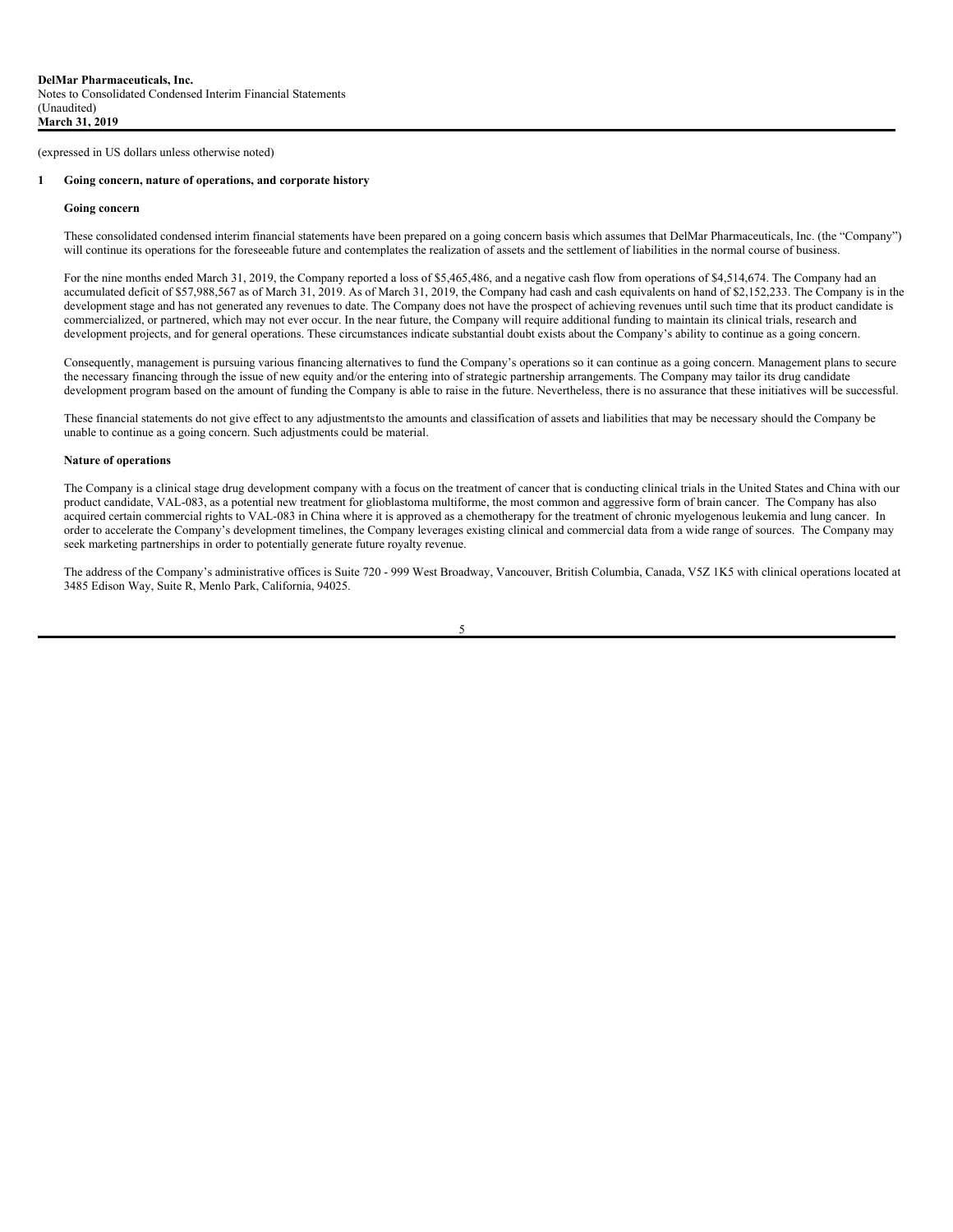(expressed in US dollars unless otherwise noted)

## 1 Going concern, nature of operations, and corporate history

### Going concern

These consolidated condensed interim financial statements have been prepared on a going concern basis which assumes that DelMar Pharmaceuticals, Inc. (the "Company") will continue its operations for the foreseeable future and contemplates the realization of assets and the settlement of liabilities in the normal course of business.

For the nine months ended March 31, 2019, the Company reported a loss of $5,465,486, and a negative cash flow from operations of $4,514,674. The Company had an accumulated deficit of $57,988,567 as of March 31, 2019. As of March 31, 2019, the Company had cash and cash equivalents on hand of $2,152,233. The Company is in the development stage and has not generated any revenues to date. The Company does not have the prospect of achieving revenues until such time that its product candidate is commercialized, or partnered, which may not ever occur. In the near future, the Company will require additional funding to maintain its clinical trials, research and development projects, and for general operations. These circumstances indicate substantial doubt exists about the Company's ability to continue as a going concern.

Consequently, management is pursuing various financing alternatives to fund the Company's operations so it can continue as a going concern. Management plans to secure the necessary financing through the issue of new equity and/or the entering into of strategic partnership arrangements. The Company may tailor its drug candidate development program based on the amount of funding the Company is able to raise in the future. Nevertheless, there is no assurance that these initiatives will be successful.

These financial statements do not give effect to any adjustmentsto the amounts and classification of assets and liabilities that may be necessary should the Company be unable to continue as a going concern. Such adjustments could be material.

### Nature of operations

The Company is a clinical stage drug development company with a focus on the treatment of cancer that is conducting clinical trials in the United States and China with our product candidate, VAL-083, as a potential new treatment for glioblastoma multiforme, the most common and aggressive form of brain cancer. The Company has also acquired certain commercial rights to VAL-083 in China where it is approved as a chemotherapy for the treatment of chronic myelogenous leukemia and lung cancer. In order to accelerate the Company's development timelines, the Company leverages existing clinical and commercial data from a wide range of sources. The Company may seek marketing partnerships in order to potentially generate future royalty revenue.

The address of the Company's administrative offices is Suite 720 - 999 West Broadway, Vancouver, British Columbia, Canada, V5Z 1K5 with clinical operations located at 3485 Edison Way, Suite R, Menlo Park, California, 94025.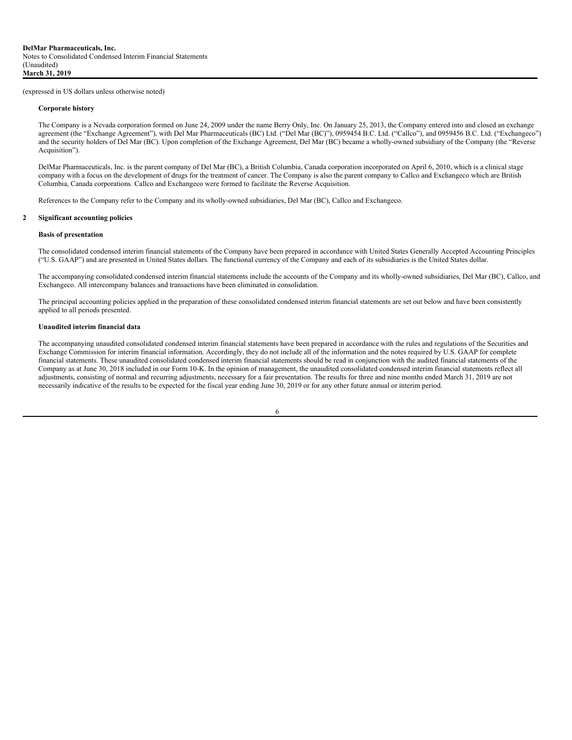(expressed in US dollars unless otherwise noted)

**Corporate history**

The Company is a Nevada corporation formed on June 24, 2009 under the name Berry Only, Inc. On January 25, 2013, the Company entered into and closed an exchange agreement (the "Exchange Agreement"), with Del Mar Pharmaceuticals (BC) Ltd. ("Del Mar (BC)"), 0959454 B.C. Ltd. ("Callco"), and 0959456 B.C. Ltd. ("Exchangeco") and the security holders of Del Mar (BC). Upon completion of the Exchange Agreement, Del Mar (BC) became a wholly-owned subsidiary of the Company (the "Reverse Acquisition").

DelMar Pharmaceuticals, Inc. is the parent company of Del Mar (BC), a British Columbia, Canada corporation incorporated on April 6, 2010, which is a clinical stage company with a focus on the development of drugs for the treatment of cancer. The Company is also the parent company to Callco and Exchangeco which are British Columbia, Canada corporations. Callco and Exchangeco were formed to facilitate the Reverse Acquisition.

References to the Company refer to the Company and its wholly-owned subsidiaries, Del Mar (BC), Callco and Exchangeco.

## 2 Significant accounting policies

**Basis of presentation**

The consolidated condensed interim financial statements of the Company have been prepared in accordance with United States Generally Accepted Accounting Principles ("U.S. GAAP") and are presented in United States dollars. The functional currency of the Company and each of its subsidiaries is the United States dollar.

The accompanying consolidated condensed interim financial statements include the accounts of the Company and its wholly-owned subsidiaries, Del Mar (BC), Callco, and Exchangeco. All intercompany balances and transactions have been eliminated in consolidation.

The principal accounting policies applied in the preparation of these consolidated condensed interim financial statements are set out below and have been consistently applied to all periods presented.

**Unaudited interim financial data**

The accompanying unaudited consolidated condensed interim financial statements have been prepared in accordance with the rules and regulations of the Securities and Exchange Commission for interim financial information. Accordingly, they do not include all of the information and the notes required by U.S. GAAP for complete financial statements. These unaudited consolidated condensed interim financial statements should be read in conjunction with the audited financial statements of the Company as at June 30, 2018 included in our Form 10-K. In the opinion of management, the unaudited consolidated condensed interim financial statements reflect all adjustments, consisting of normal and recurring adjustments, necessary for a fair presentation. The results for three and nine months ended March 31, 2019 are not necessarily indicative of the results to be expected for the fiscal year ending June 30, 2019 or for any other future annual or interim period.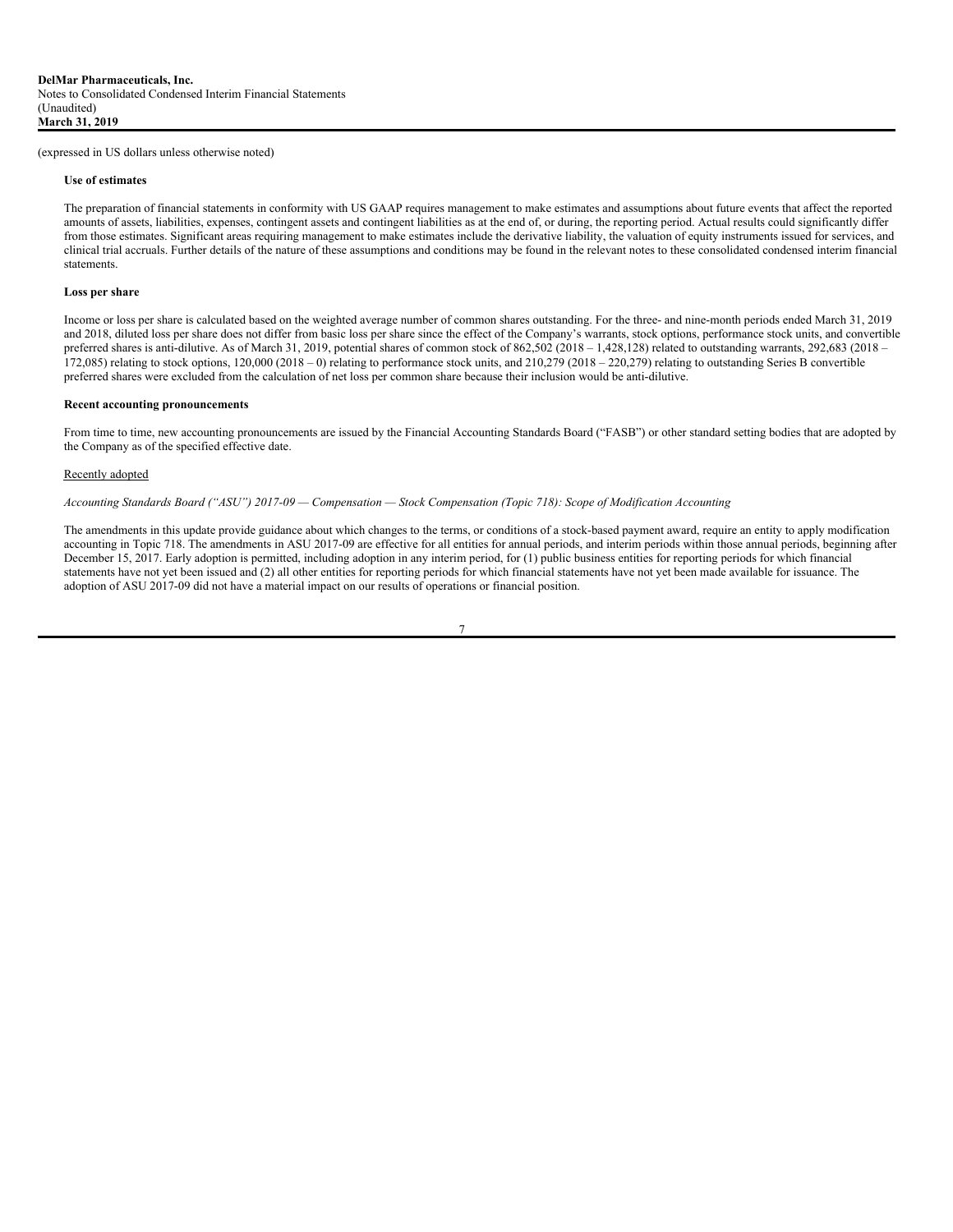(expressed in US dollars unless otherwise noted)

**Use of estimates**

The preparation of financial statements in conformity with US GAAP requires management to make estimates and assumptions about future events that affect the reported amounts of assets, liabilities, expenses, contingent assets and contingent liabilities as at the end of, or during, the reporting period. Actual results could significantly differ from those estimates. Significant areas requiring management to make estimates include the derivative liability, the valuation of equity instruments issued for services, and clinical trial accruals. Further details of the nature of these assumptions and conditions may be found in the relevant notes to these consolidated condensed interim financial statements.

**Loss per share**

Income or loss per share is calculated based on the weighted average number of common shares outstanding. For the three- and nine-month periods ended March 31, 2019 and 2018, diluted loss per share does not differ from basic loss per share since the effect of the Company's warrants, stock options, performance stock units, and convertible preferred shares is anti-dilutive. As of March 31, 2019, potential shares of common stock of 862,502 (2018 – 1,428,128) related to outstanding warrants, 292,683 (2018 – 172,085) relating to stock options, 120,000 (2018 – 0) relating to performance stock units, and 210,279 (2018 – 220,279) relating to outstanding Series B convertible preferred shares were excluded from the calculation of net loss per common share because their inclusion would be anti-dilutive.

**Recent accounting pronouncements**

From time to time, new accounting pronouncements are issued by the Financial Accounting Standards Board ("FASB") or other standard setting bodies that are adopted by the Company as of the specified effective date.

Recently adopted

*Accounting Standards Board ("ASU") 2017-09 — Compensation — Stock Compensation (Topic 718): Scope of Modification Accounting*

The amendments in this update provide guidance about which changes to the terms, or conditions of a stock-based payment award, require an entity to apply modification accounting in Topic 718. The amendments in ASU 2017-09 are effective for all entities for annual periods, and interim periods within those annual periods, beginning after December 15, 2017. Early adoption is permitted, including adoption in any interim period, for (1) public business entities for reporting periods for which financial statements have not yet been issued and (2) all other entities for reporting periods for which financial statements have not yet been made available for issuance. The adoption of ASU 2017-09 did not have a material impact on our results of operations or financial position.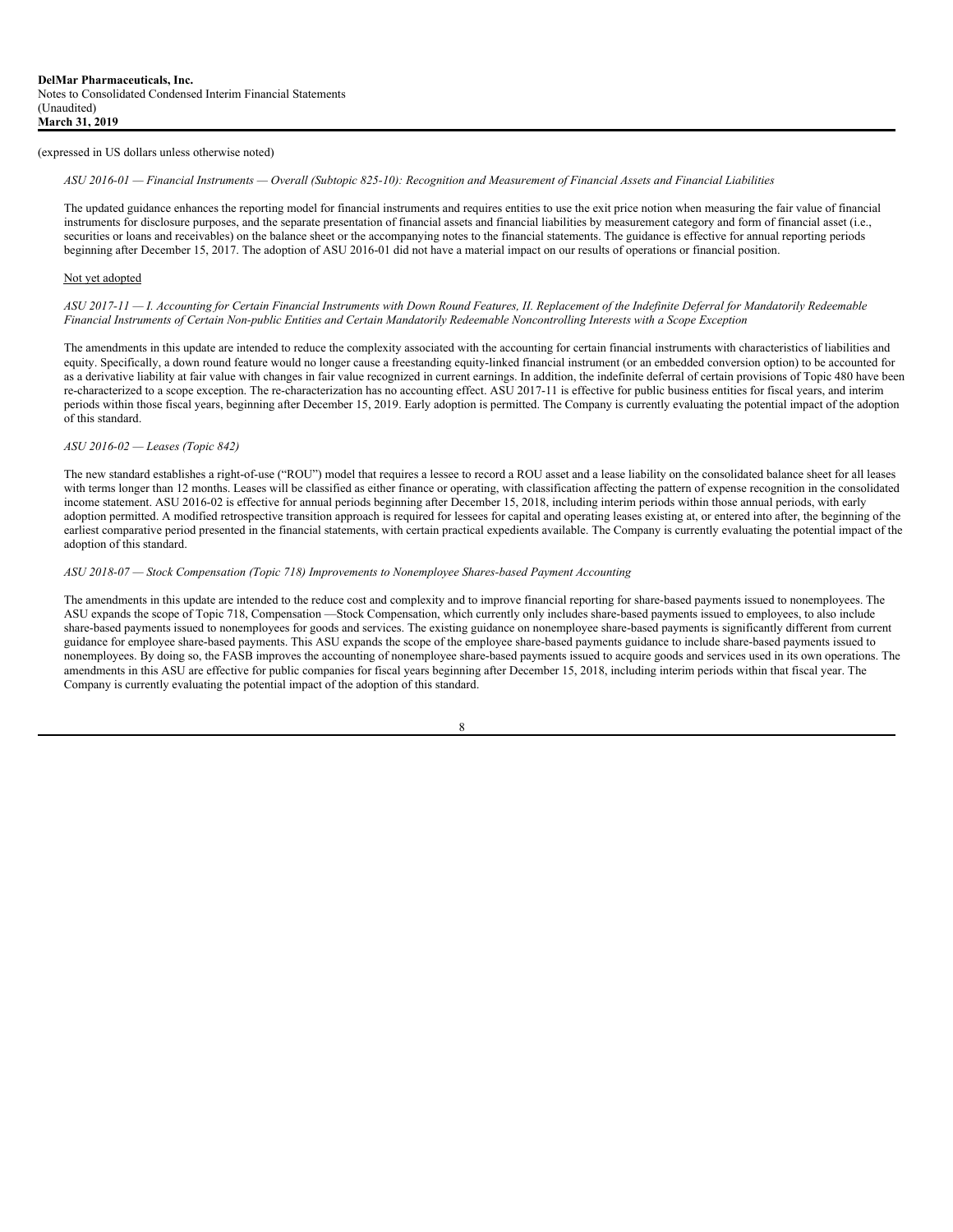(expressed in US dollars unless otherwise noted)

*ASU 2016-01 — Financial Instruments — Overall (Subtopic 825-10): Recognition and Measurement of Financial Assets and Financial Liabilities*

The updated guidance enhances the reporting model for financial instruments and requires entities to use the exit price notion when measuring the fair value of financial instruments for disclosure purposes, and the separate presentation of financial assets and financial liabilities by measurement category and form of financial asset (i.e., securities or loans and receivables) on the balance sheet or the accompanying notes to the financial statements. The guidance is effective for annual reporting periods beginning after December 15, 2017. The adoption of ASU 2016-01 did not have a material impact on our results of operations or financial position.

Not yet adopted

*ASU 2017-11 — I. Accounting for Certain Financial Instruments with Down Round Features, II. Replacement of the Indefinite Deferral for Mandatorily Redeemable Financial Instruments of Certain Non-public Entities and Certain Mandatorily Redeemable Noncontrolling Interests with a Scope Exception*

The amendments in this update are intended to reduce the complexity associated with the accounting for certain financial instruments with characteristics of liabilities and equity. Specifically, a down round feature would no longer cause a freestanding equity-linked financial instrument (or an embedded conversion option) to be accounted for as a derivative liability at fair value with changes in fair value recognized in current earnings. In addition, the indefinite deferral of certain provisions of Topic 480 have been re-characterized to a scope exception. The re-characterization has no accounting effect. ASU 2017-11 is effective for public business entities for fiscal years, and interim periods within those fiscal years, beginning after December 15, 2019. Early adoption is permitted. The Company is currently evaluating the potential impact of the adoption of this standard.

*ASU 2016-02 — Leases (Topic 842)*

The new standard establishes a right-of-use ("ROU") model that requires a lessee to record a ROU asset and a lease liability on the consolidated balance sheet for all leases with terms longer than 12 months. Leases will be classified as either finance or operating, with classification affecting the pattern of expense recognition in the consolidated income statement. ASU 2016-02 is effective for annual periods beginning after December 15, 2018, including interim periods within those annual periods, with early adoption permitted. A modified retrospective transition approach is required for lessees for capital and operating leases existing at, or entered into after, the beginning of the earliest comparative period presented in the financial statements, with certain practical expedients available. The Company is currently evaluating the potential impact of the adoption of this standard.

*ASU 2018-07 — Stock Compensation (Topic 718) Improvements to Nonemployee Shares-based Payment Accounting*

The amendments in this update are intended to the reduce cost and complexity and to improve financial reporting for share-based payments issued to nonemployees. The ASU expands the scope of Topic 718, Compensation —Stock Compensation, which currently only includes share-based payments issued to employees, to also include share-based payments issued to nonemployees for goods and services. The existing guidance on nonemployee share-based payments is significantly different from current guidance for employee share-based payments. This ASU expands the scope of the employee share-based payments guidance to include share-based payments issued to nonemployees. By doing so, the FASB improves the accounting of nonemployee share-based payments issued to acquire goods and services used in its own operations. The amendments in this ASU are effective for public companies for fiscal years beginning after December 15, 2018, including interim periods within that fiscal year. The Company is currently evaluating the potential impact of the adoption of this standard.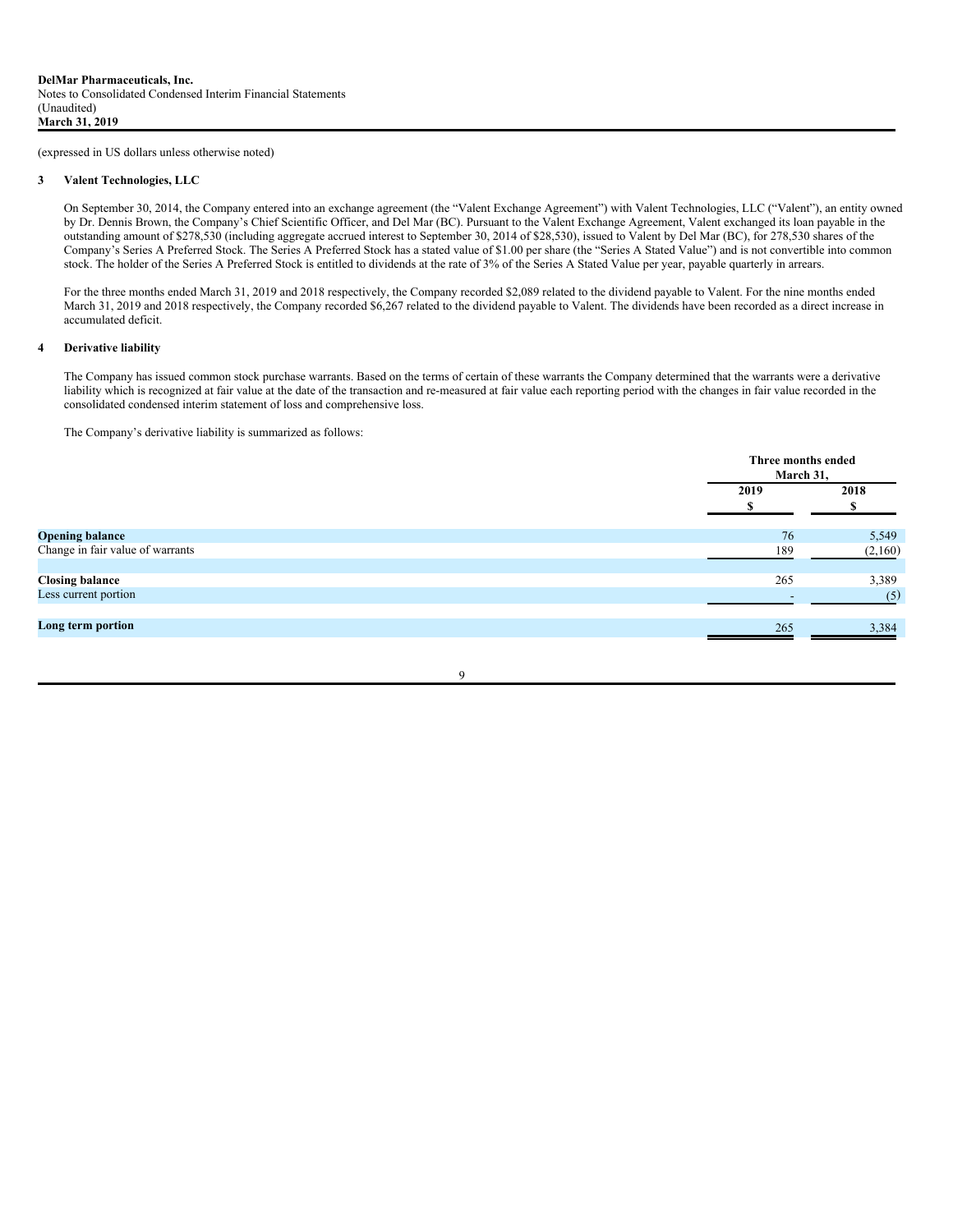(expressed in US dollars unless otherwise noted)

## 3 Valent Technologies, LLC

On September 30, 2014, the Company entered into an exchange agreement (the "Valent Exchange Agreement") with Valent Technologies, LLC ("Valent"), an entity owned by Dr. Dennis Brown, the Company's Chief Scientific Officer, and Del Mar (BC). Pursuant to the Valent Exchange Agreement, Valent exchanged its loan payable in the outstanding amount of $278,530 (including aggregate accrued interest to September 30, 2014 of $28,530), issued to Valent by Del Mar (BC), for 278,530 shares of the Company's Series A Preferred Stock. The Series A Preferred Stock has a stated value of $1.00 per share (the "Series A Stated Value") and is not convertible into common stock. The holder of the Series A Preferred Stock is entitled to dividends at the rate of 3% of the Series A Stated Value per year, payable quarterly in arrears.

For the three months ended March 31, 2019 and 2018 respectively, the Company recorded $2,089 related to the dividend payable to Valent. For the nine months ended March 31, 2019 and 2018 respectively, the Company recorded $6,267 related to the dividend payable to Valent. The dividends have been recorded as a direct increase in accumulated deficit.

## 4 Derivative liability

The Company has issued common stock purchase warrants. Based on the terms of certain of these warrants the Company determined that the warrants were a derivative liability which is recognized at fair value at the date of the transaction and re-measured at fair value each reporting period with the changes in fair value recorded in the consolidated condensed interim statement of loss and comprehensive loss.

The Company's derivative liability is summarized as follows:

| | Three months ended March 31, | |
|---|---|---|
| | 2019 $ | 2018 $ |
| **Opening balance** | 76 | 5,549 |
| Change in fair value of warrants | 189 | (2,160) |
| **Closing balance** | 265 | 3,389 |
| Less current portion | - | (5) |
| **Long term portion** | 265 | 3,384 |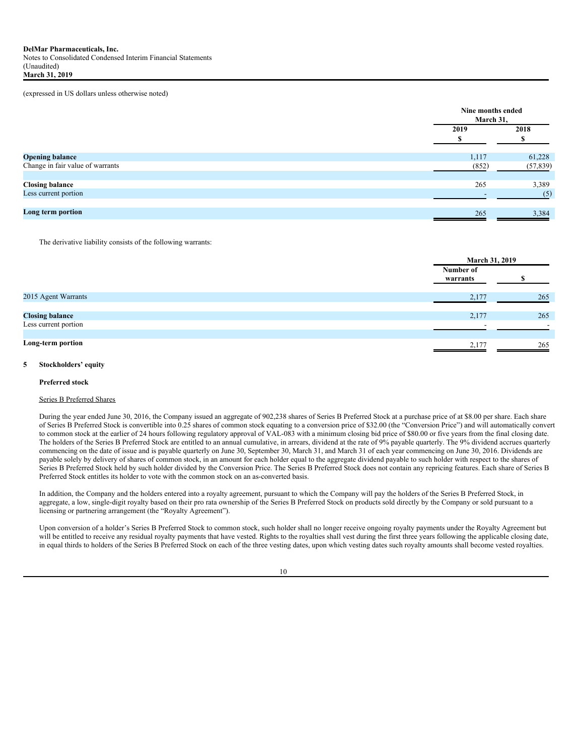(expressed in US dollars unless otherwise noted)

| | Nine months ended March 31, | |
|---|---|---|
| | 2019 | 2018 |
| | $ | $ |
| **Opening balance** | 1,117 | 61,228 |
| Change in fair value of warrants | (852) | (57,839) |
| **Closing balance** | 265 | 3,389 |
| Less current portion | - | (5) |
| **Long term portion** | 265 | 3,384 |

The derivative liability consists of the following warrants:

| | March 31, 2019 | |
|---|---|---|
| | Number of warrants | $ |
| 2015 Agent Warrants | 2,177 | 265 |
| **Closing balance** | 2,177 | 265 |
| Less current portion | - | - |
| **Long-term portion** | 2,177 | 265 |

## 5 Stockholders' equity

### Preferred stock

Series B Preferred Shares

During the year ended June 30, 2016, the Company issued an aggregate of 902,238 shares of Series B Preferred Stock at a purchase price of at $8.00 per share. Each share of Series B Preferred Stock is convertible into 0.25 shares of common stock equating to a conversion price of $32.00 (the "Conversion Price") and will automatically convert to common stock at the earlier of 24 hours following regulatory approval of VAL-083 with a minimum closing bid price of $80.00 or five years from the final closing date. The holders of the Series B Preferred Stock are entitled to an annual cumulative, in arrears, dividend at the rate of 9% payable quarterly. The 9% dividend accrues quarterly commencing on the date of issue and is payable quarterly on June 30, September 30, March 31, and March 31 of each year commencing on June 30, 2016. Dividends are payable solely by delivery of shares of common stock, in an amount for each holder equal to the aggregate dividend payable to such holder with respect to the shares of Series B Preferred Stock held by such holder divided by the Conversion Price. The Series B Preferred Stock does not contain any repricing features. Each share of Series B Preferred Stock entitles its holder to vote with the common stock on an as-converted basis.

In addition, the Company and the holders entered into a royalty agreement, pursuant to which the Company will pay the holders of the Series B Preferred Stock, in aggregate, a low, single-digit royalty based on their pro rata ownership of the Series B Preferred Stock on products sold directly by the Company or sold pursuant to a licensing or partnering arrangement (the "Royalty Agreement").

Upon conversion of a holder's Series B Preferred Stock to common stock, such holder shall no longer receive ongoing royalty payments under the Royalty Agreement but will be entitled to receive any residual royalty payments that have vested. Rights to the royalties shall vest during the first three years following the applicable closing date, in equal thirds to holders of the Series B Preferred Stock on each of the three vesting dates, upon which vesting dates such royalty amounts shall become vested royalties.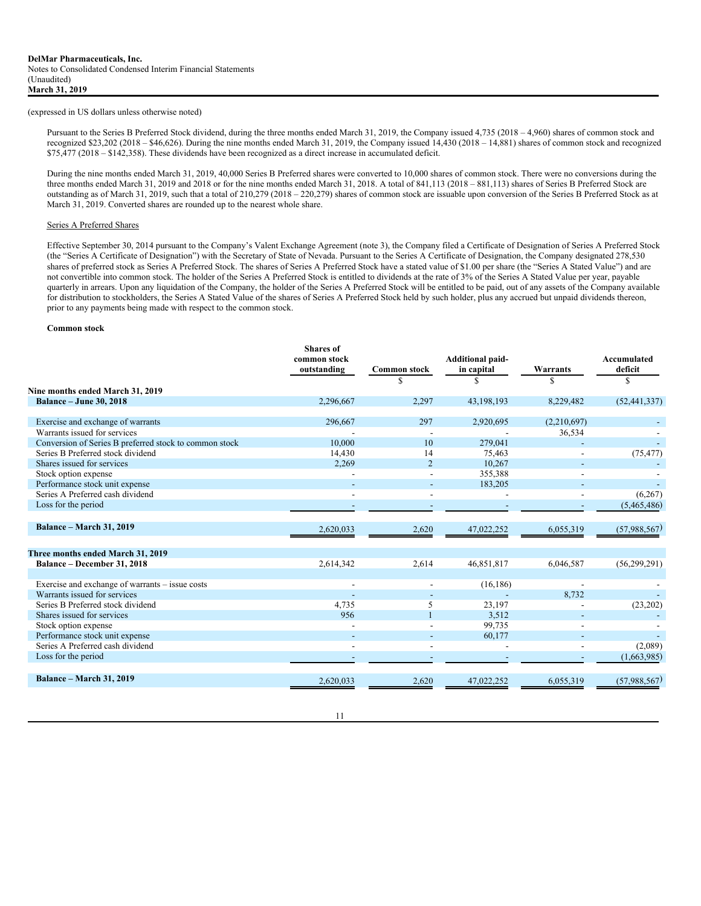(expressed in US dollars unless otherwise noted)

Pursuant to the Series B Preferred Stock dividend, during the three months ended March 31, 2019, the Company issued 4,735 (2018 – 4,960) shares of common stock and recognized $23,202 (2018 – $46,626). During the nine months ended March 31, 2019, the Company issued 14,430 (2018 – 14,881) shares of common stock and recognized $75,477 (2018 – $142,358). These dividends have been recognized as a direct increase in accumulated deficit.

During the nine months ended March 31, 2019, 40,000 Series B Preferred shares were converted to 10,000 shares of common stock. There were no conversions during the three months ended March 31, 2019 and 2018 or for the nine months ended March 31, 2018. A total of 841,113 (2018 – 881,113) shares of Series B Preferred Stock are outstanding as of March 31, 2019, such that a total of 210,279 (2018 – 220,279) shares of common stock are issuable upon conversion of the Series B Preferred Stock as at March 31, 2019. Converted shares are rounded up to the nearest whole share.

Series A Preferred Shares

Effective September 30, 2014 pursuant to the Company's Valent Exchange Agreement (note 3), the Company filed a Certificate of Designation of Series A Preferred Stock (the "Series A Certificate of Designation") with the Secretary of State of Nevada. Pursuant to the Series A Certificate of Designation, the Company designated 278,530 shares of preferred stock as Series A Preferred Stock. The shares of Series A Preferred Stock have a stated value of $1.00 per share (the "Series A Stated Value") and are not convertible into common stock. The holder of the Series A Preferred Stock is entitled to dividends at the rate of 3% of the Series A Stated Value per year, payable quarterly in arrears. Upon any liquidation of the Company, the holder of the Series A Preferred Stock will be entitled to be paid, out of any assets of the Company available for distribution to stockholders, the Series A Stated Value of the shares of Series A Preferred Stock held by such holder, plus any accrued but unpaid dividends thereon, prior to any payments being made with respect to the common stock.

**Common stock**

| | Shares of common stock outstanding | Common stock | Additional paid-in capital | Warrants | Accumulated deficit |
|---|---|---|---|---|---|
| | | $ | $ | $ | $ |
| **Nine months ended March 31, 2019** | | | | | |
| **Balance – June 30, 2018** | 2,296,667 | 2,297 | 43,198,193 | 8,229,482 | (52,441,337) |
| Exercise and exchange of warrants | 296,667 | 297 | 2,920,695 | (2,210,697) | - |
| Warrants issued for services | - | - | - | 36,534 | - |
| Conversion of Series B preferred stock to common stock | 10,000 | 10 | 279,041 | - | - |
| Series B Preferred stock dividend | 14,430 | 14 | 75,463 | - | (75,477) |
| Shares issued for services | 2,269 | 2 | 10,267 | - | - |
| Stock option expense | - | - | 355,388 | - | - |
| Performance stock unit expense | - | - | 183,205 | - | - |
| Series A Preferred cash dividend | - | - | - | - | (6,267) |
| Loss for the period | - | - | - | - | (5,465,486) |
| **Balance – March 31, 2019** | 2,620,033 | 2,620 | 47,022,252 | 6,055,319 | (57,988,567) |
| **Three months ended March 31, 2019** | | | | | |
| **Balance – December 31, 2018** | 2,614,342 | 2,614 | 46,851,817 | 6,046,587 | (56,299,291) |
| Exercise and exchange of warrants – issue costs | - | - | (16,186) | - | - |
| Warrants issued for services | - | - | - | 8,732 | - |
| Series B Preferred stock dividend | 4,735 | 5 | 23,197 | - | (23,202) |
| Shares issued for services | 956 | 1 | 3,512 | - | - |
| Stock option expense | - | - | 99,735 | - | - |
| Performance stock unit expense | - | - | 60,177 | - | - |
| Series A Preferred cash dividend | - | - | - | - | (2,089) |
| Loss for the period | - | - | - | - | (1,663,985) |
| **Balance – March 31, 2019** | 2,620,033 | 2,620 | 47,022,252 | 6,055,319 | (57,988,567) |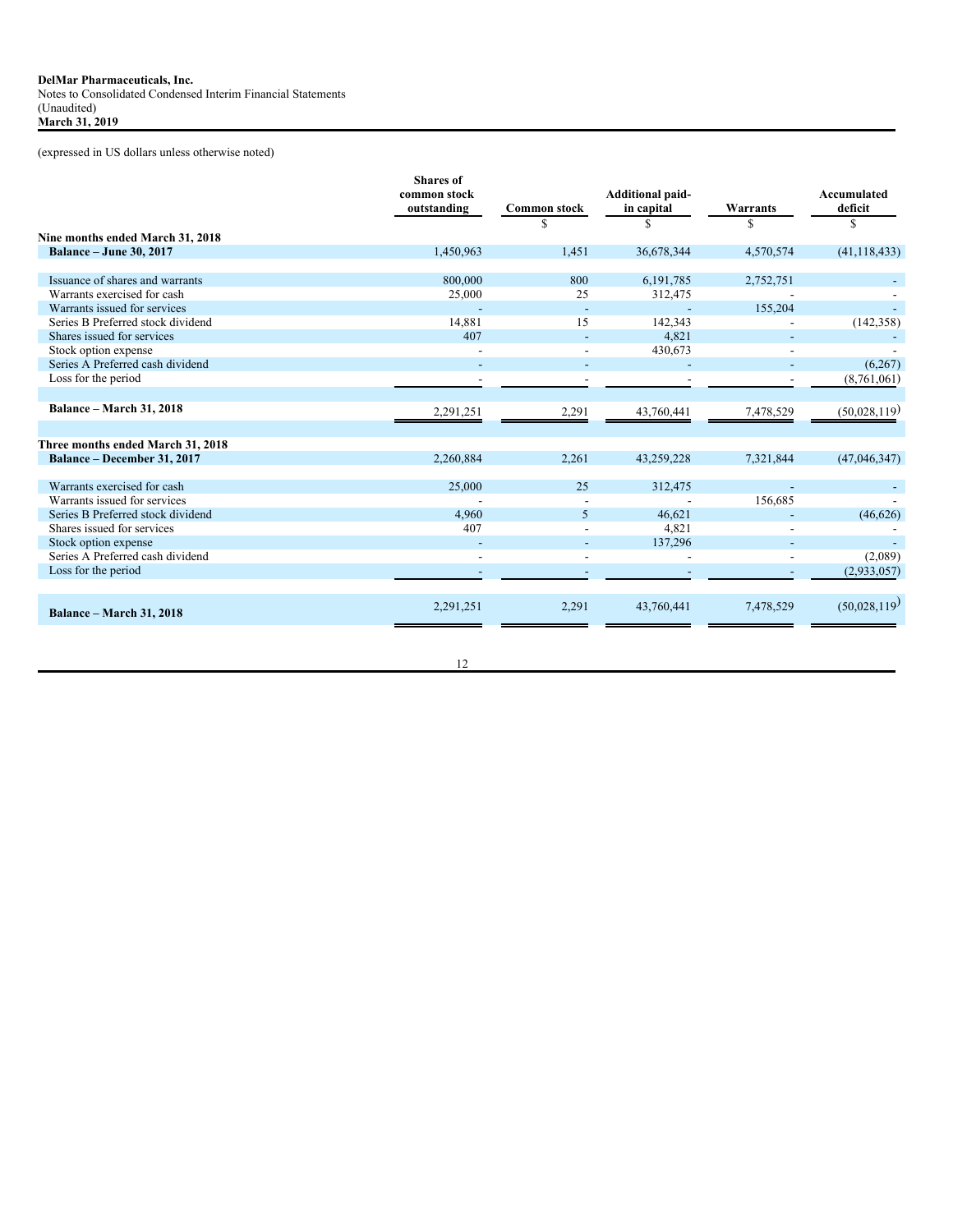**DelMar Pharmaceuticals, Inc.**
Notes to Consolidated Condensed Interim Financial Statements
(Unaudited)
**March 31, 2019**

(expressed in US dollars unless otherwise noted)

| | Shares of common stock outstanding | Common stock | Additional paid-in capital | Warrants | Accumulated deficit |
|---|---|---|---|---|---|
| | | $ | $ | $ | $ |
| **Nine months ended March 31, 2018** | | | | | |
| **Balance – June 30, 2017** | 1,450,963 | 1,451 | 36,678,344 | 4,570,574 | (41,118,433) |
| Issuance of shares and warrants | 800,000 | 800 | 6,191,785 | 2,752,751 | - |
| Warrants exercised for cash | 25,000 | 25 | 312,475 | - | - |
| Warrants issued for services | - | - | - | 155,204 | - |
| Series B Preferred stock dividend | 14,881 | 15 | 142,343 | - | (142,358) |
| Shares issued for services | 407 | - | 4,821 | - | - |
| Stock option expense | - | - | 430,673 | - | - |
| Series A Preferred cash dividend | - | - | - | - | (6,267) |
| Loss for the period | - | - | - | - | (8,761,061) |
| **Balance – March 31, 2018** | 2,291,251 | 2,291 | 43,760,441 | 7,478,529 | (50,028,119) |
| **Three months ended March 31, 2018** | | | | | |
| **Balance – December 31, 2017** | 2,260,884 | 2,261 | 43,259,228 | 7,321,844 | (47,046,347) |
| Warrants exercised for cash | 25,000 | 25 | 312,475 | - | - |
| Warrants issued for services | - | - | - | 156,685 | - |
| Series B Preferred stock dividend | 4,960 | 5 | 46,621 | - | (46,626) |
| Shares issued for services | 407 | - | 4,821 | - | - |
| Stock option expense | - | - | 137,296 | - | - |
| Series A Preferred cash dividend | - | - | - | - | (2,089) |
| Loss for the period | - | - | - | - | (2,933,057) |
| **Balance – March 31, 2018** | 2,291,251 | 2,291 | 43,760,441 | 7,478,529 | (50,028,119) |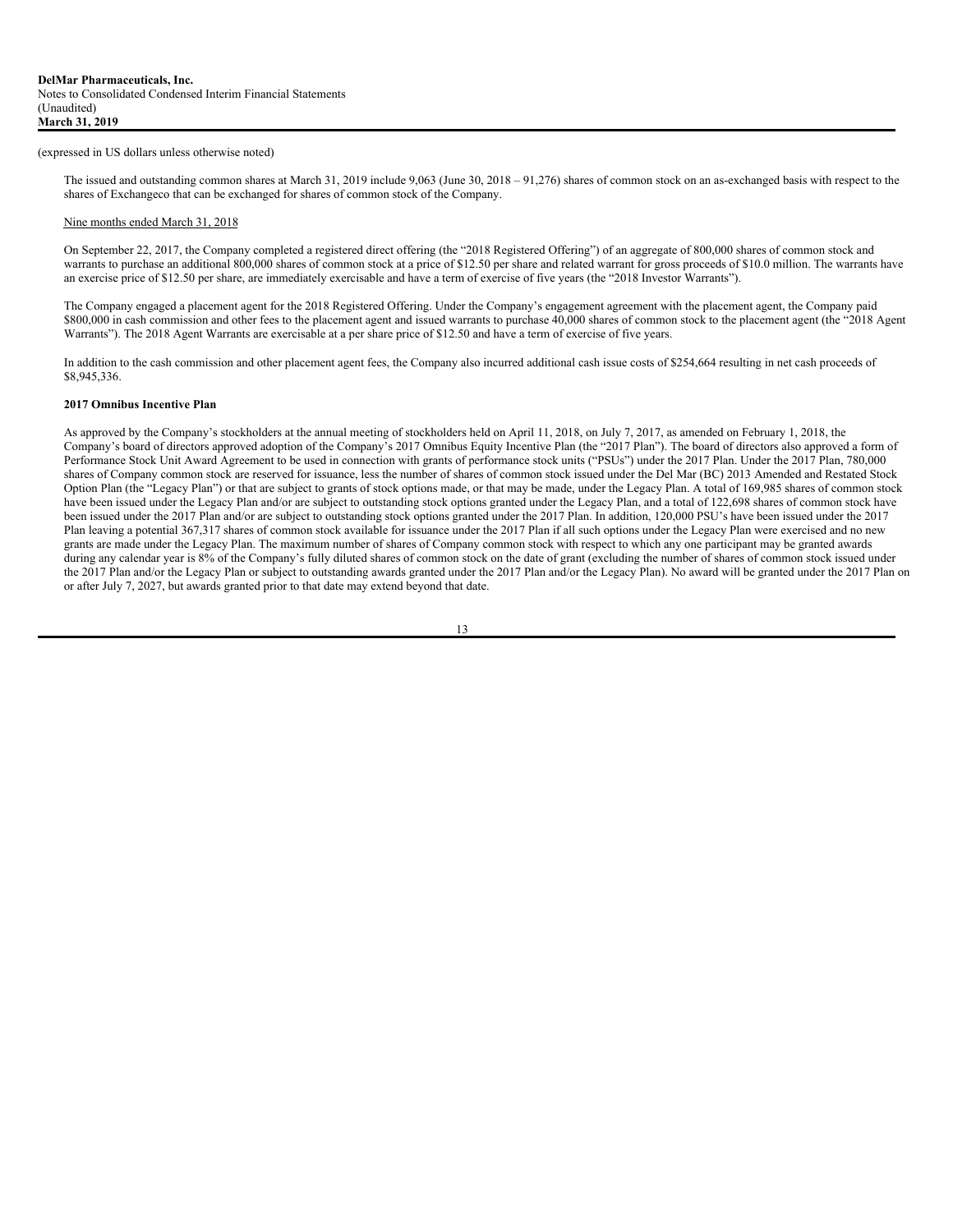(expressed in US dollars unless otherwise noted)

The issued and outstanding common shares at March 31, 2019 include 9,063 (June 30, 2018 – 91,276) shares of common stock on an as-exchanged basis with respect to the shares of Exchangeco that can be exchanged for shares of common stock of the Company.

Nine months ended March 31, 2018

On September 22, 2017, the Company completed a registered direct offering (the "2018 Registered Offering") of an aggregate of 800,000 shares of common stock and warrants to purchase an additional 800,000 shares of common stock at a price of $12.50 per share and related warrant for gross proceeds of $10.0 million. The warrants have an exercise price of $12.50 per share, are immediately exercisable and have a term of exercise of five years (the "2018 Investor Warrants").

The Company engaged a placement agent for the 2018 Registered Offering. Under the Company's engagement agreement with the placement agent, the Company paid $800,000 in cash commission and other fees to the placement agent and issued warrants to purchase 40,000 shares of common stock to the placement agent (the "2018 Agent Warrants"). The 2018 Agent Warrants are exercisable at a per share price of $12.50 and have a term of exercise of five years.

In addition to the cash commission and other placement agent fees, the Company also incurred additional cash issue costs of $254,664 resulting in net cash proceeds of $8,945,336.

**2017 Omnibus Incentive Plan**

As approved by the Company's stockholders at the annual meeting of stockholders held on April 11, 2018, on July 7, 2017, as amended on February 1, 2018, the Company's board of directors approved adoption of the Company's 2017 Omnibus Equity Incentive Plan (the "2017 Plan"). The board of directors also approved a form of Performance Stock Unit Award Agreement to be used in connection with grants of performance stock units ("PSUs") under the 2017 Plan. Under the 2017 Plan, 780,000 shares of Company common stock are reserved for issuance, less the number of shares of common stock issued under the Del Mar (BC) 2013 Amended and Restated Stock Option Plan (the "Legacy Plan") or that are subject to grants of stock options made, or that may be made, under the Legacy Plan. A total of 169,985 shares of common stock have been issued under the Legacy Plan and/or are subject to outstanding stock options granted under the Legacy Plan, and a total of 122,698 shares of common stock have been issued under the 2017 Plan and/or are subject to outstanding stock options granted under the 2017 Plan. In addition, 120,000 PSU's have been issued under the 2017 Plan leaving a potential 367,317 shares of common stock available for issuance under the 2017 Plan if all such options under the Legacy Plan were exercised and no new grants are made under the Legacy Plan. The maximum number of shares of Company common stock with respect to which any one participant may be granted awards during any calendar year is 8% of the Company's fully diluted shares of common stock on the date of grant (excluding the number of shares of common stock issued under the 2017 Plan and/or the Legacy Plan or subject to outstanding awards granted under the 2017 Plan and/or the Legacy Plan). No award will be granted under the 2017 Plan on or after July 7, 2027, but awards granted prior to that date may extend beyond that date.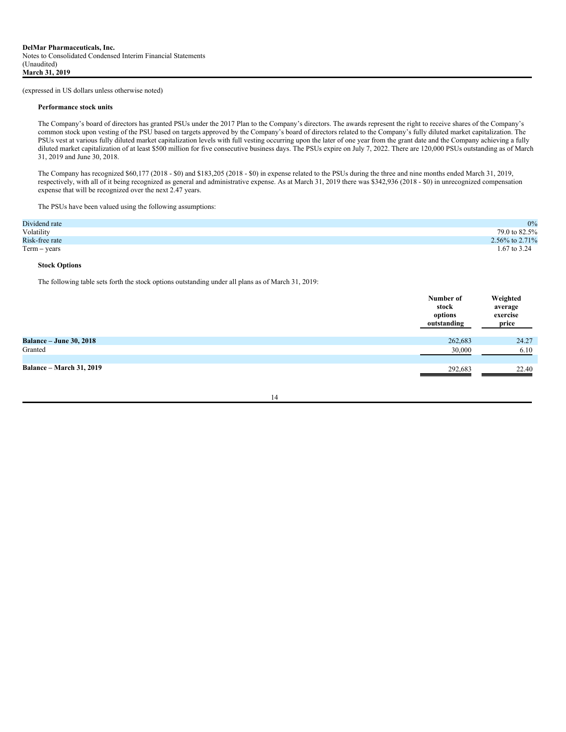(expressed in US dollars unless otherwise noted)

**Performance stock units**

The Company's board of directors has granted PSUs under the 2017 Plan to the Company's directors. The awards represent the right to receive shares of the Company's common stock upon vesting of the PSU based on targets approved by the Company's board of directors related to the Company's fully diluted market capitalization. The PSUs vest at various fully diluted market capitalization levels with full vesting occurring upon the later of one year from the grant date and the Company achieving a fully diluted market capitalization of at least $500 million for five consecutive business days. The PSUs expire on July 7, 2022. There are 120,000 PSUs outstanding as of March 31, 2019 and June 30, 2018.

The Company has recognized $60,177 (2018 - $0) and $183,205 (2018 - $0) in expense related to the PSUs during the three and nine months ended March 31, 2019, respectively, with all of it being recognized as general and administrative expense. As at March 31, 2019 there was $342,936 (2018 - $0) in unrecognized compensation expense that will be recognized over the next 2.47 years.

The PSUs have been valued using the following assumptions:

| | |
|---|---|
| Dividend rate | 0% |
| Volatility | 79.0 to 82.5% |
| Risk-free rate | 2.56% to 2.71% |
| Term – years | 1.67 to 3.24 |

**Stock Options**

The following table sets forth the stock options outstanding under all plans as of March 31, 2019:

| | Number of stock options outstanding | Weighted average exercise price |
|---|---|---|
| **Balance – June 30, 2018** | 262,683 | 24.27 |
| Granted | 30,000 | 6.10 |
| **Balance – March 31, 2019** | 292,683 | 22.40 |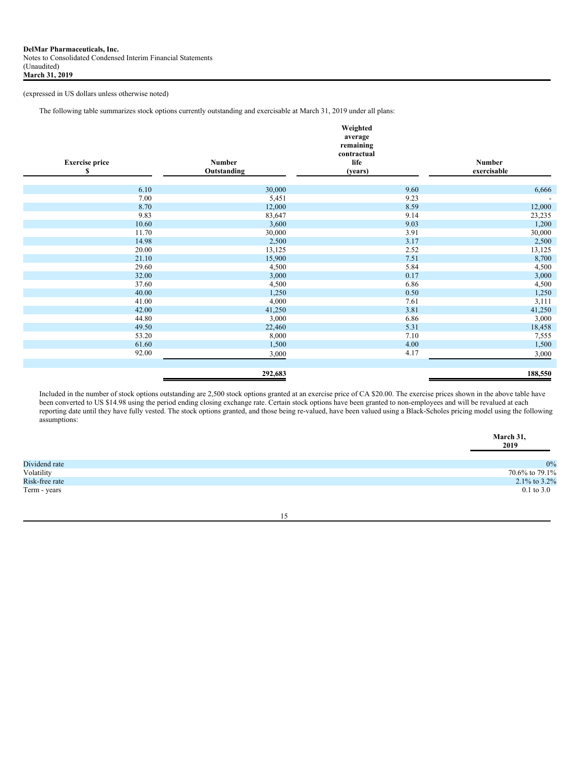**DelMar Pharmaceuticals, Inc.**
Notes to Consolidated Condensed Interim Financial Statements
(Unaudited)
**March 31, 2019**

(expressed in US dollars unless otherwise noted)

The following table summarizes stock options currently outstanding and exercisable at March 31, 2019 under all plans:

| Exercise price $ | Number Outstanding | Weighted average remaining contractual life (years) | Number exercisable |
|---|---|---|---|
| 6.10 | 30,000 | 9.60 | 6,666 |
| 7.00 | 5,451 | 9.23 | - |
| 8.70 | 12,000 | 8.59 | 12,000 |
| 9.83 | 83,647 | 9.14 | 23,235 |
| 10.60 | 3,600 | 9.03 | 1,200 |
| 11.70 | 30,000 | 3.91 | 30,000 |
| 14.98 | 2,500 | 3.17 | 2,500 |
| 20.00 | 13,125 | 2.52 | 13,125 |
| 21.10 | 15,900 | 7.51 | 8,700 |
| 29.60 | 4,500 | 5.84 | 4,500 |
| 32.00 | 3,000 | 0.17 | 3,000 |
| 37.60 | 4,500 | 6.86 | 4,500 |
| 40.00 | 1,250 | 0.50 | 1,250 |
| 41.00 | 4,000 | 7.61 | 3,111 |
| 42.00 | 41,250 | 3.81 | 41,250 |
| 44.80 | 3,000 | 6.86 | 3,000 |
| 49.50 | 22,460 | 5.31 | 18,458 |
| 53.20 | 8,000 | 7.10 | 7,555 |
| 61.60 | 1,500 | 4.00 | 1,500 |
| 92.00 | 3,000 | 4.17 | 3,000 |
| | **292,683** | | **188,550** |

Included in the number of stock options outstanding are 2,500 stock options granted at an exercise price of CA $20.00. The exercise prices shown in the above table have been converted to US $14.98 using the period ending closing exchange rate. Certain stock options have been granted to non-employees and will be revalued at each reporting date until they have fully vested. The stock options granted, and those being re-valued, have been valued using a Black-Scholes pricing model using the following assumptions:

| | March 31, 2019 |
|---|---|
| Dividend rate | 0% |
| Volatility | 70.6% to 79.1% |
| Risk-free rate | 2.1% to 3.2% |
| Term - years | 0.1 to 3.0 |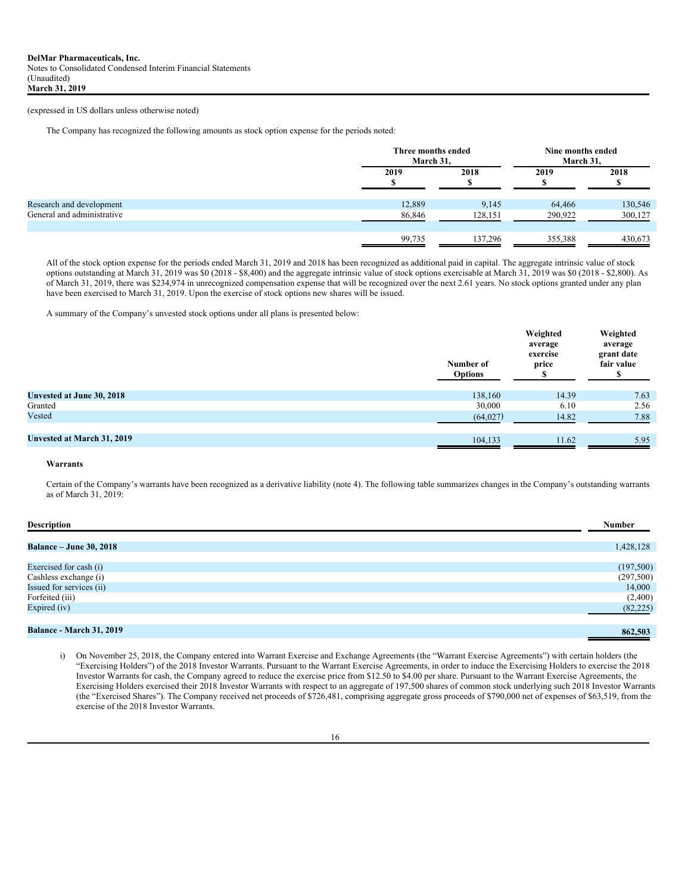(expressed in US dollars unless otherwise noted)

The Company has recognized the following amounts as stock option expense for the periods noted:

| | Three months ended March 31, | | Nine months ended March 31, | |
|---|---|---|---|---|
| | 2019 $ | 2018 $ | 2019 $ | 2018 $ |
| Research and development | 12,889 | 9,145 | 64,466 | 130,546 |
| General and administrative | 86,846 | 128,151 | 290,922 | 300,127 |
| | 99,735 | 137,296 | 355,388 | 430,673 |

All of the stock option expense for the periods ended March 31, 2019 and 2018 has been recognized as additional paid in capital. The aggregate intrinsic value of stock options outstanding at March 31, 2019 was $0 (2018 - $8,400) and the aggregate intrinsic value of stock options exercisable at March 31, 2019 was $0 (2018 - $2,800). As of March 31, 2019, there was $234,974 in unrecognized compensation expense that will be recognized over the next 2.61 years. No stock options granted under any plan have been exercised to March 31, 2019. Upon the exercise of stock options new shares will be issued.

A summary of the Company's unvested stock options under all plans is presented below:

| | Number of Options | Weighted average exercise price $ | Weighted average grant date fair value $ |
|---|---|---|---|
| **Unvested at June 30, 2018** | 138,160 | 14.39 | 7.63 |
| Granted | 30,000 | 6.10 | 2.56 |
| Vested | (64,027) | 14.82 | 7.88 |
| **Unvested at March 31, 2019** | 104,133 | 11.62 | 5.95 |

**Warrants**

Certain of the Company's warrants have been recognized as a derivative liability (note 4). The following table summarizes changes in the Company's outstanding warrants as of March 31, 2019:

| Description | Number |
|---|---|
| **Balance – June 30, 2018** | 1,428,128 |
| Exercised for cash (i) | (197,500) |
| Cashless exchange (i) | (297,500) |
| Issued for services (ii) | 14,000 |
| Forfeited (iii) | (2,400) |
| Expired (iv) | (82,225) |
| **Balance - March 31, 2019** | **862,503** |

i) On November 25, 2018, the Company entered into Warrant Exercise and Exchange Agreements (the "Warrant Exercise Agreements") with certain holders (the "Exercising Holders") of the 2018 Investor Warrants. Pursuant to the Warrant Exercise Agreements, in order to induce the Exercising Holders to exercise the 2018 Investor Warrants for cash, the Company agreed to reduce the exercise price from $12.50 to $4.00 per share. Pursuant to the Warrant Exercise Agreements, the Exercising Holders exercised their 2018 Investor Warrants with respect to an aggregate of 197,500 shares of common stock underlying such 2018 Investor Warrants (the "Exercised Shares"). The Company received net proceeds of $726,481, comprising aggregate gross proceeds of $790,000 net of expenses of $63,519, from the exercise of the 2018 Investor Warrants.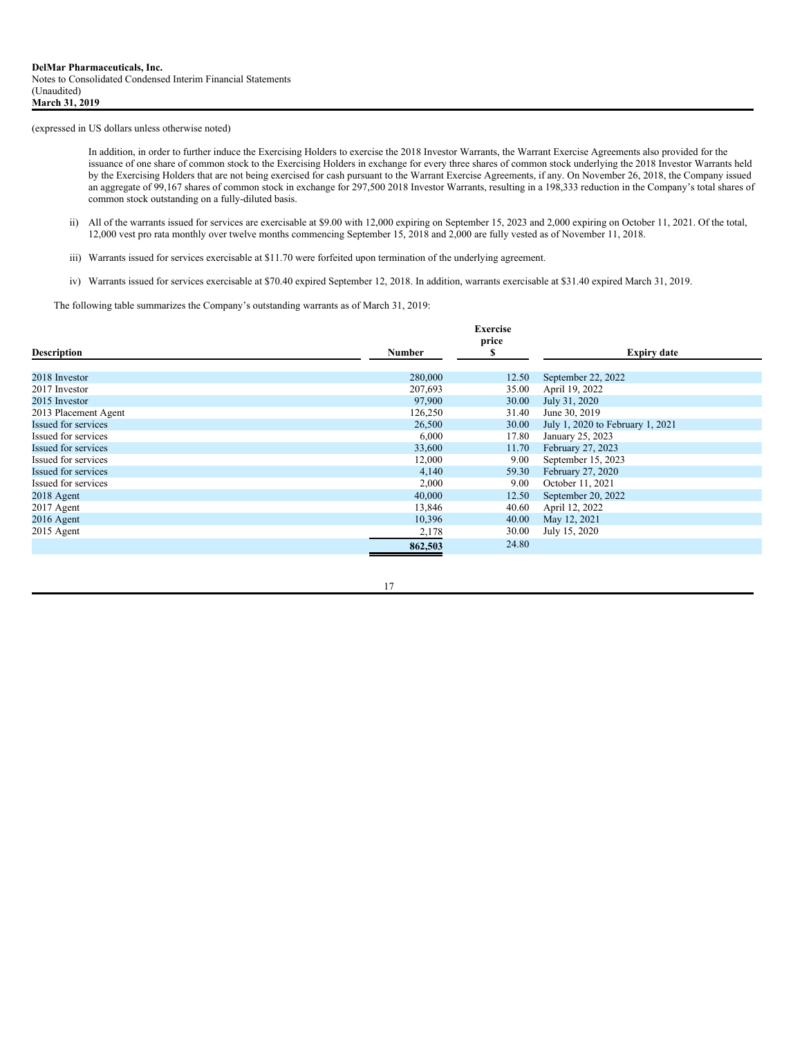(expressed in US dollars unless otherwise noted)

In addition, in order to further induce the Exercising Holders to exercise the 2018 Investor Warrants, the Warrant Exercise Agreements also provided for the issuance of one share of common stock to the Exercising Holders in exchange for every three shares of common stock underlying the 2018 Investor Warrants held by the Exercising Holders that are not being exercised for cash pursuant to the Warrant Exercise Agreements, if any. On November 26, 2018, the Company issued an aggregate of 99,167 shares of common stock in exchange for 297,500 2018 Investor Warrants, resulting in a 198,333 reduction in the Company's total shares of common stock outstanding on a fully-diluted basis.

ii) All of the warrants issued for services are exercisable at $9.00 with 12,000 expiring on September 15, 2023 and 2,000 expiring on October 11, 2021. Of the total, 12,000 vest pro rata monthly over twelve months commencing September 15, 2018 and 2,000 are fully vested as of November 11, 2018.

iii) Warrants issued for services exercisable at $11.70 were forfeited upon termination of the underlying agreement.

iv) Warrants issued for services exercisable at $70.40 expired September 12, 2018. In addition, warrants exercisable at $31.40 expired March 31, 2019.

The following table summarizes the Company's outstanding warrants as of March 31, 2019:

| Description | Number | Exercise price $ | Expiry date |
|---|---|---|---|
| 2018 Investor | 280,000 | 12.50 | September 22, 2022 |
| 2017 Investor | 207,693 | 35.00 | April 19, 2022 |
| 2015 Investor | 97,900 | 30.00 | July 31, 2020 |
| 2013 Placement Agent | 126,250 | 31.40 | June 30, 2019 |
| Issued for services | 26,500 | 30.00 | July 1, 2020 to February 1, 2021 |
| Issued for services | 6,000 | 17.80 | January 25, 2023 |
| Issued for services | 33,600 | 11.70 | February 27, 2023 |
| Issued for services | 12,000 | 9.00 | September 15, 2023 |
| Issued for services | 4,140 | 59.30 | February 27, 2020 |
| Issued for services | 2,000 | 9.00 | October 11, 2021 |
| 2018 Agent | 40,000 | 12.50 | September 20, 2022 |
| 2017 Agent | 13,846 | 40.60 | April 12, 2022 |
| 2016 Agent | 10,396 | 40.00 | May 12, 2021 |
| 2015 Agent | 2,178 | 30.00 | July 15, 2020 |
| | 862,503 | 24.80 | |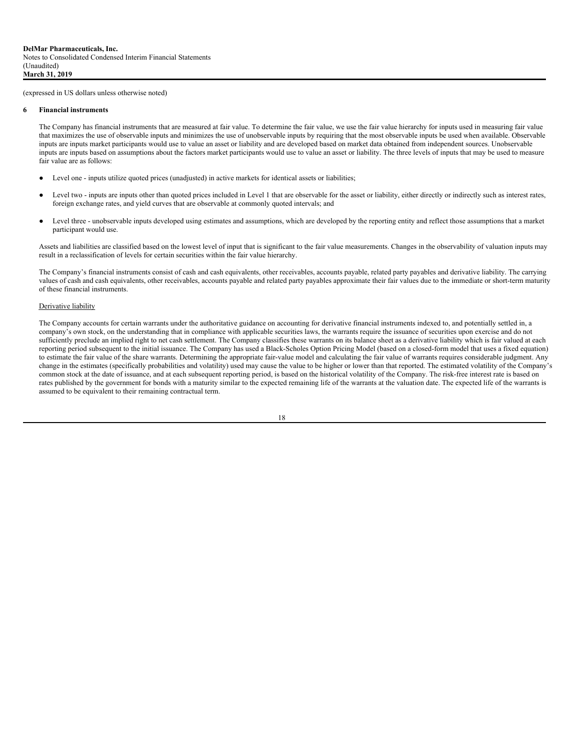(expressed in US dollars unless otherwise noted)

## 6 Financial instruments

The Company has financial instruments that are measured at fair value. To determine the fair value, we use the fair value hierarchy for inputs used in measuring fair value that maximizes the use of observable inputs and minimizes the use of unobservable inputs by requiring that the most observable inputs be used when available. Observable inputs are inputs market participants would use to value an asset or liability and are developed based on market data obtained from independent sources. Unobservable inputs are inputs based on assumptions about the factors market participants would use to value an asset or liability. The three levels of inputs that may be used to measure fair value are as follows:

- Level one - inputs utilize quoted prices (unadjusted) in active markets for identical assets or liabilities;
- Level two - inputs are inputs other than quoted prices included in Level 1 that are observable for the asset or liability, either directly or indirectly such as interest rates, foreign exchange rates, and yield curves that are observable at commonly quoted intervals; and
- Level three - unobservable inputs developed using estimates and assumptions, which are developed by the reporting entity and reflect those assumptions that a market participant would use.

Assets and liabilities are classified based on the lowest level of input that is significant to the fair value measurements. Changes in the observability of valuation inputs may result in a reclassification of levels for certain securities within the fair value hierarchy.

The Company's financial instruments consist of cash and cash equivalents, other receivables, accounts payable, related party payables and derivative liability. The carrying values of cash and cash equivalents, other receivables, accounts payable and related party payables approximate their fair values due to the immediate or short-term maturity of these financial instruments.

Derivative liability

The Company accounts for certain warrants under the authoritative guidance on accounting for derivative financial instruments indexed to, and potentially settled in, a company's own stock, on the understanding that in compliance with applicable securities laws, the warrants require the issuance of securities upon exercise and do not sufficiently preclude an implied right to net cash settlement. The Company classifies these warrants on its balance sheet as a derivative liability which is fair valued at each reporting period subsequent to the initial issuance. The Company has used a Black-Scholes Option Pricing Model (based on a closed-form model that uses a fixed equation) to estimate the fair value of the share warrants. Determining the appropriate fair-value model and calculating the fair value of warrants requires considerable judgment. Any change in the estimates (specifically probabilities and volatility) used may cause the value to be higher or lower than that reported. The estimated volatility of the Company's common stock at the date of issuance, and at each subsequent reporting period, is based on the historical volatility of the Company. The risk-free interest rate is based on rates published by the government for bonds with a maturity similar to the expected remaining life of the warrants at the valuation date. The expected life of the warrants is assumed to be equivalent to their remaining contractual term.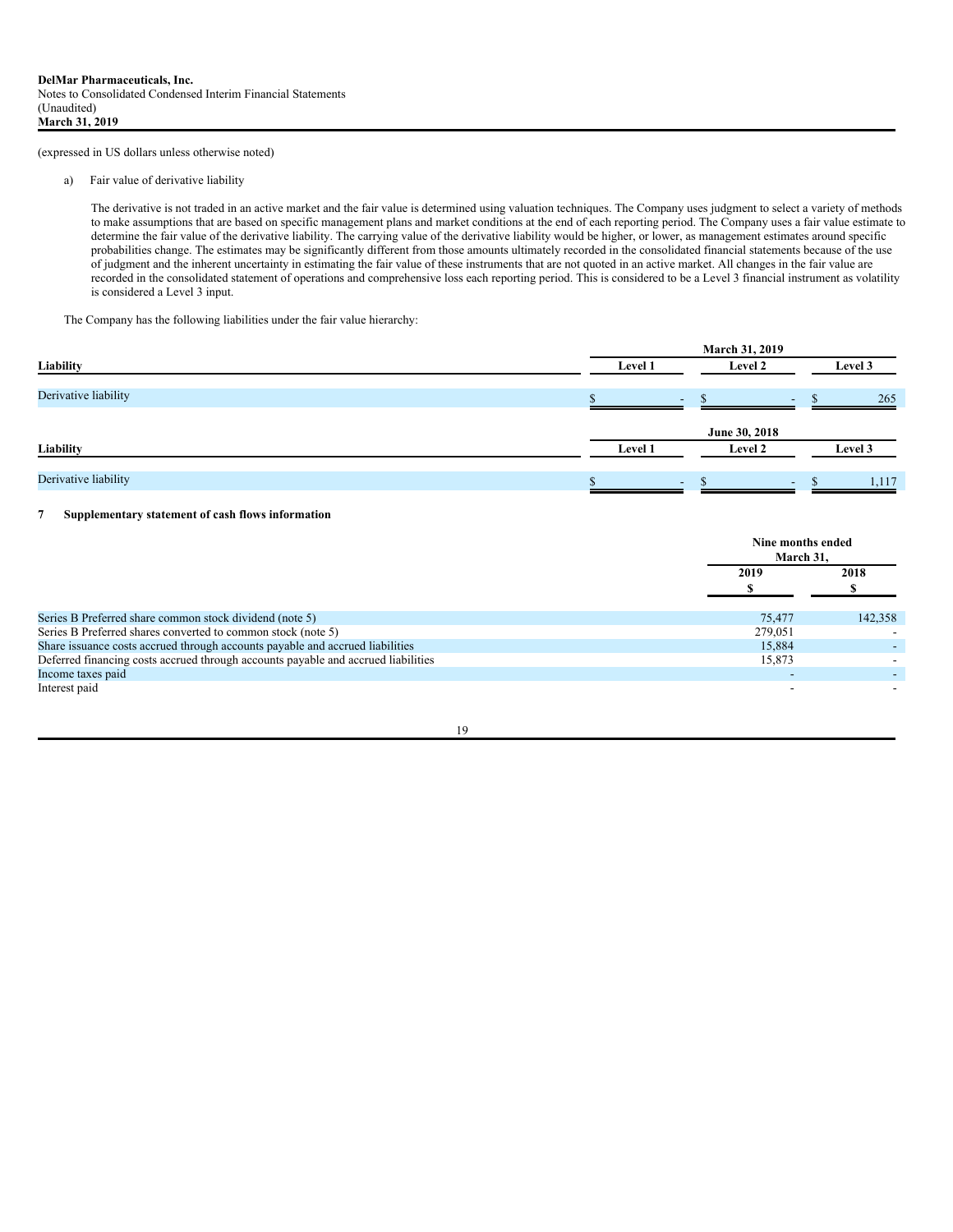(expressed in US dollars unless otherwise noted)

a) Fair value of derivative liability

The derivative is not traded in an active market and the fair value is determined using valuation techniques. The Company uses judgment to select a variety of methods to make assumptions that are based on specific management plans and market conditions at the end of each reporting period. The Company uses a fair value estimate to determine the fair value of the derivative liability. The carrying value of the derivative liability would be higher, or lower, as management estimates around specific probabilities change. The estimates may be significantly different from those amounts ultimately recorded in the consolidated financial statements because of the use of judgment and the inherent uncertainty in estimating the fair value of these instruments that are not quoted in an active market. All changes in the fair value are recorded in the consolidated statement of operations and comprehensive loss each reporting period. This is considered to be a Level 3 financial instrument as volatility is considered a Level 3 input.

The Company has the following liabilities under the fair value hierarchy:

| | March 31, 2019 | | |
|---|---|---|---|
| **Liability** | **Level 1** | **Level 2** | **Level 3** |
| Derivative liability | $ - | $ - | $ 265 |

| | June 30, 2018 | | |
|---|---|---|---|
| **Liability** | **Level 1** | **Level 2** | **Level 3** |
| Derivative liability | $ - | $ - | $ 1,117 |

## 7 Supplementary statement of cash flows information

| | Nine months ended March 31, | |
|---|---|---|
| | **2019** | **2018** |
| | **$** | **$** |
| Series B Preferred share common stock dividend (note 5) | 75,477 | 142,358 |
| Series B Preferred shares converted to common stock (note 5) | 279,051 | - |
| Share issuance costs accrued through accounts payable and accrued liabilities | 15,884 | - |
| Deferred financing costs accrued through accounts payable and accrued liabilities | 15,873 | - |
| Income taxes paid | - | - |
| Interest paid | - | - |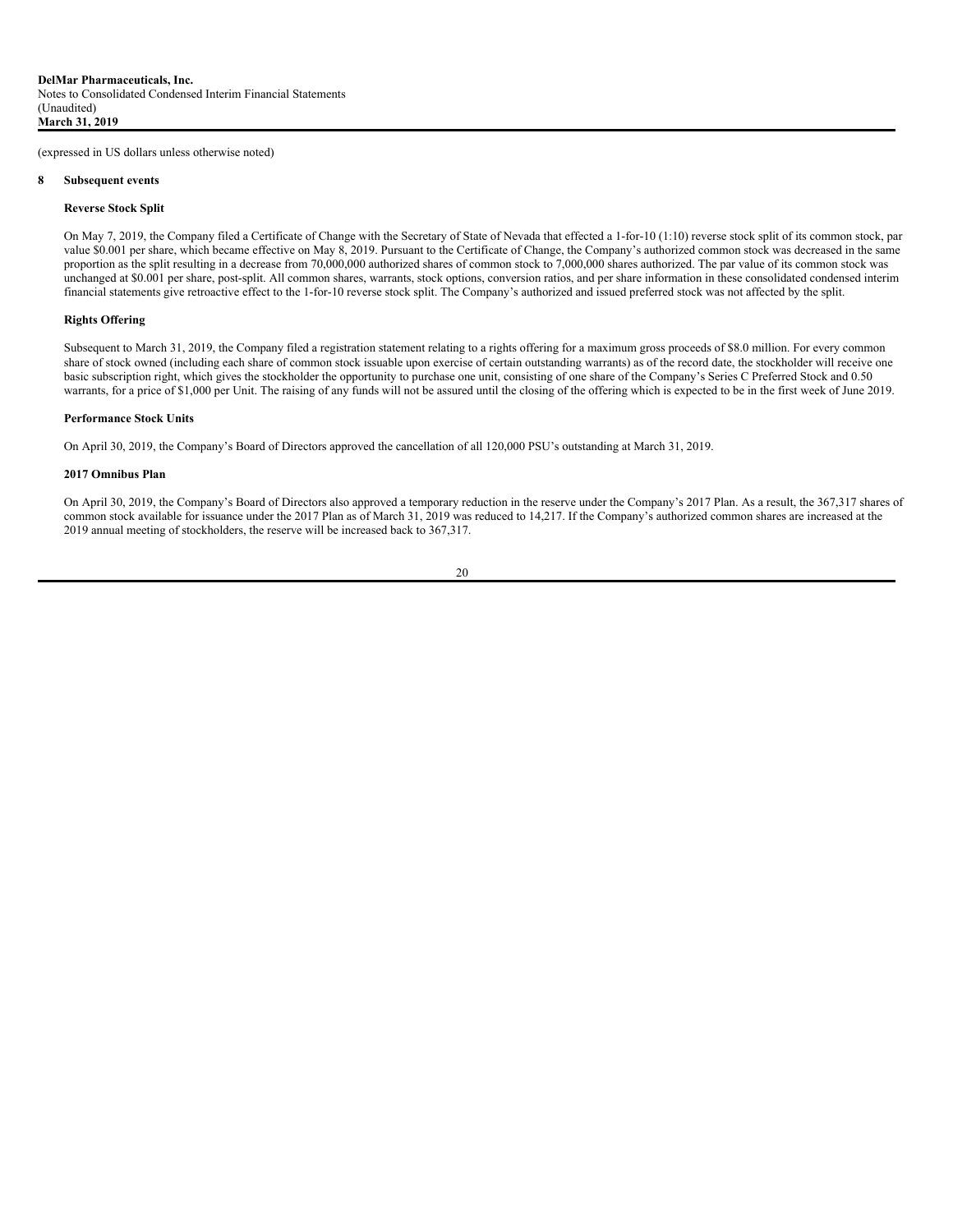(expressed in US dollars unless otherwise noted)

## 8 Subsequent events

### Reverse Stock Split

On May 7, 2019, the Company filed a Certificate of Change with the Secretary of State of Nevada that effected a 1-for-10 (1:10) reverse stock split of its common stock, par value $0.001 per share, which became effective on May 8, 2019. Pursuant to the Certificate of Change, the Company's authorized common stock was decreased in the same proportion as the split resulting in a decrease from 70,000,000 authorized shares of common stock to 7,000,000 shares authorized. The par value of its common stock was unchanged at $0.001 per share, post-split. All common shares, warrants, stock options, conversion ratios, and per share information in these consolidated condensed interim financial statements give retroactive effect to the 1-for-10 reverse stock split. The Company's authorized and issued preferred stock was not affected by the split.

### Rights Offering

Subsequent to March 31, 2019, the Company filed a registration statement relating to a rights offering for a maximum gross proceeds of $8.0 million. For every common share of stock owned (including each share of common stock issuable upon exercise of certain outstanding warrants) as of the record date, the stockholder will receive one basic subscription right, which gives the stockholder the opportunity to purchase one unit, consisting of one share of the Company's Series C Preferred Stock and 0.50 warrants, for a price of $1,000 per Unit. The raising of any funds will not be assured until the closing of the offering which is expected to be in the first week of June 2019.

### Performance Stock Units

On April 30, 2019, the Company's Board of Directors approved the cancellation of all 120,000 PSU's outstanding at March 31, 2019.

### 2017 Omnibus Plan

On April 30, 2019, the Company's Board of Directors also approved a temporary reduction in the reserve under the Company's 2017 Plan. As a result, the 367,317 shares of common stock available for issuance under the 2017 Plan as of March 31, 2019 was reduced to 14,217. If the Company's authorized common shares are increased at the 2019 annual meeting of stockholders, the reserve will be increased back to 367,317.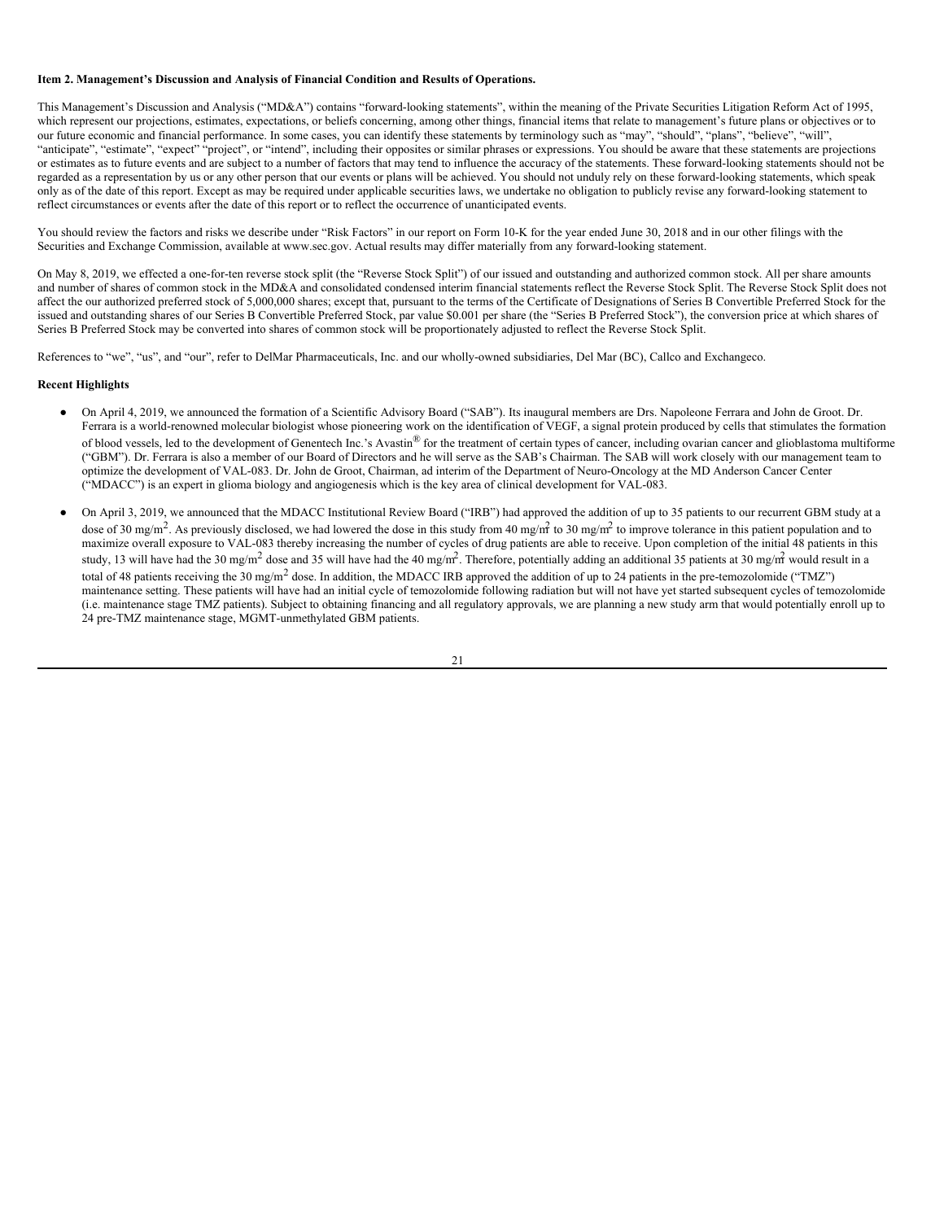**Item 2. Management's Discussion and Analysis of Financial Condition and Results of Operations.**

This Management's Discussion and Analysis ("MD&A") contains "forward-looking statements", within the meaning of the Private Securities Litigation Reform Act of 1995, which represent our projections, estimates, expectations, or beliefs concerning, among other things, financial items that relate to management's future plans or objectives or to our future economic and financial performance. In some cases, you can identify these statements by terminology such as "may", "should", "plans", "believe", "will", "anticipate", "estimate", "expect" "project", or "intend", including their opposites or similar phrases or expressions. You should be aware that these statements are projections or estimates as to future events and are subject to a number of factors that may tend to influence the accuracy of the statements. These forward-looking statements should not be regarded as a representation by us or any other person that our events or plans will be achieved. You should not unduly rely on these forward-looking statements, which speak only as of the date of this report. Except as may be required under applicable securities laws, we undertake no obligation to publicly revise any forward-looking statement to reflect circumstances or events after the date of this report or to reflect the occurrence of unanticipated events.

You should review the factors and risks we describe under "Risk Factors" in our report on Form 10-K for the year ended June 30, 2018 and in our other filings with the Securities and Exchange Commission, available at www.sec.gov. Actual results may differ materially from any forward-looking statement.

On May 8, 2019, we effected a one-for-ten reverse stock split (the "Reverse Stock Split") of our issued and outstanding and authorized common stock. All per share amounts and number of shares of common stock in the MD&A and consolidated condensed interim financial statements reflect the Reverse Stock Split. The Reverse Stock Split does not affect the our authorized preferred stock of 5,000,000 shares; except that, pursuant to the terms of the Certificate of Designations of Series B Convertible Preferred Stock for the issued and outstanding shares of our Series B Convertible Preferred Stock, par value $0.001 per share (the "Series B Preferred Stock"), the conversion price at which shares of Series B Preferred Stock may be converted into shares of common stock will be proportionately adjusted to reflect the Reverse Stock Split.

References to "we", "us", and "our", refer to DelMar Pharmaceuticals, Inc. and our wholly-owned subsidiaries, Del Mar (BC), Callco and Exchangeco.

**Recent Highlights**

- On April 4, 2019, we announced the formation of a Scientific Advisory Board ("SAB"). Its inaugural members are Drs. Napoleone Ferrara and John de Groot. Dr. Ferrara is a world-renowned molecular biologist whose pioneering work on the identification of VEGF, a signal protein produced by cells that stimulates the formation of blood vessels, led to the development of Genentech Inc.'s Avastin® for the treatment of certain types of cancer, including ovarian cancer and glioblastoma multiforme ("GBM"). Dr. Ferrara is also a member of our Board of Directors and he will serve as the SAB's Chairman. The SAB will work closely with our management team to optimize the development of VAL-083. Dr. John de Groot, Chairman, ad interim of the Department of Neuro-Oncology at the MD Anderson Cancer Center ("MDACC") is an expert in glioma biology and angiogenesis which is the key area of clinical development for VAL-083.

- On April 3, 2019, we announced that the MDACC Institutional Review Board ("IRB") had approved the addition of up to 35 patients to our recurrent GBM study at a dose of 30 mg/m$^2$. As previously disclosed, we had lowered the dose in this study from 40 mg/m$^2$ to 30 mg/m$^2$ to improve tolerance in this patient population and to maximize overall exposure to VAL-083 thereby increasing the number of cycles of drug patients are able to receive. Upon completion of the initial 48 patients in this study, 13 will have had the 30 mg/m$^2$ dose and 35 will have had the 40 mg/m$^2$. Therefore, potentially adding an additional 35 patients at 30 mg/m$^2$ would result in a total of 48 patients receiving the 30 mg/m$^2$ dose. In addition, the MDACC IRB approved the addition of up to 24 patients in the pre-temozolomide ("TMZ") maintenance setting. These patients will have had an initial cycle of temozolomide following radiation but will not have yet started subsequent cycles of temozolomide (i.e. maintenance stage TMZ patients). Subject to obtaining financing and all regulatory approvals, we are planning a new study arm that would potentially enroll up to 24 pre-TMZ maintenance stage, MGMT-unmethylated GBM patients.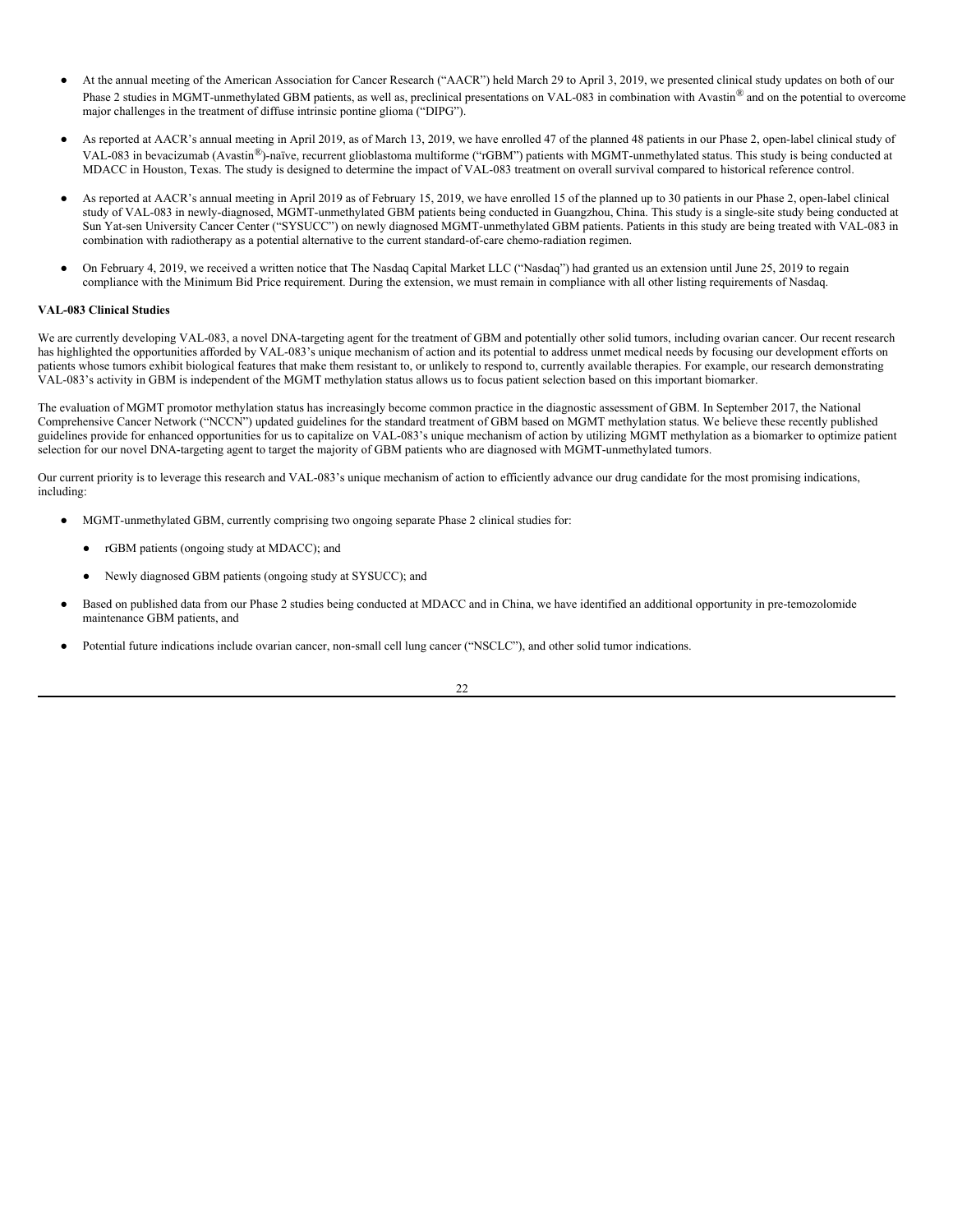- At the annual meeting of the American Association for Cancer Research ("AACR") held March 29 to April 3, 2019, we presented clinical study updates on both of our Phase 2 studies in MGMT-unmethylated GBM patients, as well as, preclinical presentations on VAL-083 in combination with Avastin® and on the potential to overcome major challenges in the treatment of diffuse intrinsic pontine glioma ("DIPG").

- As reported at AACR's annual meeting in April 2019, as of March 13, 2019, we have enrolled 47 of the planned 48 patients in our Phase 2, open-label clinical study of VAL-083 in bevacizumab (Avastin®)-naïve, recurrent glioblastoma multiforme ("rGBM") patients with MGMT-unmethylated status. This study is being conducted at MDACC in Houston, Texas. The study is designed to determine the impact of VAL-083 treatment on overall survival compared to historical reference control.

- As reported at AACR's annual meeting in April 2019 as of February 15, 2019, we have enrolled 15 of the planned up to 30 patients in our Phase 2, open-label clinical study of VAL-083 in newly-diagnosed, MGMT-unmethylated GBM patients being conducted in Guangzhou, China. This study is a single-site study being conducted at Sun Yat-sen University Cancer Center ("SYSUCC") on newly diagnosed MGMT-unmethylated GBM patients. Patients in this study are being treated with VAL-083 in combination with radiotherapy as a potential alternative to the current standard-of-care chemo-radiation regimen.

- On February 4, 2019, we received a written notice that The Nasdaq Capital Market LLC ("Nasdaq") had granted us an extension until June 25, 2019 to regain compliance with the Minimum Bid Price requirement. During the extension, we must remain in compliance with all other listing requirements of Nasdaq.

**VAL-083 Clinical Studies**

We are currently developing VAL-083, a novel DNA-targeting agent for the treatment of GBM and potentially other solid tumors, including ovarian cancer. Our recent research has highlighted the opportunities afforded by VAL-083's unique mechanism of action and its potential to address unmet medical needs by focusing our development efforts on patients whose tumors exhibit biological features that make them resistant to, or unlikely to respond to, currently available therapies. For example, our research demonstrating VAL-083's activity in GBM is independent of the MGMT methylation status allows us to focus patient selection based on this important biomarker.

The evaluation of MGMT promotor methylation status has increasingly become common practice in the diagnostic assessment of GBM. In September 2017, the National Comprehensive Cancer Network ("NCCN") updated guidelines for the standard treatment of GBM based on MGMT methylation status. We believe these recently published guidelines provide for enhanced opportunities for us to capitalize on VAL-083's unique mechanism of action by utilizing MGMT methylation as a biomarker to optimize patient selection for our novel DNA-targeting agent to target the majority of GBM patients who are diagnosed with MGMT-unmethylated tumors.

Our current priority is to leverage this research and VAL-083's unique mechanism of action to efficiently advance our drug candidate for the most promising indications, including:

- MGMT-unmethylated GBM, currently comprising two ongoing separate Phase 2 clinical studies for:
  - rGBM patients (ongoing study at MDACC); and
  - Newly diagnosed GBM patients (ongoing study at SYSUCC); and
- Based on published data from our Phase 2 studies being conducted at MDACC and in China, we have identified an additional opportunity in pre-temozolomide maintenance GBM patients, and
- Potential future indications include ovarian cancer, non-small cell lung cancer ("NSCLC"), and other solid tumor indications.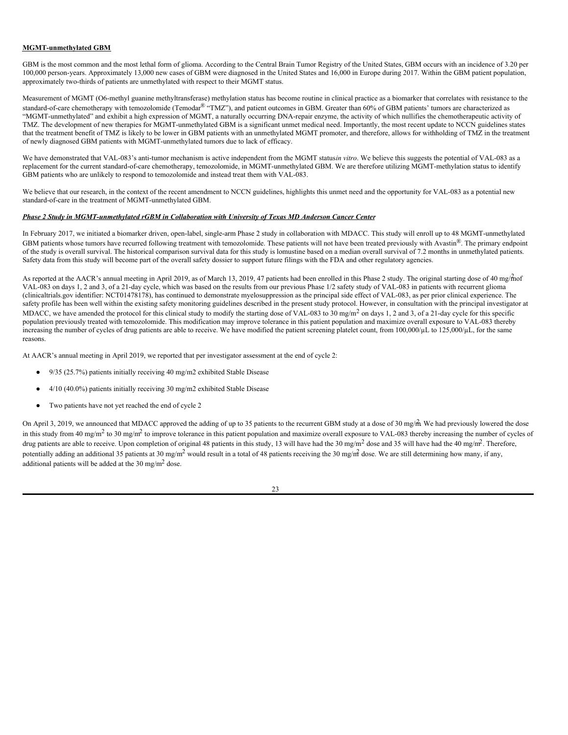**MGMT-unmethylated GBM**

GBM is the most common and the most lethal form of glioma. According to the Central Brain Tumor Registry of the United States, GBM occurs with an incidence of 3.20 per 100,000 person-years. Approximately 13,000 new cases of GBM were diagnosed in the United States and 16,000 in Europe during 2017. Within the GBM patient population, approximately two-thirds of patients are unmethylated with respect to their MGMT status.

Measurement of MGMT (O6-methyl guanine methyltransferase) methylation status has become routine in clinical practice as a biomarker that correlates with resistance to the standard-of-care chemotherapy with temozolomide (Temodar® "TMZ"), and patient outcomes in GBM. Greater than 60% of GBM patients' tumors are characterized as "MGMT-unmethylated" and exhibit a high expression of MGMT, a naturally occurring DNA-repair enzyme, the activity of which nullifies the chemotherapeutic activity of TMZ. The development of new therapies for MGMT-unmethylated GBM is a significant unmet medical need. Importantly, the most recent update to NCCN guidelines states that the treatment benefit of TMZ is likely to be lower in GBM patients with an unmethylated MGMT promoter, and therefore, allows for withholding of TMZ in the treatment of newly diagnosed GBM patients with MGMT-unmethylated tumors due to lack of efficacy.

We have demonstrated that VAL-083's anti-tumor mechanism is active independent from the MGMT status *in vitro*. We believe this suggests the potential of VAL-083 as a replacement for the current standard-of-care chemotherapy, temozolomide, in MGMT-unmethylated GBM. We are therefore utilizing MGMT-methylation status to identify GBM patients who are unlikely to respond to temozolomide and instead treat them with VAL-083.

We believe that our research, in the context of the recent amendment to NCCN guidelines, highlights this unmet need and the opportunity for VAL-083 as a potential new standard-of-care in the treatment of MGMT-unmethylated GBM.

***Phase 2 Study in MGMT-unmethylated rGBM in Collaboration with University of Texas MD Anderson Cancer Center***

In February 2017, we initiated a biomarker driven, open-label, single-arm Phase 2 study in collaboration with MDACC. This study will enroll up to 48 MGMT-unmethylated GBM patients whose tumors have recurred following treatment with temozolomide. These patients will not have been treated previously with Avastin®. The primary endpoint of the study is overall survival. The historical comparison survival data for this study is lomustine based on a median overall survival of 7.2 months in unmethylated patients. Safety data from this study will become part of the overall safety dossier to support future filings with the FDA and other regulatory agencies.

As reported at the AACR's annual meeting in April 2019, as of March 13, 2019, 47 patients had been enrolled in this Phase 2 study. The original starting dose of 40 mg/m$^2$ of VAL-083 on days 1, 2 and 3, of a 21-day cycle, which was based on the results from our previous Phase 1/2 safety study of VAL-083 in patients with recurrent glioma (clinicaltrials.gov identifier: NCT01478178), has continued to demonstrate myelosuppression as the principal side effect of VAL-083, as per prior clinical experience. The safety profile has been well within the existing safety monitoring guidelines described in the present study protocol. However, in consultation with the principal investigator at MDACC, we have amended the protocol for this clinical study to modify the starting dose of VAL-083 to 30 mg/m$^2$ on days 1, 2 and 3, of a 21-day cycle for this specific population previously treated with temozolomide. This modification may improve tolerance in this patient population and maximize overall exposure to VAL-083 thereby increasing the number of cycles of drug patients are able to receive. We have modified the patient screening platelet count, from 100,000/µL to 125,000/µL, for the same reasons.

At AACR's annual meeting in April 2019, we reported that per investigator assessment at the end of cycle 2:

- 9/35 (25.7%) patients initially receiving 40 mg/m2 exhibited Stable Disease
- 4/10 (40.0%) patients initially receiving 30 mg/m2 exhibited Stable Disease
- Two patients have not yet reached the end of cycle 2

On April 3, 2019, we announced that MDACC approved the adding of up to 35 patients to the recurrent GBM study at a dose of 30 mg/m$^2$. We had previously lowered the dose in this study from 40 mg/m$^2$ to 30 mg/m$^2$ to improve tolerance in this patient population and maximize overall exposure to VAL-083 thereby increasing the number of cycles of drug patients are able to receive. Upon completion of original 48 patients in this study, 13 will have had the 30 mg/m$^2$ dose and 35 will have had the 40 mg/m$^2$. Therefore, potentially adding an additional 35 patients at 30 mg/m$^2$ would result in a total of 48 patients receiving the 30 mg/m$^2$ dose. We are still determining how many, if any, additional patients will be added at the 30 mg/m$^2$ dose.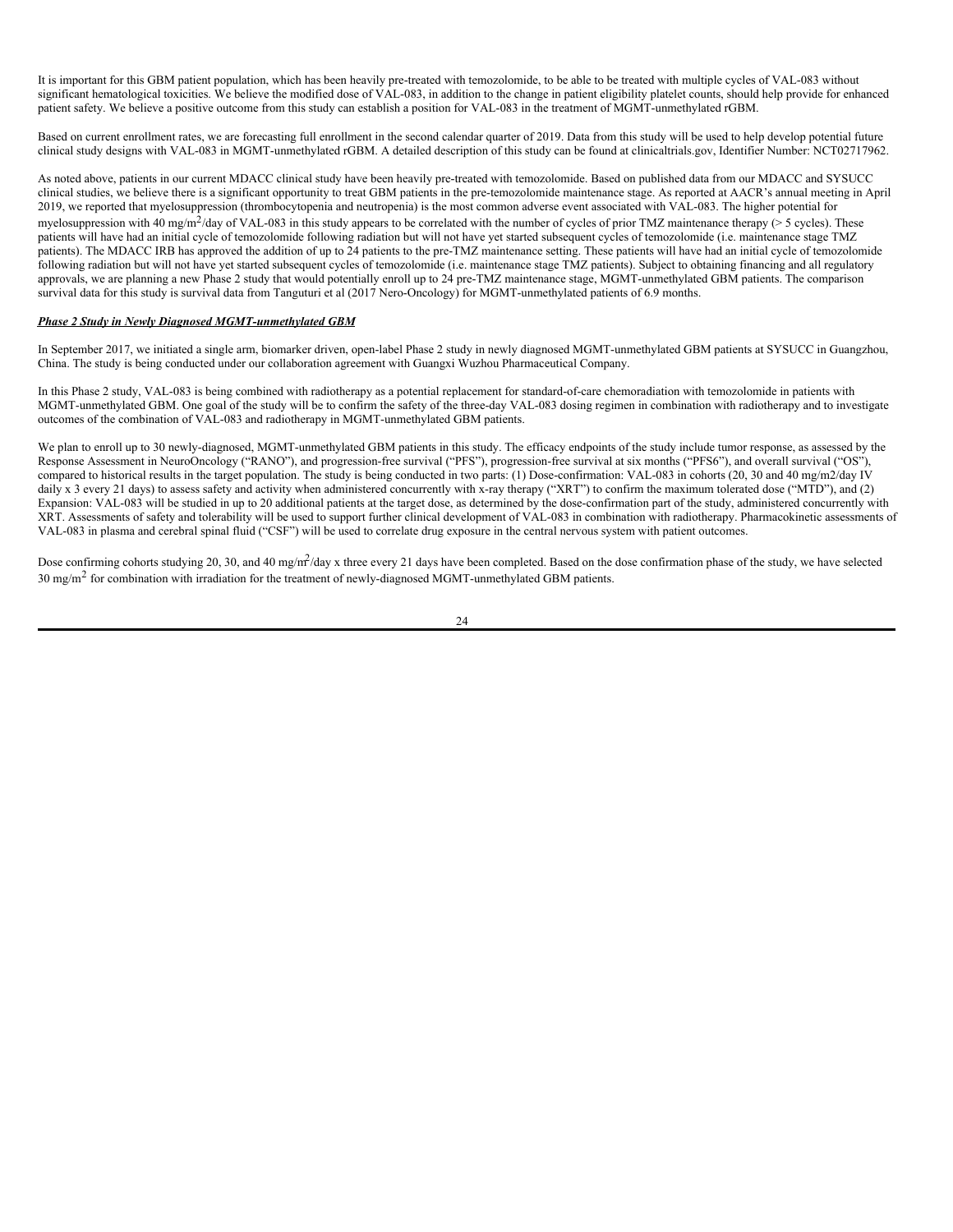It is important for this GBM patient population, which has been heavily pre-treated with temozolomide, to be able to be treated with multiple cycles of VAL-083 without significant hematological toxicities. We believe the modified dose of VAL-083, in addition to the change in patient eligibility platelet counts, should help provide for enhanced patient safety. We believe a positive outcome from this study can establish a position for VAL-083 in the treatment of MGMT-unmethylated rGBM.

Based on current enrollment rates, we are forecasting full enrollment in the second calendar quarter of 2019. Data from this study will be used to help develop potential future clinical study designs with VAL-083 in MGMT-unmethylated rGBM. A detailed description of this study can be found at clinicaltrials.gov, Identifier Number: NCT02717962.

As noted above, patients in our current MDACC clinical study have been heavily pre-treated with temozolomide. Based on published data from our MDACC and SYSUCC clinical studies, we believe there is a significant opportunity to treat GBM patients in the pre-temozolomide maintenance stage. As reported at AACR's annual meeting in April 2019, we reported that myelosuppression (thrombocytopenia and neutropenia) is the most common adverse event associated with VAL-083. The higher potential for myelosuppression with 40 mg/m$^2$/day of VAL-083 in this study appears to be correlated with the number of cycles of prior TMZ maintenance therapy (> 5 cycles). These patients will have had an initial cycle of temozolomide following radiation but will not have yet started subsequent cycles of temozolomide (i.e. maintenance stage TMZ patients). The MDACC IRB has approved the addition of up to 24 patients to the pre-TMZ maintenance setting. These patients will have had an initial cycle of temozolomide following radiation but will not have yet started subsequent cycles of temozolomide (i.e. maintenance stage TMZ patients). Subject to obtaining financing and all regulatory approvals, we are planning a new Phase 2 study that would potentially enroll up to 24 pre-TMZ maintenance stage, MGMT-unmethylated GBM patients. The comparison survival data for this study is survival data from Tanguturi et al (2017 Nero-Oncology) for MGMT-unmethylated patients of 6.9 months.

***Phase 2 Study in Newly Diagnosed MGMT-unmethylated GBM***

In September 2017, we initiated a single arm, biomarker driven, open-label Phase 2 study in newly diagnosed MGMT-unmethylated GBM patients at SYSUCC in Guangzhou, China. The study is being conducted under our collaboration agreement with Guangxi Wuzhou Pharmaceutical Company.

In this Phase 2 study, VAL-083 is being combined with radiotherapy as a potential replacement for standard-of-care chemoradiation with temozolomide in patients with MGMT-unmethylated GBM. One goal of the study will be to confirm the safety of the three-day VAL-083 dosing regimen in combination with radiotherapy and to investigate outcomes of the combination of VAL-083 and radiotherapy in MGMT-unmethylated GBM patients.

We plan to enroll up to 30 newly-diagnosed, MGMT-unmethylated GBM patients in this study. The efficacy endpoints of the study include tumor response, as assessed by the Response Assessment in NeuroOncology ("RANO"), and progression-free survival ("PFS"), progression-free survival at six months ("PFS6"), and overall survival ("OS"), compared to historical results in the target population. The study is being conducted in two parts: (1) Dose-confirmation: VAL-083 in cohorts (20, 30 and 40 mg/m2/day IV daily x 3 every 21 days) to assess safety and activity when administered concurrently with x-ray therapy ("XRT") to confirm the maximum tolerated dose ("MTD"), and (2) Expansion: VAL-083 will be studied in up to 20 additional patients at the target dose, as determined by the dose-confirmation part of the study, administered concurrently with XRT. Assessments of safety and tolerability will be used to support further clinical development of VAL-083 in combination with radiotherapy. Pharmacokinetic assessments of VAL-083 in plasma and cerebral spinal fluid ("CSF") will be used to correlate drug exposure in the central nervous system with patient outcomes.

Dose confirming cohorts studying 20, 30, and 40 mg/m$^2$/day x three every 21 days have been completed. Based on the dose confirmation phase of the study, we have selected 30 mg/m$^2$ for combination with irradiation for the treatment of newly-diagnosed MGMT-unmethylated GBM patients.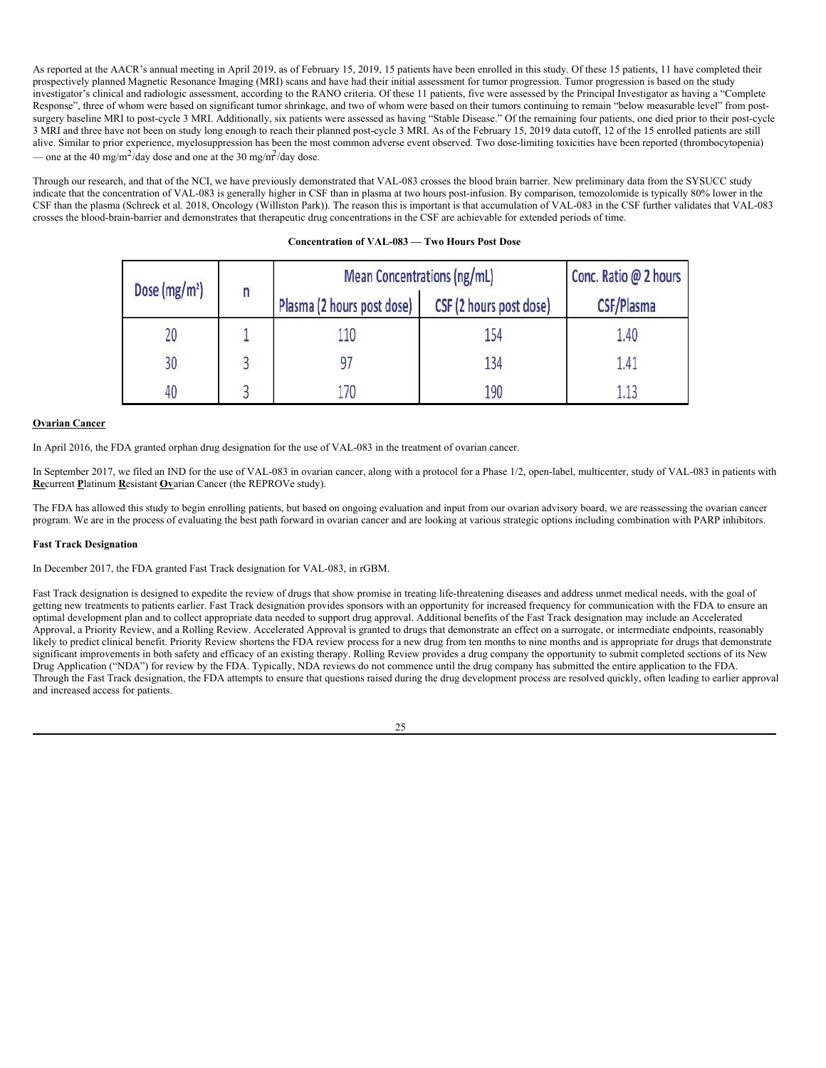As reported at the AACR's annual meeting in April 2019, as of February 15, 2019, 15 patients have been enrolled in this study. Of these 15 patients, 11 have completed their prospectively planned Magnetic Resonance Imaging (MRI) scans and have had their initial assessment for tumor progression. Tumor progression is based on the study investigator's clinical and radiologic assessment, according to the RANO criteria. Of these 11 patients, five were assessed by the Principal Investigator as having a "Complete Response", three of whom were based on significant tumor shrinkage, and two of whom were based on their tumors continuing to remain "below measurable level" from post-surgery baseline MRI to post-cycle 3 MRI. Additionally, six patients were assessed as having "Stable Disease." Of the remaining four patients, one died prior to their post-cycle 3 MRI and three have not been on study long enough to reach their planned post-cycle 3 MRI. As of the February 15, 2019 data cutoff, 12 of the 15 enrolled patients are still alive. Similar to prior experience, myelosuppression has been the most common adverse event observed. Two dose-limiting toxicities have been reported (thrombocytopenia) — one at the 40 $mg/m^2$/day dose and one at the 30 $mg/m^2$/day dose.

Through our research, and that of the NCI, we have previously demonstrated that VAL-083 crosses the blood brain barrier. New preliminary data from the SYSUCC study indicate that the concentration of VAL-083 is generally higher in CSF than in plasma at two hours post-infusion. By comparison, temozolomide is typically 80% lower in the CSF than the plasma (Schreck et al. 2018, Oncology (Williston Park)). The reason this is important is that accumulation of VAL-083 in the CSF further validates that VAL-083 crosses the blood-brain-barrier and demonstrates that therapeutic drug concentrations in the CSF are achievable for extended periods of time.

**Concentration of VAL-083 — Two Hours Post Dose**

| Dose ($mg/m^2$) | n | Mean Concentrations (ng/mL) | | Conc. Ratio @ 2 hours |
|---|---|---|---|---|
| | | Plasma (2 hours post dose) | CSF (2 hours post dose) | CSF/Plasma |
| 20 | 1 | 110 | 154 | 1.40 |
| 30 | 3 | 97 | 134 | 1.41 |
| 40 | 3 | 170 | 190 | 1.13 |

**Ovarian Cancer**

In April 2016, the FDA granted orphan drug designation for the use of VAL-083 in the treatment of ovarian cancer.

In September 2017, we filed an IND for the use of VAL-083 in ovarian cancer, along with a protocol for a Phase 1/2, open-label, multicenter, study of VAL-083 in patients with **Re**current **P**latinum **R**esistant **Ov**arian Cancer (the REPROVe study).

The FDA has allowed this study to begin enrolling patients, but based on ongoing evaluation and input from our ovarian advisory board, we are reassessing the ovarian cancer program. We are in the process of evaluating the best path forward in ovarian cancer and are looking at various strategic options including combination with PARP inhibitors.

**Fast Track Designation**

In December 2017, the FDA granted Fast Track designation for VAL-083, in rGBM.

Fast Track designation is designed to expedite the review of drugs that show promise in treating life-threatening diseases and address unmet medical needs, with the goal of getting new treatments to patients earlier. Fast Track designation provides sponsors with an opportunity for increased frequency for communication with the FDA to ensure an optimal development plan and to collect appropriate data needed to support drug approval. Additional benefits of the Fast Track designation may include an Accelerated Approval, a Priority Review, and a Rolling Review. Accelerated Approval is granted to drugs that demonstrate an effect on a surrogate, or intermediate endpoints, reasonably likely to predict clinical benefit. Priority Review shortens the FDA review process for a new drug from ten months to nine months and is appropriate for drugs that demonstrate significant improvements in both safety and efficacy of an existing therapy. Rolling Review provides a drug company the opportunity to submit completed sections of its New Drug Application ("NDA") for review by the FDA. Typically, NDA reviews do not commence until the drug company has submitted the entire application to the FDA. Through the Fast Track designation, the FDA attempts to ensure that questions raised during the drug development process are resolved quickly, often leading to earlier approval and increased access for patients.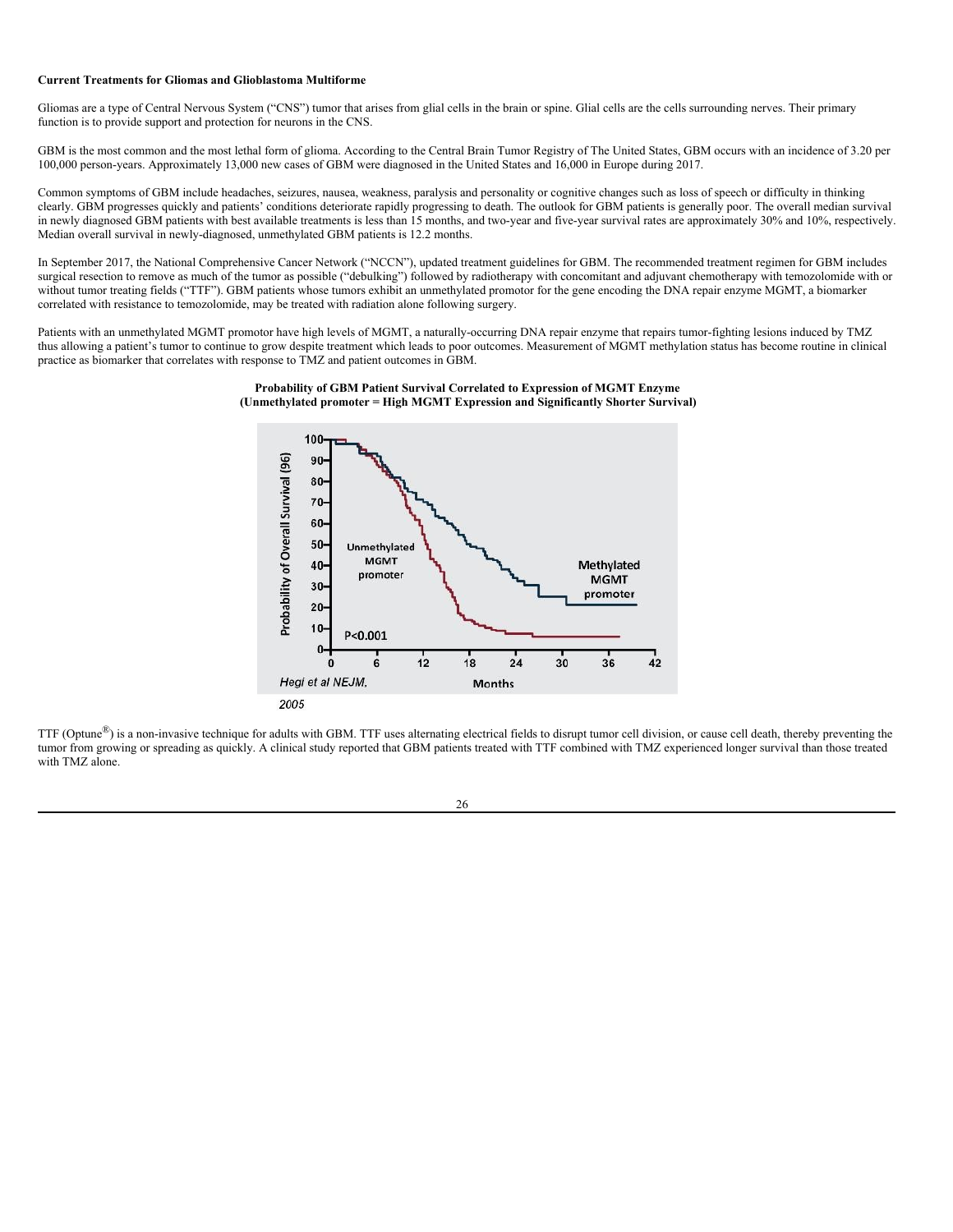**Current Treatments for Gliomas and Glioblastoma Multiforme**

Gliomas are a type of Central Nervous System ("CNS") tumor that arises from glial cells in the brain or spine. Glial cells are the cells surrounding nerves. Their primary function is to provide support and protection for neurons in the CNS.

GBM is the most common and the most lethal form of glioma. According to the Central Brain Tumor Registry of The United States, GBM occurs with an incidence of 3.20 per 100,000 person-years. Approximately 13,000 new cases of GBM were diagnosed in the United States and 16,000 in Europe during 2017.

Common symptoms of GBM include headaches, seizures, nausea, weakness, paralysis and personality or cognitive changes such as loss of speech or difficulty in thinking clearly. GBM progresses quickly and patients' conditions deteriorate rapidly progressing to death. The outlook for GBM patients is generally poor. The overall median survival in newly diagnosed GBM patients with best available treatments is less than 15 months, and two-year and five-year survival rates are approximately 30% and 10%, respectively. Median overall survival in newly-diagnosed, unmethylated GBM patients is 12.2 months.

In September 2017, the National Comprehensive Cancer Network ("NCCN"), updated treatment guidelines for GBM. The recommended treatment regimen for GBM includes surgical resection to remove as much of the tumor as possible ("debulking") followed by radiotherapy with concomitant and adjuvant chemotherapy with temozolomide with or without tumor treating fields ("TTF"). GBM patients whose tumors exhibit an unmethylated promotor for the gene encoding the DNA repair enzyme MGMT, a biomarker correlated with resistance to temozolomide, may be treated with radiation alone following surgery.

Patients with an unmethylated MGMT promotor have high levels of MGMT, a naturally-occurring DNA repair enzyme that repairs tumor-fighting lesions induced by TMZ thus allowing a patient's tumor to continue to grow despite treatment which leads to poor outcomes. Measurement of MGMT methylation status has become routine in clinical practice as biomarker that correlates with response to TMZ and patient outcomes in GBM.

**Probability of GBM Patient Survival Correlated to Expression of MGMT Enzyme**
**(Unmethylated promoter = High MGMT Expression and Significantly Shorter Survival)**

*Hegi et al NEJM. 2005*

TTF (Optune®) is a non-invasive technique for adults with GBM. TTF uses alternating electrical fields to disrupt tumor cell division, or cause cell death, thereby preventing the tumor from growing or spreading as quickly. A clinical study reported that GBM patients treated with TTF combined with TMZ experienced longer survival than those treated with TMZ alone.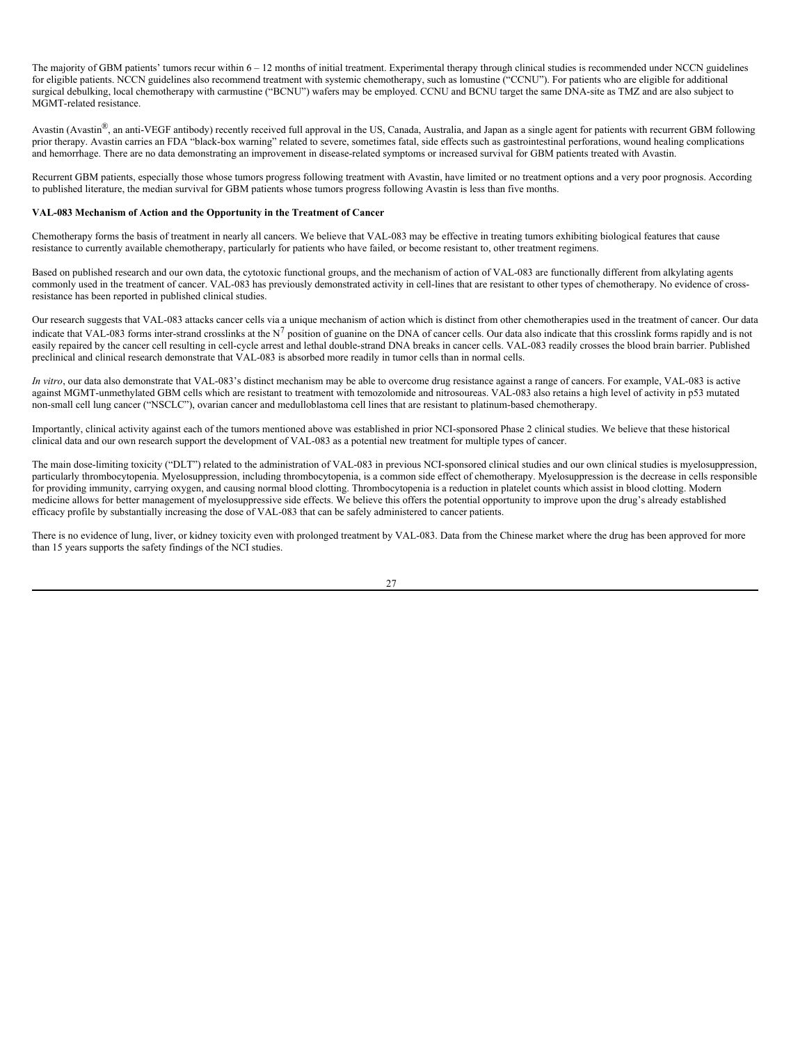The majority of GBM patients' tumors recur within 6 – 12 months of initial treatment. Experimental therapy through clinical studies is recommended under NCCN guidelines for eligible patients. NCCN guidelines also recommend treatment with systemic chemotherapy, such as lomustine ("CCNU"). For patients who are eligible for additional surgical debulking, local chemotherapy with carmustine ("BCNU") wafers may be employed. CCNU and BCNU target the same DNA-site as TMZ and are also subject to MGMT-related resistance.

Avastin (Avastin®, an anti-VEGF antibody) recently received full approval in the US, Canada, Australia, and Japan as a single agent for patients with recurrent GBM following prior therapy. Avastin carries an FDA "black-box warning" related to severe, sometimes fatal, side effects such as gastrointestinal perforations, wound healing complications and hemorrhage. There are no data demonstrating an improvement in disease-related symptoms or increased survival for GBM patients treated with Avastin.

Recurrent GBM patients, especially those whose tumors progress following treatment with Avastin, have limited or no treatment options and a very poor prognosis. According to published literature, the median survival for GBM patients whose tumors progress following Avastin is less than five months.

**VAL-083 Mechanism of Action and the Opportunity in the Treatment of Cancer**

Chemotherapy forms the basis of treatment in nearly all cancers. We believe that VAL-083 may be effective in treating tumors exhibiting biological features that cause resistance to currently available chemotherapy, particularly for patients who have failed, or become resistant to, other treatment regimens.

Based on published research and our own data, the cytotoxic functional groups, and the mechanism of action of VAL-083 are functionally different from alkylating agents commonly used in the treatment of cancer. VAL-083 has previously demonstrated activity in cell-lines that are resistant to other types of chemotherapy. No evidence of cross-resistance has been reported in published clinical studies.

Our research suggests that VAL-083 attacks cancer cells via a unique mechanism of action which is distinct from other chemotherapies used in the treatment of cancer. Our data indicate that VAL-083 forms inter-strand crosslinks at the $N^7$ position of guanine on the DNA of cancer cells. Our data also indicate that this crosslink forms rapidly and is not easily repaired by the cancer cell resulting in cell-cycle arrest and lethal double-strand DNA breaks in cancer cells. VAL-083 readily crosses the blood brain barrier. Published preclinical and clinical research demonstrate that VAL-083 is absorbed more readily in tumor cells than in normal cells.

*In vitro*, our data also demonstrate that VAL-083's distinct mechanism may be able to overcome drug resistance against a range of cancers. For example, VAL-083 is active against MGMT-unmethylated GBM cells which are resistant to treatment with temozolomide and nitrosoureas. VAL-083 also retains a high level of activity in p53 mutated non-small cell lung cancer ("NSCLC"), ovarian cancer and medulloblastoma cell lines that are resistant to platinum-based chemotherapy.

Importantly, clinical activity against each of the tumors mentioned above was established in prior NCI-sponsored Phase 2 clinical studies. We believe that these historical clinical data and our own research support the development of VAL-083 as a potential new treatment for multiple types of cancer.

The main dose-limiting toxicity ("DLT") related to the administration of VAL-083 in previous NCI-sponsored clinical studies and our own clinical studies is myelosuppression, particularly thrombocytopenia. Myelosuppression, including thrombocytopenia, is a common side effect of chemotherapy. Myelosuppression is the decrease in cells responsible for providing immunity, carrying oxygen, and causing normal blood clotting. Thrombocytopenia is a reduction in platelet counts which assist in blood clotting. Modern medicine allows for better management of myelosuppressive side effects. We believe this offers the potential opportunity to improve upon the drug's already established efficacy profile by substantially increasing the dose of VAL-083 that can be safely administered to cancer patients.

There is no evidence of lung, liver, or kidney toxicity even with prolonged treatment by VAL-083. Data from the Chinese market where the drug has been approved for more than 15 years supports the safety findings of the NCI studies.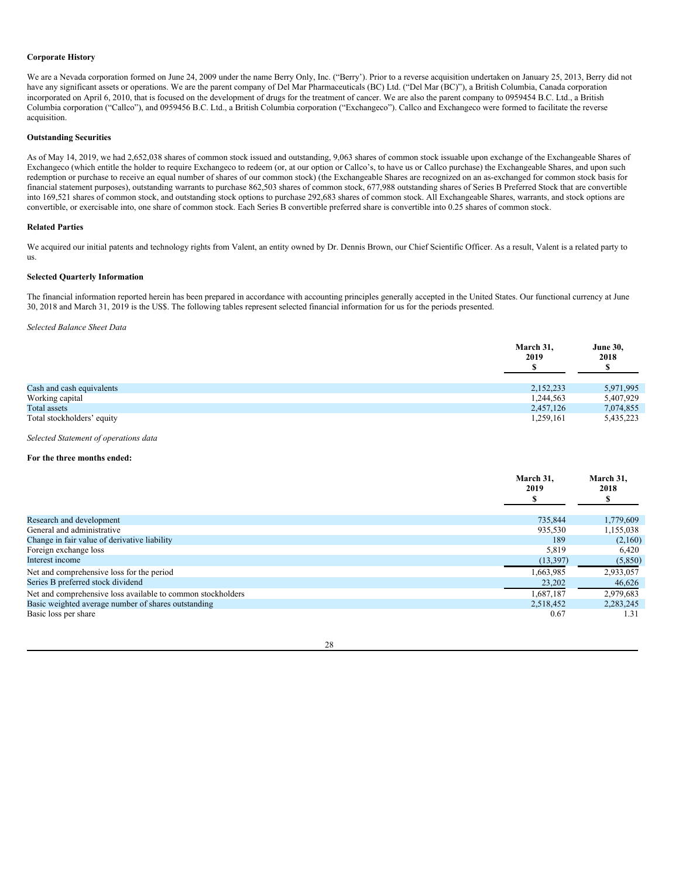**Corporate History**

We are a Nevada corporation formed on June 24, 2009 under the name Berry Only, Inc. ("Berry'). Prior to a reverse acquisition undertaken on January 25, 2013, Berry did not have any significant assets or operations. We are the parent company of Del Mar Pharmaceuticals (BC) Ltd. ("Del Mar (BC)"), a British Columbia, Canada corporation incorporated on April 6, 2010, that is focused on the development of drugs for the treatment of cancer. We are also the parent company to 0959454 B.C. Ltd., a British Columbia corporation ("Callco"), and 0959456 B.C. Ltd., a British Columbia corporation ("Exchangeco"). Callco and Exchangeco were formed to facilitate the reverse acquisition.

**Outstanding Securities**

As of May 14, 2019, we had 2,652,038 shares of common stock issued and outstanding, 9,063 shares of common stock issuable upon exchange of the Exchangeable Shares of Exchangeco (which entitle the holder to require Exchangeco to redeem (or, at our option or Callco's, to have us or Callco purchase) the Exchangeable Shares, and upon such redemption or purchase to receive an equal number of shares of our common stock) (the Exchangeable Shares are recognized on an as-exchanged for common stock basis for financial statement purposes), outstanding warrants to purchase 862,503 shares of common stock, 677,988 outstanding shares of Series B Preferred Stock that are convertible into 169,521 shares of common stock, and outstanding stock options to purchase 292,683 shares of common stock. All Exchangeable Shares, warrants, and stock options are convertible, or exercisable into, one share of common stock. Each Series B convertible preferred share is convertible into 0.25 shares of common stock.

**Related Parties**

We acquired our initial patents and technology rights from Valent, an entity owned by Dr. Dennis Brown, our Chief Scientific Officer. As a result, Valent is a related party to us.

**Selected Quarterly Information**

The financial information reported herein has been prepared in accordance with accounting principles generally accepted in the United States. Our functional currency at June 30, 2018 and March 31, 2019 is the US$. The following tables represent selected financial information for us for the periods presented.

*Selected Balance Sheet Data*

| | March 31, 2019 $ | June 30, 2018 $ |
|---|---|---|
| Cash and cash equivalents | 2,152,233 | 5,971,995 |
| Working capital | 1,244,563 | 5,407,929 |
| Total assets | 2,457,126 | 7,074,855 |
| Total stockholders' equity | 1,259,161 | 5,435,223 |

*Selected Statement of operations data*

**For the three months ended:**

| | March 31, 2019 $ | March 31, 2018 $ |
|---|---|---|
| Research and development | 735,844 | 1,779,609 |
| General and administrative | 935,530 | 1,155,038 |
| Change in fair value of derivative liability | 189 | (2,160) |
| Foreign exchange loss | 5,819 | 6,420 |
| Interest income | (13,397) | (5,850) |
| Net and comprehensive loss for the period | 1,663,985 | 2,933,057 |
| Series B preferred stock dividend | 23,202 | 46,626 |
| Net and comprehensive loss available to common stockholders | 1,687,187 | 2,979,683 |
| Basic weighted average number of shares outstanding | 2,518,452 | 2,283,245 |
| Basic loss per share | 0.67 | 1.31 |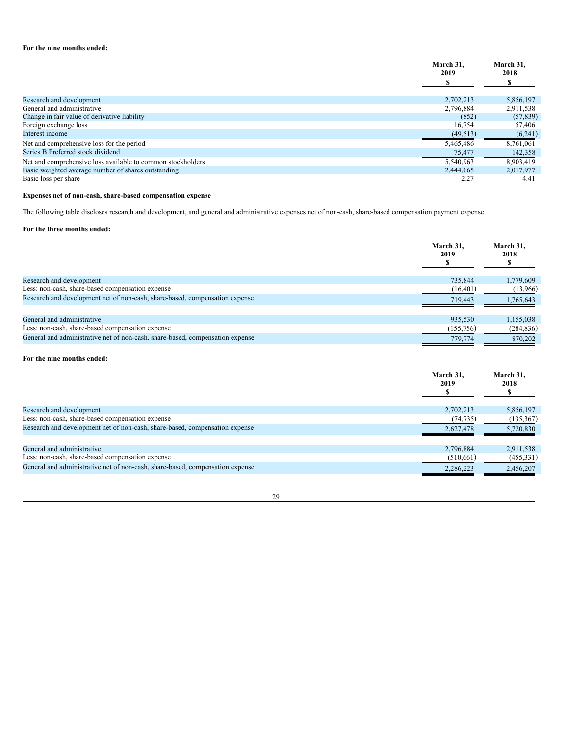**For the nine months ended:**

| | March 31, 2019 $ | March 31, 2018 $ |
|---|---|---|
| Research and development | 2,702,213 | 5,856,197 |
| General and administrative | 2,796,884 | 2,911,538 |
| Change in fair value of derivative liability | (852) | (57,839) |
| Foreign exchange loss | 16,754 | 57,406 |
| Interest income | (49,513) | (6,241) |
| Net and comprehensive loss for the period | 5,465,486 | 8,761,061 |
| Series B Preferred stock dividend | 75,477 | 142,358 |
| Net and comprehensive loss available to common stockholders | 5,540,963 | 8,903,419 |
| Basic weighted average number of shares outstanding | 2,444,065 | 2,017,977 |
| Basic loss per share | 2.27 | 4.41 |

**Expenses net of non-cash, share-based compensation expense**

The following table discloses research and development, and general and administrative expenses net of non-cash, share-based compensation payment expense.

**For the three months ended:**

| | March 31, 2019 $ | March 31, 2018 $ |
|---|---|---|
| Research and development | 735,844 | 1,779,609 |
| Less: non-cash, share-based compensation expense | (16,401) | (13,966) |
| Research and development net of non-cash, share-based, compensation expense | 719,443 | 1,765,643 |
| | | |
| General and administrative | 935,530 | 1,155,038 |
| Less: non-cash, share-based compensation expense | (155,756) | (284,836) |
| General and administrative net of non-cash, share-based, compensation expense | 779,774 | 870,202 |

**For the nine months ended:**

| | March 31, 2019 $ | March 31, 2018 $ |
|---|---|---|
| Research and development | 2,702,213 | 5,856,197 |
| Less: non-cash, share-based compensation expense | (74,735) | (135,367) |
| Research and development net of non-cash, share-based, compensation expense | 2,627,478 | 5,720,830 |
| | | |
| General and administrative | 2,796,884 | 2,911,538 |
| Less: non-cash, share-based compensation expense | (510,661) | (455,331) |
| General and administrative net of non-cash, share-based, compensation expense | 2,286,223 | 2,456,207 |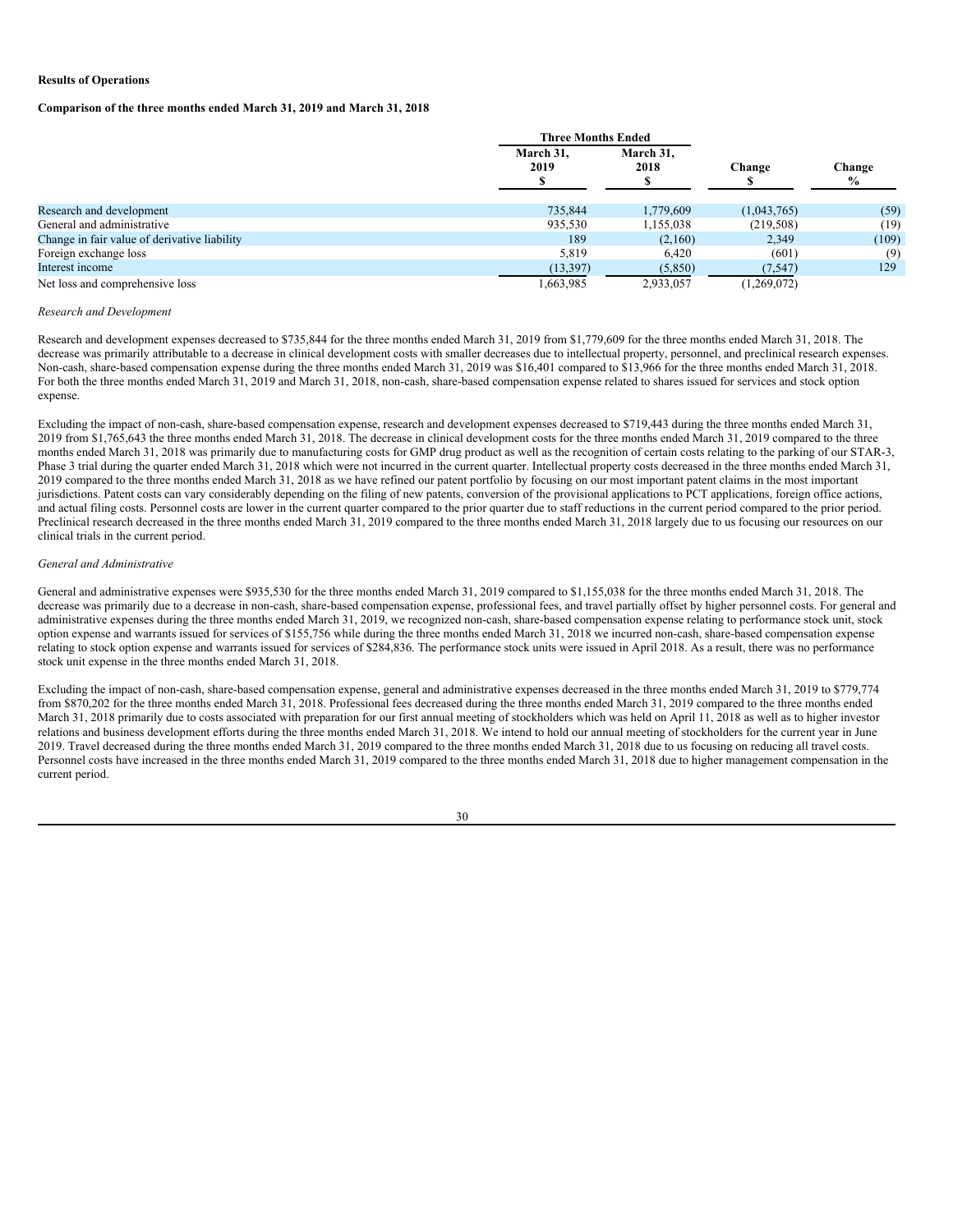**Results of Operations**

**Comparison of the three months ended March 31, 2019 and March 31, 2018**

| | Three Months Ended | | | |
|---|---|---|---|---|
| | March 31, 2019 $ | March 31, 2018 $ | Change $ | Change % |
| Research and development | 735,844 | 1,779,609 | (1,043,765) | (59) |
| General and administrative | 935,530 | 1,155,038 | (219,508) | (19) |
| Change in fair value of derivative liability | 189 | (2,160) | 2,349 | (109) |
| Foreign exchange loss | 5,819 | 6,420 | (601) | (9) |
| Interest income | (13,397) | (5,850) | (7,547) | 129 |
| Net loss and comprehensive loss | 1,663,985 | 2,933,057 | (1,269,072) | |

*Research and Development*

Research and development expenses decreased to $735,844 for the three months ended March 31, 2019 from $1,779,609 for the three months ended March 31, 2018. The decrease was primarily attributable to a decrease in clinical development costs with smaller decreases due to intellectual property, personnel, and preclinical research expenses. Non-cash, share-based compensation expense during the three months ended March 31, 2019 was $16,401 compared to $13,966 for the three months ended March 31, 2018. For both the three months ended March 31, 2019 and March 31, 2018, non-cash, share-based compensation expense related to shares issued for services and stock option expense.

Excluding the impact of non-cash, share-based compensation expense, research and development expenses decreased to $719,443 during the three months ended March 31, 2019 from $1,765,643 the three months ended March 31, 2018. The decrease in clinical development costs for the three months ended March 31, 2019 compared to the three months ended March 31, 2018 was primarily due to manufacturing costs for GMP drug product as well as the recognition of certain costs relating to the parking of our STAR-3, Phase 3 trial during the quarter ended March 31, 2018 which were not incurred in the current quarter. Intellectual property costs decreased in the three months ended March 31, 2019 compared to the three months ended March 31, 2018 as we have refined our patent portfolio by focusing on our most important patent claims in the most important jurisdictions. Patent costs can vary considerably depending on the filing of new patents, conversion of the provisional applications to PCT applications, foreign office actions, and actual filing costs. Personnel costs are lower in the current quarter compared to the prior quarter due to staff reductions in the current period compared to the prior period. Preclinical research decreased in the three months ended March 31, 2019 compared to the three months ended March 31, 2018 largely due to us focusing our resources on our clinical trials in the current period.

*General and Administrative*

General and administrative expenses were $935,530 for the three months ended March 31, 2019 compared to $1,155,038 for the three months ended March 31, 2018. The decrease was primarily due to a decrease in non-cash, share-based compensation expense, professional fees, and travel partially offset by higher personnel costs. For general and administrative expenses during the three months ended March 31, 2019, we recognized non-cash, share-based compensation expense relating to performance stock unit, stock option expense and warrants issued for services of $155,756 while during the three months ended March 31, 2018 we incurred non-cash, share-based compensation expense relating to stock option expense and warrants issued for services of $284,836. The performance stock units were issued in April 2018. As a result, there was no performance stock unit expense in the three months ended March 31, 2018.

Excluding the impact of non-cash, share-based compensation expense, general and administrative expenses decreased in the three months ended March 31, 2019 to $779,774 from $870,202 for the three months ended March 31, 2018. Professional fees decreased during the three months ended March 31, 2019 compared to the three months ended March 31, 2018 primarily due to costs associated with preparation for our first annual meeting of stockholders which was held on April 11, 2018 as well as to higher investor relations and business development efforts during the three months ended March 31, 2018. We intend to hold our annual meeting of stockholders for the current year in June 2019. Travel decreased during the three months ended March 31, 2019 compared to the three months ended March 31, 2018 due to us focusing on reducing all travel costs. Personnel costs have increased in the three months ended March 31, 2019 compared to the three months ended March 31, 2018 due to higher management compensation in the current period.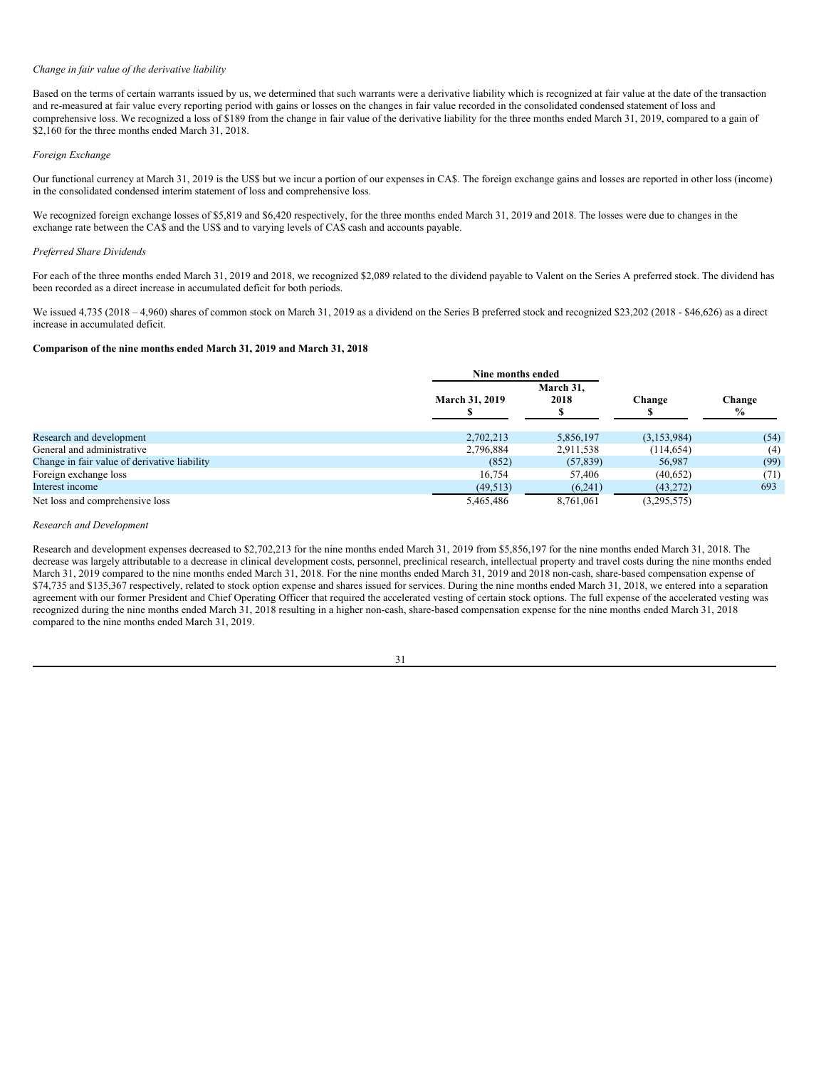*Change in fair value of the derivative liability*

Based on the terms of certain warrants issued by us, we determined that such warrants were a derivative liability which is recognized at fair value at the date of the transaction and re-measured at fair value every reporting period with gains or losses on the changes in fair value recorded in the consolidated condensed statement of loss and comprehensive loss. We recognized a loss of $189 from the change in fair value of the derivative liability for the three months ended March 31, 2019, compared to a gain of $2,160 for the three months ended March 31, 2018.

*Foreign Exchange*

Our functional currency at March 31, 2019 is the US$ but we incur a portion of our expenses in CA$. The foreign exchange gains and losses are reported in other loss (income) in the consolidated condensed interim statement of loss and comprehensive loss.

We recognized foreign exchange losses of $5,819 and $6,420 respectively, for the three months ended March 31, 2019 and 2018. The losses were due to changes in the exchange rate between the CA$ and the US$ and to varying levels of CA$ cash and accounts payable.

*Preferred Share Dividends*

For each of the three months ended March 31, 2019 and 2018, we recognized $2,089 related to the dividend payable to Valent on the Series A preferred stock. The dividend has been recorded as a direct increase in accumulated deficit for both periods.

We issued 4,735 (2018 – 4,960) shares of common stock on March 31, 2019 as a dividend on the Series B preferred stock and recognized $23,202 (2018 - $46,626) as a direct increase in accumulated deficit.

**Comparison of the nine months ended March 31, 2019 and March 31, 2018**

| | Nine months ended | | | |
|---|---|---|---|---|
| | March 31, 2019<br>$ | March 31, 2018<br>$ | Change<br>$ | Change<br>% |
| Research and development | 2,702,213 | 5,856,197 | (3,153,984) | (54) |
| General and administrative | 2,796,884 | 2,911,538 | (114,654) | (4) |
| Change in fair value of derivative liability | (852) | (57,839) | 56,987 | (99) |
| Foreign exchange loss | 16,754 | 57,406 | (40,652) | (71) |
| Interest income | (49,513) | (6,241) | (43,272) | 693 |
| Net loss and comprehensive loss | 5,465,486 | 8,761,061 | (3,295,575) | |

*Research and Development*

Research and development expenses decreased to $2,702,213 for the nine months ended March 31, 2019 from $5,856,197 for the nine months ended March 31, 2018. The decrease was largely attributable to a decrease in clinical development costs, personnel, preclinical research, intellectual property and travel costs during the nine months ended March 31, 2019 compared to the nine months ended March 31, 2018. For the nine months ended March 31, 2019 and 2018 non-cash, share-based compensation expense of $74,735 and $135,367 respectively, related to stock option expense and shares issued for services. During the nine months ended March 31, 2018, we entered into a separation agreement with our former President and Chief Operating Officer that required the accelerated vesting of certain stock options. The full expense of the accelerated vesting was recognized during the nine months ended March 31, 2018 resulting in a higher non-cash, share-based compensation expense for the nine months ended March 31, 2018 compared to the nine months ended March 31, 2019.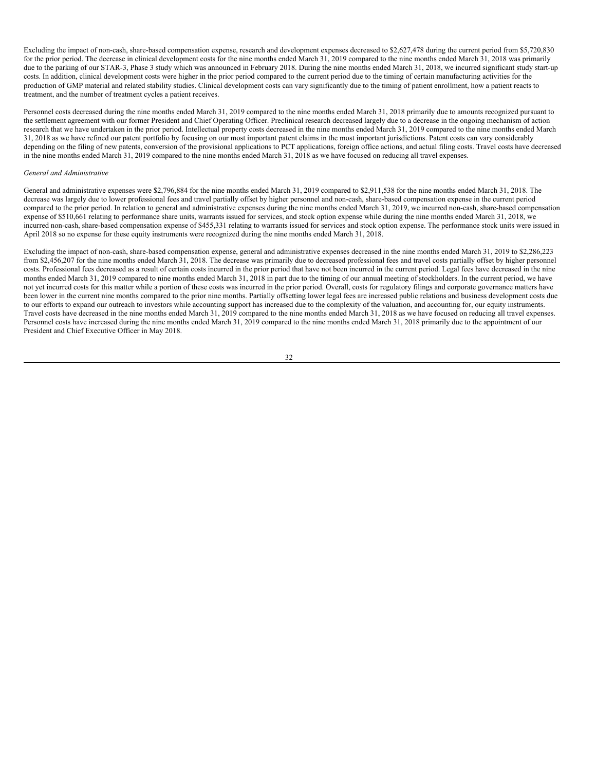Excluding the impact of non-cash, share-based compensation expense, research and development expenses decreased to $2,627,478 during the current period from $5,720,830 for the prior period. The decrease in clinical development costs for the nine months ended March 31, 2019 compared to the nine months ended March 31, 2018 was primarily due to the parking of our STAR-3, Phase 3 study which was announced in February 2018. During the nine months ended March 31, 2018, we incurred significant study start-up costs. In addition, clinical development costs were higher in the prior period compared to the current period due to the timing of certain manufacturing activities for the production of GMP material and related stability studies. Clinical development costs can vary significantly due to the timing of patient enrollment, how a patient reacts to treatment, and the number of treatment cycles a patient receives.

Personnel costs decreased during the nine months ended March 31, 2019 compared to the nine months ended March 31, 2018 primarily due to amounts recognized pursuant to the settlement agreement with our former President and Chief Operating Officer. Preclinical research decreased largely due to a decrease in the ongoing mechanism of action research that we have undertaken in the prior period. Intellectual property costs decreased in the nine months ended March 31, 2019 compared to the nine months ended March 31, 2018 as we have refined our patent portfolio by focusing on our most important patent claims in the most important jurisdictions. Patent costs can vary considerably depending on the filing of new patents, conversion of the provisional applications to PCT applications, foreign office actions, and actual filing costs. Travel costs have decreased in the nine months ended March 31, 2019 compared to the nine months ended March 31, 2018 as we have focused on reducing all travel expenses.

*General and Administrative*

General and administrative expenses were $2,796,884 for the nine months ended March 31, 2019 compared to $2,911,538 for the nine months ended March 31, 2018. The decrease was largely due to lower professional fees and travel partially offset by higher personnel and non-cash, share-based compensation expense in the current period compared to the prior period. In relation to general and administrative expenses during the nine months ended March 31, 2019, we incurred non-cash, share-based compensation expense of $510,661 relating to performance share units, warrants issued for services, and stock option expense while during the nine months ended March 31, 2018, we incurred non-cash, share-based compensation expense of $455,331 relating to warrants issued for services and stock option expense. The performance stock units were issued in April 2018 so no expense for these equity instruments were recognized during the nine months ended March 31, 2018.

Excluding the impact of non-cash, share-based compensation expense, general and administrative expenses decreased in the nine months ended March 31, 2019 to $2,286,223 from $2,456,207 for the nine months ended March 31, 2018. The decrease was primarily due to decreased professional fees and travel costs partially offset by higher personnel costs. Professional fees decreased as a result of certain costs incurred in the prior period that have not been incurred in the current period. Legal fees have decreased in the nine months ended March 31, 2019 compared to nine months ended March 31, 2018 in part due to the timing of our annual meeting of stockholders. In the current period, we have not yet incurred costs for this matter while a portion of these costs was incurred in the prior period. Overall, costs for regulatory filings and corporate governance matters have been lower in the current nine months compared to the prior nine months. Partially offsetting lower legal fees are increased public relations and business development costs due to our efforts to expand our outreach to investors while accounting support has increased due to the complexity of the valuation, and accounting for, our equity instruments. Travel costs have decreased in the nine months ended March 31, 2019 compared to the nine months ended March 31, 2018 as we have focused on reducing all travel expenses. Personnel costs have increased during the nine months ended March 31, 2019 compared to the nine months ended March 31, 2018 primarily due to the appointment of our President and Chief Executive Officer in May 2018.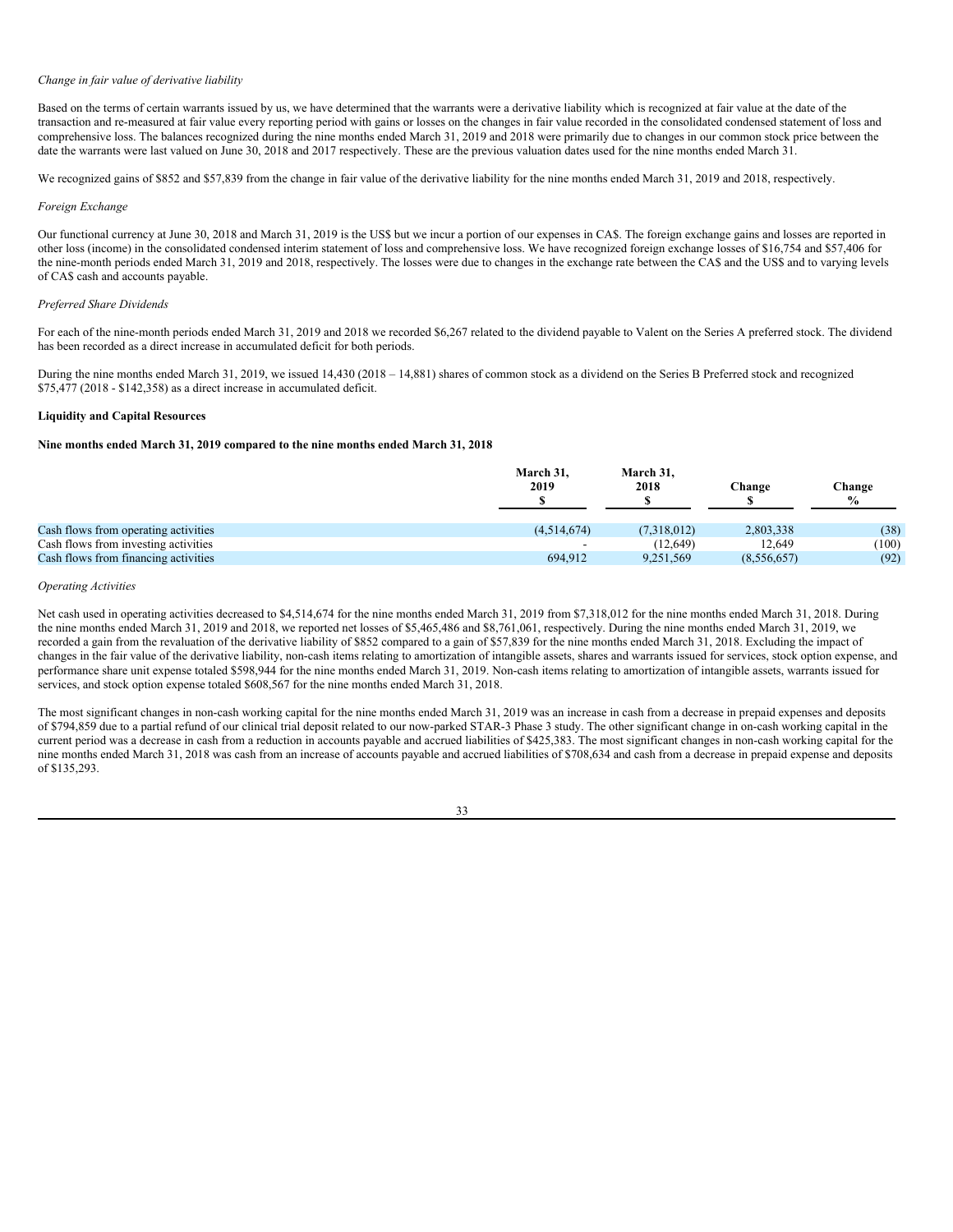*Change in fair value of derivative liability*

Based on the terms of certain warrants issued by us, we have determined that the warrants were a derivative liability which is recognized at fair value at the date of the transaction and re-measured at fair value every reporting period with gains or losses on the changes in fair value recorded in the consolidated condensed statement of loss and comprehensive loss. The balances recognized during the nine months ended March 31, 2019 and 2018 were primarily due to changes in our common stock price between the date the warrants were last valued on June 30, 2018 and 2017 respectively. These are the previous valuation dates used for the nine months ended March 31.

We recognized gains of $852 and $57,839 from the change in fair value of the derivative liability for the nine months ended March 31, 2019 and 2018, respectively.

*Foreign Exchange*

Our functional currency at June 30, 2018 and March 31, 2019 is the US$ but we incur a portion of our expenses in CA$. The foreign exchange gains and losses are reported in other loss (income) in the consolidated condensed interim statement of loss and comprehensive loss. We have recognized foreign exchange losses of $16,754 and $57,406 for the nine-month periods ended March 31, 2019 and 2018, respectively. The losses were due to changes in the exchange rate between the CA$ and the US$ and to varying levels of CA$ cash and accounts payable.

*Preferred Share Dividends*

For each of the nine-month periods ended March 31, 2019 and 2018 we recorded $6,267 related to the dividend payable to Valent on the Series A preferred stock. The dividend has been recorded as a direct increase in accumulated deficit for both periods.

During the nine months ended March 31, 2019, we issued 14,430 (2018 – 14,881) shares of common stock as a dividend on the Series B Preferred stock and recognized $75,477 (2018 - $142,358) as a direct increase in accumulated deficit.

**Liquidity and Capital Resources**

**Nine months ended March 31, 2019 compared to the nine months ended March 31, 2018**

| | March 31, 2019 $ | March 31, 2018 $ | Change $ | Change % |
|---|---|---|---|---|
| Cash flows from operating activities | (4,514,674) | (7,318,012) | 2,803,338 | (38) |
| Cash flows from investing activities | - | (12,649) | 12,649 | (100) |
| Cash flows from financing activities | 694,912 | 9,251,569 | (8,556,657) | (92) |

*Operating Activities*

Net cash used in operating activities decreased to $4,514,674 for the nine months ended March 31, 2019 from $7,318,012 for the nine months ended March 31, 2018. During the nine months ended March 31, 2019 and 2018, we reported net losses of $5,465,486 and $8,761,061, respectively. During the nine months ended March 31, 2019, we recorded a gain from the revaluation of the derivative liability of $852 compared to a gain of $57,839 for the nine months ended March 31, 2018. Excluding the impact of changes in the fair value of the derivative liability, non-cash items relating to amortization of intangible assets, shares and warrants issued for services, stock option expense, and performance share unit expense totaled $598,944 for the nine months ended March 31, 2019. Non-cash items relating to amortization of intangible assets, warrants issued for services, and stock option expense totaled $608,567 for the nine months ended March 31, 2018.

The most significant changes in non-cash working capital for the nine months ended March 31, 2019 was an increase in cash from a decrease in prepaid expenses and deposits of $794,859 due to a partial refund of our clinical trial deposit related to our now-parked STAR-3 Phase 3 study. The other significant change in on-cash working capital in the current period was a decrease in cash from a reduction in accounts payable and accrued liabilities of $425,383. The most significant changes in non-cash working capital for the nine months ended March 31, 2018 was cash from an increase of accounts payable and accrued liabilities of $708,634 and cash from a decrease in prepaid expense and deposits of $135,293.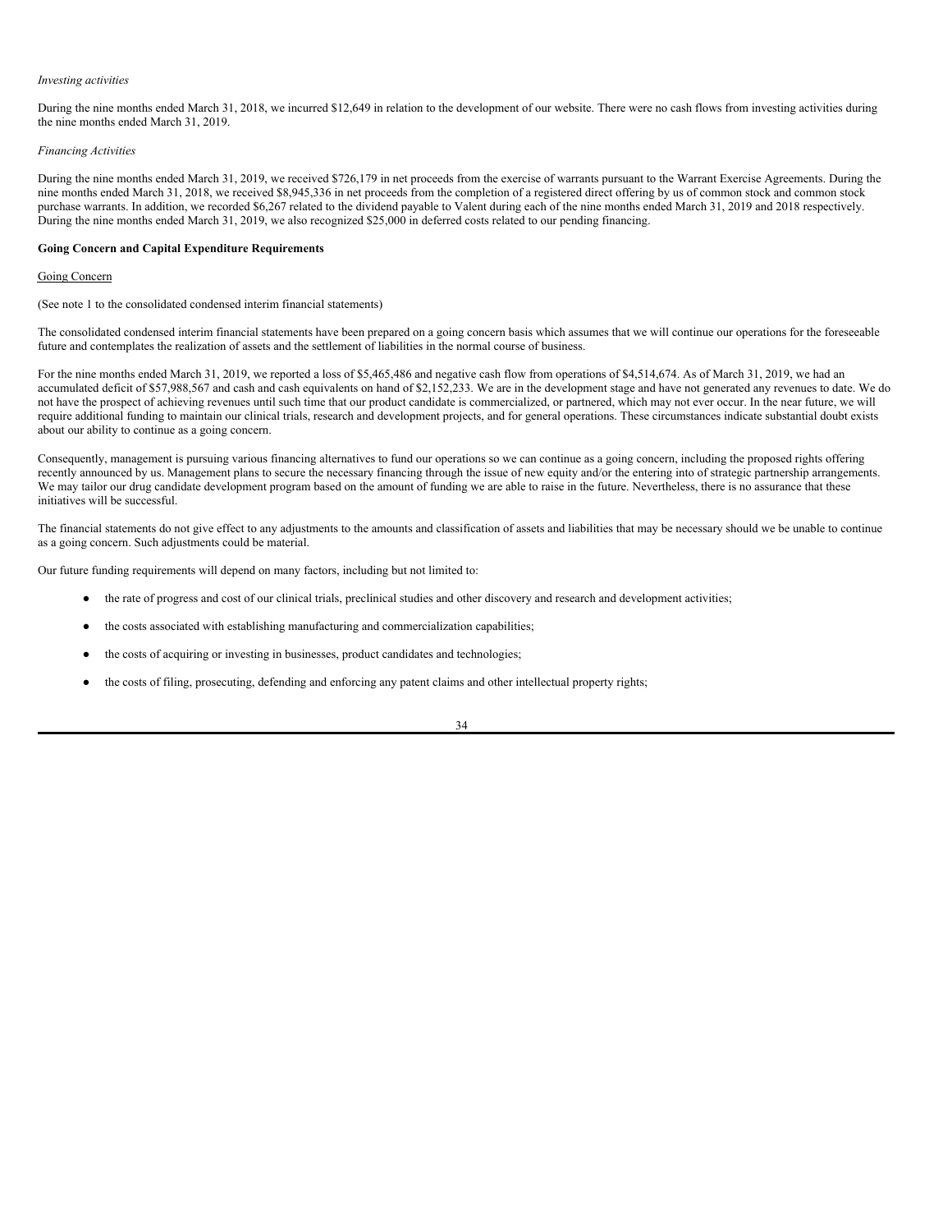*Investing activities*

During the nine months ended March 31, 2018, we incurred $12,649 in relation to the development of our website. There were no cash flows from investing activities during the nine months ended March 31, 2019.

*Financing Activities*

During the nine months ended March 31, 2019, we received $726,179 in net proceeds from the exercise of warrants pursuant to the Warrant Exercise Agreements. During the nine months ended March 31, 2018, we received $8,945,336 in net proceeds from the completion of a registered direct offering by us of common stock and common stock purchase warrants. In addition, we recorded $6,267 related to the dividend payable to Valent during each of the nine months ended March 31, 2019 and 2018 respectively. During the nine months ended March 31, 2019, we also recognized $25,000 in deferred costs related to our pending financing.

**Going Concern and Capital Expenditure Requirements**

Going Concern

(See note 1 to the consolidated condensed interim financial statements)

The consolidated condensed interim financial statements have been prepared on a going concern basis which assumes that we will continue our operations for the foreseeable future and contemplates the realization of assets and the settlement of liabilities in the normal course of business.

For the nine months ended March 31, 2019, we reported a loss of $5,465,486 and negative cash flow from operations of $4,514,674. As of March 31, 2019, we had an accumulated deficit of $57,988,567 and cash and cash equivalents on hand of $2,152,233. We are in the development stage and have not generated any revenues to date. We do not have the prospect of achieving revenues until such time that our product candidate is commercialized, or partnered, which may not ever occur. In the near future, we will require additional funding to maintain our clinical trials, research and development projects, and for general operations. These circumstances indicate substantial doubt exists about our ability to continue as a going concern.

Consequently, management is pursuing various financing alternatives to fund our operations so we can continue as a going concern, including the proposed rights offering recently announced by us. Management plans to secure the necessary financing through the issue of new equity and/or the entering into of strategic partnership arrangements. We may tailor our drug candidate development program based on the amount of funding we are able to raise in the future. Nevertheless, there is no assurance that these initiatives will be successful.

The financial statements do not give effect to any adjustments to the amounts and classification of assets and liabilities that may be necessary should we be unable to continue as a going concern. Such adjustments could be material.

Our future funding requirements will depend on many factors, including but not limited to:

- the rate of progress and cost of our clinical trials, preclinical studies and other discovery and research and development activities;
- the costs associated with establishing manufacturing and commercialization capabilities;
- the costs of acquiring or investing in businesses, product candidates and technologies;
- the costs of filing, prosecuting, defending and enforcing any patent claims and other intellectual property rights;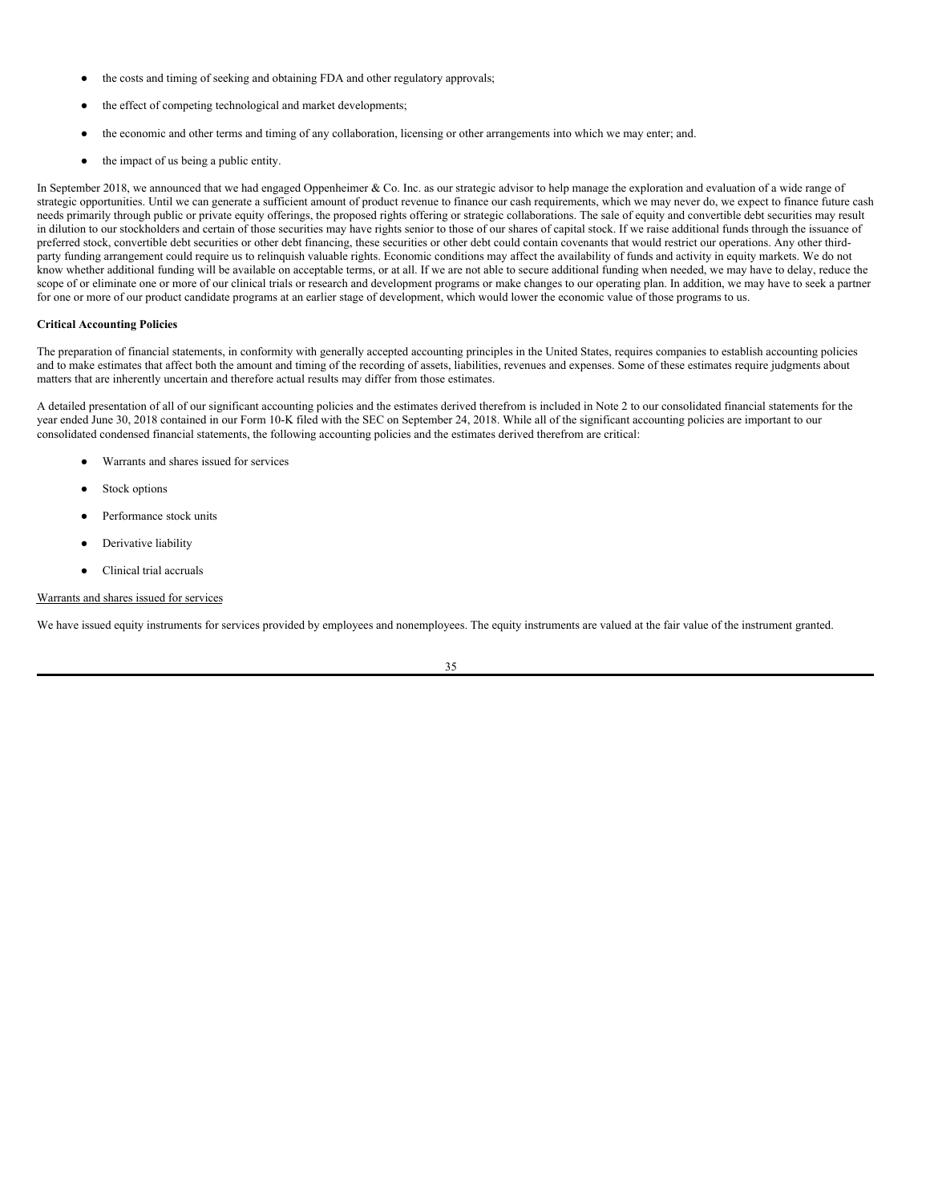- the costs and timing of seeking and obtaining FDA and other regulatory approvals;
- the effect of competing technological and market developments;
- the economic and other terms and timing of any collaboration, licensing or other arrangements into which we may enter; and.
- the impact of us being a public entity.

In September 2018, we announced that we had engaged Oppenheimer & Co. Inc. as our strategic advisor to help manage the exploration and evaluation of a wide range of strategic opportunities. Until we can generate a sufficient amount of product revenue to finance our cash requirements, which we may never do, we expect to finance future cash needs primarily through public or private equity offerings, the proposed rights offering or strategic collaborations. The sale of equity and convertible debt securities may result in dilution to our stockholders and certain of those securities may have rights senior to those of our shares of capital stock. If we raise additional funds through the issuance of preferred stock, convertible debt securities or other debt financing, these securities or other debt could contain covenants that would restrict our operations. Any other third-party funding arrangement could require us to relinquish valuable rights. Economic conditions may affect the availability of funds and activity in equity markets. We do not know whether additional funding will be available on acceptable terms, or at all. If we are not able to secure additional funding when needed, we may have to delay, reduce the scope of or eliminate one or more of our clinical trials or research and development programs or make changes to our operating plan. In addition, we may have to seek a partner for one or more of our product candidate programs at an earlier stage of development, which would lower the economic value of those programs to us.

**Critical Accounting Policies**

The preparation of financial statements, in conformity with generally accepted accounting principles in the United States, requires companies to establish accounting policies and to make estimates that affect both the amount and timing of the recording of assets, liabilities, revenues and expenses. Some of these estimates require judgments about matters that are inherently uncertain and therefore actual results may differ from those estimates.

A detailed presentation of all of our significant accounting policies and the estimates derived therefrom is included in Note 2 to our consolidated financial statements for the year ended June 30, 2018 contained in our Form 10-K filed with the SEC on September 24, 2018. While all of the significant accounting policies are important to our consolidated condensed financial statements, the following accounting policies and the estimates derived therefrom are critical:

- Warrants and shares issued for services
- Stock options
- Performance stock units
- Derivative liability
- Clinical trial accruals

Warrants and shares issued for services

We have issued equity instruments for services provided by employees and nonemployees. The equity instruments are valued at the fair value of the instrument granted.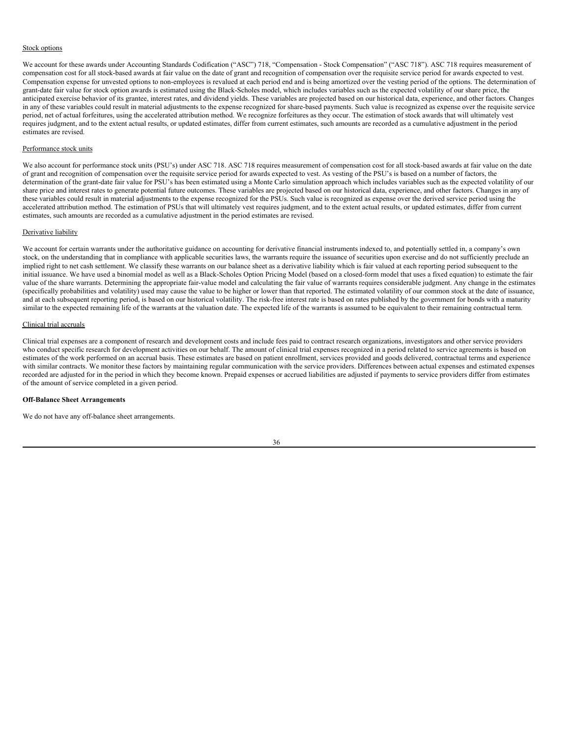Stock options

We account for these awards under Accounting Standards Codification ("ASC") 718, "Compensation - Stock Compensation" ("ASC 718"). ASC 718 requires measurement of compensation cost for all stock-based awards at fair value on the date of grant and recognition of compensation over the requisite service period for awards expected to vest. Compensation expense for unvested options to non-employees is revalued at each period end and is being amortized over the vesting period of the options. The determination of grant-date fair value for stock option awards is estimated using the Black-Scholes model, which includes variables such as the expected volatility of our share price, the anticipated exercise behavior of its grantee, interest rates, and dividend yields. These variables are projected based on our historical data, experience, and other factors. Changes in any of these variables could result in material adjustments to the expense recognized for share-based payments. Such value is recognized as expense over the requisite service period, net of actual forfeitures, using the accelerated attribution method. We recognize forfeitures as they occur. The estimation of stock awards that will ultimately vest requires judgment, and to the extent actual results, or updated estimates, differ from current estimates, such amounts are recorded as a cumulative adjustment in the period estimates are revised.

Performance stock units

We also account for performance stock units (PSU's) under ASC 718. ASC 718 requires measurement of compensation cost for all stock-based awards at fair value on the date of grant and recognition of compensation over the requisite service period for awards expected to vest. As vesting of the PSU's is based on a number of factors, the determination of the grant-date fair value for PSU's has been estimated using a Monte Carlo simulation approach which includes variables such as the expected volatility of our share price and interest rates to generate potential future outcomes. These variables are projected based on our historical data, experience, and other factors. Changes in any of these variables could result in material adjustments to the expense recognized for the PSUs. Such value is recognized as expense over the derived service period using the accelerated attribution method. The estimation of PSUs that will ultimately vest requires judgment, and to the extent actual results, or updated estimates, differ from current estimates, such amounts are recorded as a cumulative adjustment in the period estimates are revised.

Derivative liability

We account for certain warrants under the authoritative guidance on accounting for derivative financial instruments indexed to, and potentially settled in, a company's own stock, on the understanding that in compliance with applicable securities laws, the warrants require the issuance of securities upon exercise and do not sufficiently preclude an implied right to net cash settlement. We classify these warrants on our balance sheet as a derivative liability which is fair valued at each reporting period subsequent to the initial issuance. We have used a binomial model as well as a Black-Scholes Option Pricing Model (based on a closed-form model that uses a fixed equation) to estimate the fair value of the share warrants. Determining the appropriate fair-value model and calculating the fair value of warrants requires considerable judgment. Any change in the estimates (specifically probabilities and volatility) used may cause the value to be higher or lower than that reported. The estimated volatility of our common stock at the date of issuance, and at each subsequent reporting period, is based on our historical volatility. The risk-free interest rate is based on rates published by the government for bonds with a maturity similar to the expected remaining life of the warrants at the valuation date. The expected life of the warrants is assumed to be equivalent to their remaining contractual term.

Clinical trial accruals

Clinical trial expenses are a component of research and development costs and include fees paid to contract research organizations, investigators and other service providers who conduct specific research for development activities on our behalf. The amount of clinical trial expenses recognized in a period related to service agreements is based on estimates of the work performed on an accrual basis. These estimates are based on patient enrollment, services provided and goods delivered, contractual terms and experience with similar contracts. We monitor these factors by maintaining regular communication with the service providers. Differences between actual expenses and estimated expenses recorded are adjusted for in the period in which they become known. Prepaid expenses or accrued liabilities are adjusted if payments to service providers differ from estimates of the amount of service completed in a given period.

**Off-Balance Sheet Arrangements**

We do not have any off-balance sheet arrangements.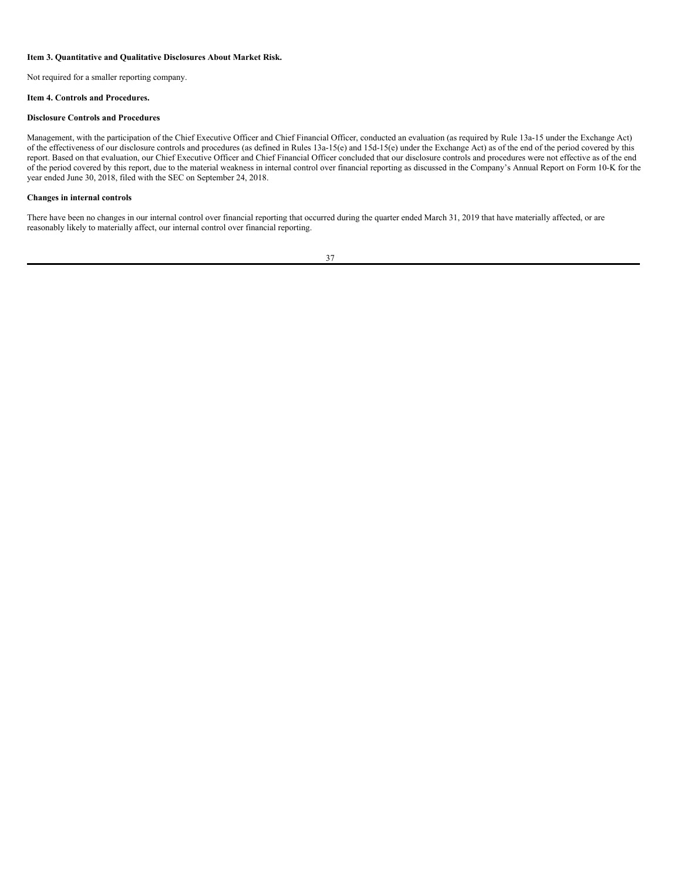**Item 3. Quantitative and Qualitative Disclosures About Market Risk.**

Not required for a smaller reporting company.

**Item 4. Controls and Procedures.**

**Disclosure Controls and Procedures**

Management, with the participation of the Chief Executive Officer and Chief Financial Officer, conducted an evaluation (as required by Rule 13a-15 under the Exchange Act) of the effectiveness of our disclosure controls and procedures (as defined in Rules 13a-15(e) and 15d-15(e) under the Exchange Act) as of the end of the period covered by this report. Based on that evaluation, our Chief Executive Officer and Chief Financial Officer concluded that our disclosure controls and procedures were not effective as of the end of the period covered by this report, due to the material weakness in internal control over financial reporting as discussed in the Company's Annual Report on Form 10-K for the year ended June 30, 2018, filed with the SEC on September 24, 2018.

**Changes in internal controls**

There have been no changes in our internal control over financial reporting that occurred during the quarter ended March 31, 2019 that have materially affected, or are reasonably likely to materially affect, our internal control over financial reporting.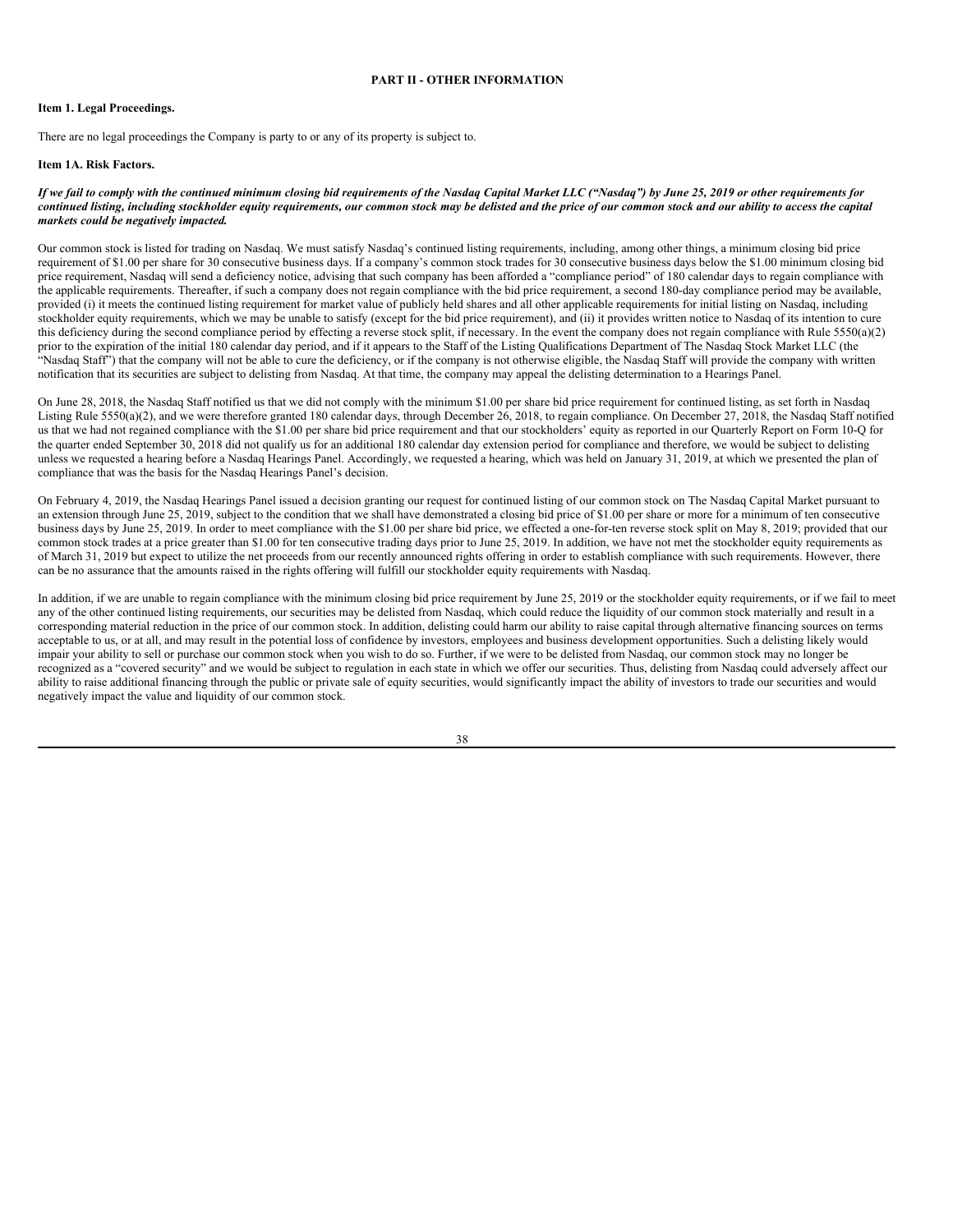# PART II - OTHER INFORMATION

## Item 1. Legal Proceedings.

There are no legal proceedings the Company is party to or any of its property is subject to.

## Item 1A. Risk Factors.

***If we fail to comply with the continued minimum closing bid requirements of the Nasdaq Capital Market LLC ("Nasdaq") by June 25, 2019 or other requirements for continued listing, including stockholder equity requirements, our common stock may be delisted and the price of our common stock and our ability to access the capital markets could be negatively impacted.***

Our common stock is listed for trading on Nasdaq. We must satisfy Nasdaq's continued listing requirements, including, among other things, a minimum closing bid price requirement of $1.00 per share for 30 consecutive business days. If a company's common stock trades for 30 consecutive business days below the $1.00 minimum closing bid price requirement, Nasdaq will send a deficiency notice, advising that such company has been afforded a "compliance period" of 180 calendar days to regain compliance with the applicable requirements. Thereafter, if such a company does not regain compliance with the bid price requirement, a second 180-day compliance period may be available, provided (i) it meets the continued listing requirement for market value of publicly held shares and all other applicable requirements for initial listing on Nasdaq, including stockholder equity requirements, which we may be unable to satisfy (except for the bid price requirement), and (ii) it provides written notice to Nasdaq of its intention to cure this deficiency during the second compliance period by effecting a reverse stock split, if necessary. In the event the company does not regain compliance with Rule 5550(a)(2) prior to the expiration of the initial 180 calendar day period, and if it appears to the Staff of the Listing Qualifications Department of The Nasdaq Stock Market LLC (the "Nasdaq Staff") that the company will not be able to cure the deficiency, or if the company is not otherwise eligible, the Nasdaq Staff will provide the company with written notification that its securities are subject to delisting from Nasdaq. At that time, the company may appeal the delisting determination to a Hearings Panel.

On June 28, 2018, the Nasdaq Staff notified us that we did not comply with the minimum $1.00 per share bid price requirement for continued listing, as set forth in Nasdaq Listing Rule 5550(a)(2), and we were therefore granted 180 calendar days, through December 26, 2018, to regain compliance. On December 27, 2018, the Nasdaq Staff notified us that we had not regained compliance with the $1.00 per share bid price requirement and that our stockholders' equity as reported in our Quarterly Report on Form 10-Q for the quarter ended September 30, 2018 did not qualify us for an additional 180 calendar day extension period for compliance and therefore, we would be subject to delisting unless we requested a hearing before a Nasdaq Hearings Panel. Accordingly, we requested a hearing, which was held on January 31, 2019, at which we presented the plan of compliance that was the basis for the Nasdaq Hearings Panel's decision.

On February 4, 2019, the Nasdaq Hearings Panel issued a decision granting our request for continued listing of our common stock on The Nasdaq Capital Market pursuant to an extension through June 25, 2019, subject to the condition that we shall have demonstrated a closing bid price of $1.00 per share or more for a minimum of ten consecutive business days by June 25, 2019. In order to meet compliance with the $1.00 per share bid price, we effected a one-for-ten reverse stock split on May 8, 2019; provided that our common stock trades at a price greater than $1.00 for ten consecutive trading days prior to June 25, 2019. In addition, we have not met the stockholder equity requirements as of March 31, 2019 but expect to utilize the net proceeds from our recently announced rights offering in order to establish compliance with such requirements. However, there can be no assurance that the amounts raised in the rights offering will fulfill our stockholder equity requirements with Nasdaq.

In addition, if we are unable to regain compliance with the minimum closing bid price requirement by June 25, 2019 or the stockholder equity requirements, or if we fail to meet any of the other continued listing requirements, our securities may be delisted from Nasdaq, which could reduce the liquidity of our common stock materially and result in a corresponding material reduction in the price of our common stock. In addition, delisting could harm our ability to raise capital through alternative financing sources on terms acceptable to us, or at all, and may result in the potential loss of confidence by investors, employees and business development opportunities. Such a delisting likely would impair your ability to sell or purchase our common stock when you wish to do so. Further, if we were to be delisted from Nasdaq, our common stock may no longer be recognized as a "covered security" and we would be subject to regulation in each state in which we offer our securities. Thus, delisting from Nasdaq could adversely affect our ability to raise additional financing through the public or private sale of equity securities, would significantly impact the ability of investors to trade our securities and would negatively impact the value and liquidity of our common stock.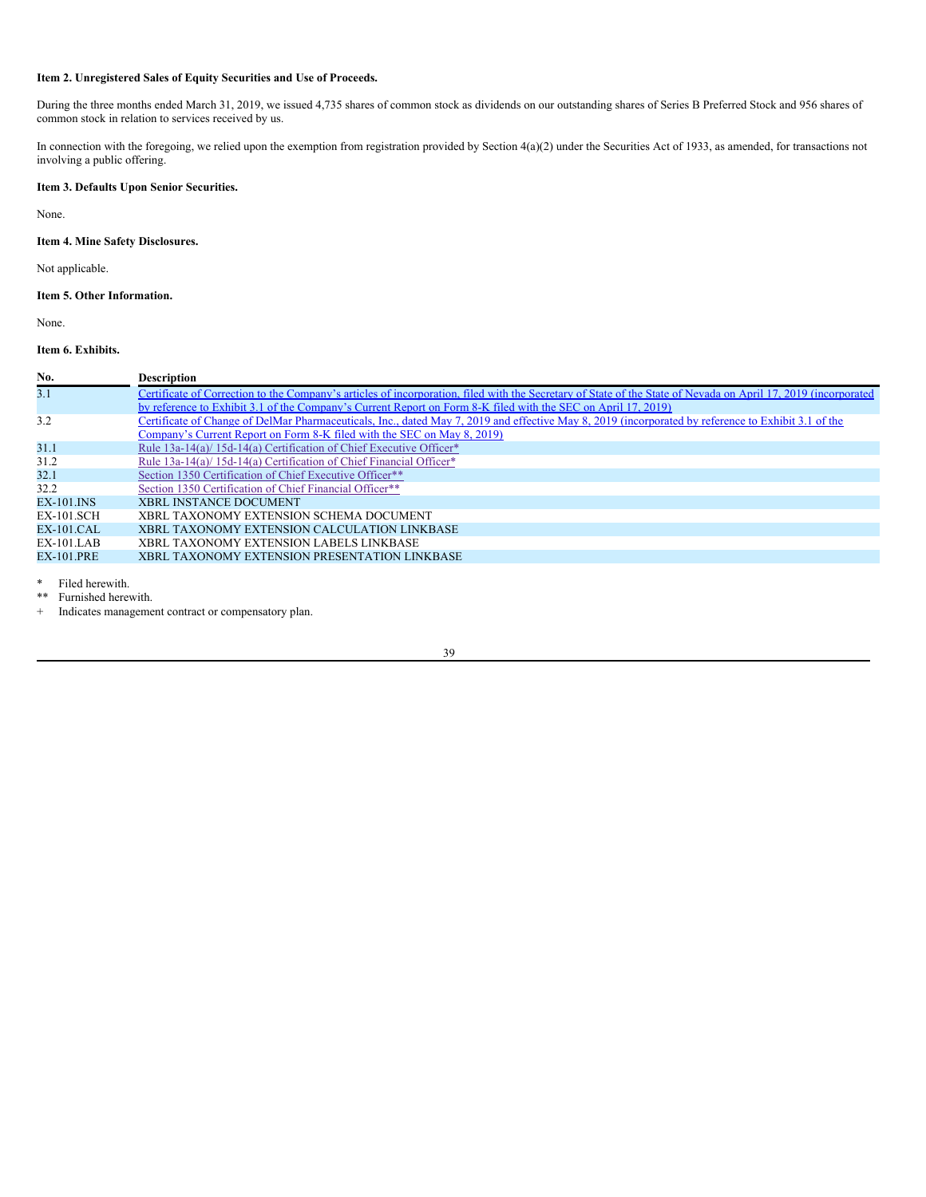### Item 2. Unregistered Sales of Equity Securities and Use of Proceeds.

During the three months ended March 31, 2019, we issued 4,735 shares of common stock as dividends on our outstanding shares of Series B Preferred Stock and 956 shares of common stock in relation to services received by us.

In connection with the foregoing, we relied upon the exemption from registration provided by Section 4(a)(2) under the Securities Act of 1933, as amended, for transactions not involving a public offering.

### Item 3. Defaults Upon Senior Securities.

None.

### Item 4. Mine Safety Disclosures.

Not applicable.

### Item 5. Other Information.

None.

### Item 6. Exhibits.

| No. | Description |
| --- | --- |
| 3.1 | Certificate of Correction to the Company's articles of incorporation, filed with the Secretary of State of the State of Nevada on April 17, 2019 (incorporated by reference to Exhibit 3.1 of the Company's Current Report on Form 8-K filed with the SEC on April 17, 2019) |
| 3.2 | Certificate of Change of DelMar Pharmaceuticals, Inc., dated May 7, 2019 and effective May 8, 2019 (incorporated by reference to Exhibit 3.1 of the Company's Current Report on Form 8-K filed with the SEC on May 8, 2019) |
| 31.1 | Rule 13a-14(a)/ 15d-14(a) Certification of Chief Executive Officer* |
| 31.2 | Rule 13a-14(a)/ 15d-14(a) Certification of Chief Financial Officer* |
| 32.1 | Section 1350 Certification of Chief Executive Officer** |
| 32.2 | Section 1350 Certification of Chief Financial Officer** |
| EX-101.INS | XBRL INSTANCE DOCUMENT |
| EX-101.SCH | XBRL TAXONOMY EXTENSION SCHEMA DOCUMENT |
| EX-101.CAL | XBRL TAXONOMY EXTENSION CALCULATION LINKBASE |
| EX-101.LAB | XBRL TAXONOMY EXTENSION LABELS LINKBASE |
| EX-101.PRE | XBRL TAXONOMY EXTENSION PRESENTATION LINKBASE |

\* Filed herewith.

\*\* Furnished herewith.

\+ Indicates management contract or compensatory plan.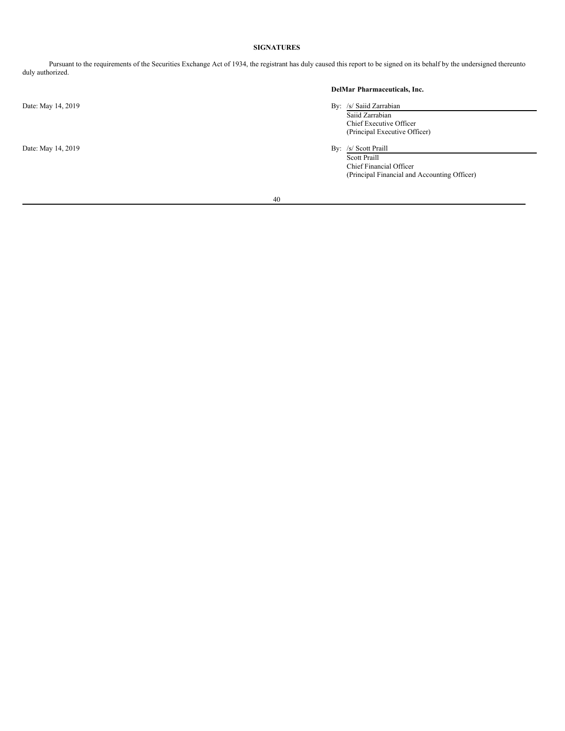## SIGNATURES

Pursuant to the requirements of the Securities Exchange Act of 1934, the registrant has duly caused this report to be signed on its behalf by the undersigned thereunto duly authorized.

**DelMar Pharmaceuticals, Inc.**

Date: May 14, 2019

By: /s/ Saiid Zarrabian
Saiid Zarrabian
Chief Executive Officer
(Principal Executive Officer)

Date: May 14, 2019

By: /s/ Scott Praill
Scott Praill
Chief Financial Officer
(Principal Financial and Accounting Officer)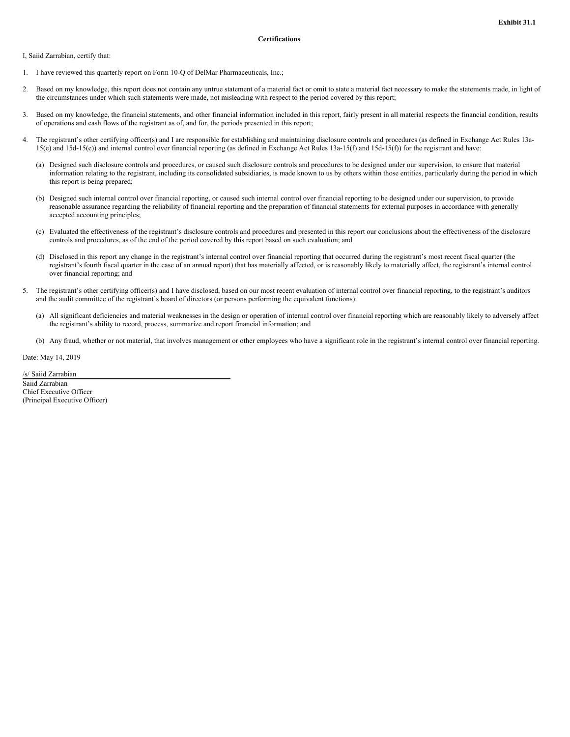**Exhibit 31.1**

**Certifications**

I, Saiid Zarrabian, certify that:

1. I have reviewed this quarterly report on Form 10-Q of DelMar Pharmaceuticals, Inc.;

2. Based on my knowledge, this report does not contain any untrue statement of a material fact or omit to state a material fact necessary to make the statements made, in light of the circumstances under which such statements were made, not misleading with respect to the period covered by this report;

3. Based on my knowledge, the financial statements, and other financial information included in this report, fairly present in all material respects the financial condition, results of operations and cash flows of the registrant as of, and for, the periods presented in this report;

4. The registrant's other certifying officer(s) and I are responsible for establishing and maintaining disclosure controls and procedures (as defined in Exchange Act Rules 13a-15(e) and 15d-15(e)) and internal control over financial reporting (as defined in Exchange Act Rules 13a-15(f) and 15d-15(f)) for the registrant and have:

   (a) Designed such disclosure controls and procedures, or caused such disclosure controls and procedures to be designed under our supervision, to ensure that material information relating to the registrant, including its consolidated subsidiaries, is made known to us by others within those entities, particularly during the period in which this report is being prepared;

   (b) Designed such internal control over financial reporting, or caused such internal control over financial reporting to be designed under our supervision, to provide reasonable assurance regarding the reliability of financial reporting and the preparation of financial statements for external purposes in accordance with generally accepted accounting principles;

   (c) Evaluated the effectiveness of the registrant's disclosure controls and procedures and presented in this report our conclusions about the effectiveness of the disclosure controls and procedures, as of the end of the period covered by this report based on such evaluation; and

   (d) Disclosed in this report any change in the registrant's internal control over financial reporting that occurred during the registrant's most recent fiscal quarter (the registrant's fourth fiscal quarter in the case of an annual report) that has materially affected, or is reasonably likely to materially affect, the registrant's internal control over financial reporting; and

5. The registrant's other certifying officer(s) and I have disclosed, based on our most recent evaluation of internal control over financial reporting, to the registrant's auditors and the audit committee of the registrant's board of directors (or persons performing the equivalent functions):

   (a) All significant deficiencies and material weaknesses in the design or operation of internal control over financial reporting which are reasonably likely to adversely affect the registrant's ability to record, process, summarize and report financial information; and

   (b) Any fraud, whether or not material, that involves management or other employees who have a significant role in the registrant's internal control over financial reporting.

Date: May 14, 2019

/s/ Saiid Zarrabian
Saiid Zarrabian
Chief Executive Officer
(Principal Executive Officer)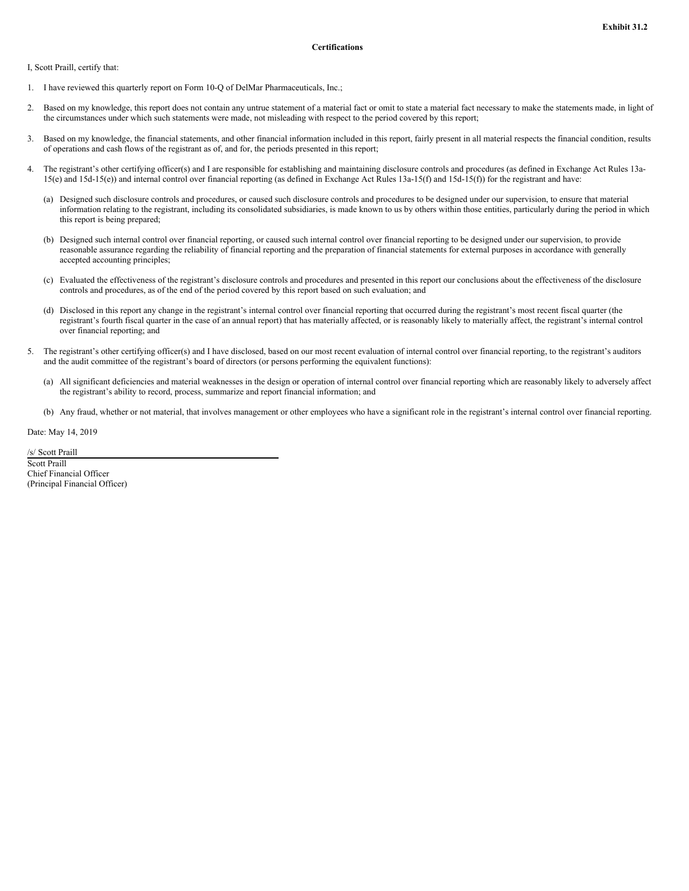**Exhibit 31.2**

**Certifications**

I, Scott Praill, certify that:

1. I have reviewed this quarterly report on Form 10-Q of DelMar Pharmaceuticals, Inc.;

2. Based on my knowledge, this report does not contain any untrue statement of a material fact or omit to state a material fact necessary to make the statements made, in light of the circumstances under which such statements were made, not misleading with respect to the period covered by this report;

3. Based on my knowledge, the financial statements, and other financial information included in this report, fairly present in all material respects the financial condition, results of operations and cash flows of the registrant as of, and for, the periods presented in this report;

4. The registrant's other certifying officer(s) and I are responsible for establishing and maintaining disclosure controls and procedures (as defined in Exchange Act Rules 13a-15(e) and 15d-15(e)) and internal control over financial reporting (as defined in Exchange Act Rules 13a-15(f) and 15d-15(f)) for the registrant and have:

   (a) Designed such disclosure controls and procedures, or caused such disclosure controls and procedures to be designed under our supervision, to ensure that material information relating to the registrant, including its consolidated subsidiaries, is made known to us by others within those entities, particularly during the period in which this report is being prepared;

   (b) Designed such internal control over financial reporting, or caused such internal control over financial reporting to be designed under our supervision, to provide reasonable assurance regarding the reliability of financial reporting and the preparation of financial statements for external purposes in accordance with generally accepted accounting principles;

   (c) Evaluated the effectiveness of the registrant's disclosure controls and procedures and presented in this report our conclusions about the effectiveness of the disclosure controls and procedures, as of the end of the period covered by this report based on such evaluation; and

   (d) Disclosed in this report any change in the registrant's internal control over financial reporting that occurred during the registrant's most recent fiscal quarter (the registrant's fourth fiscal quarter in the case of an annual report) that has materially affected, or is reasonably likely to materially affect, the registrant's internal control over financial reporting; and

5. The registrant's other certifying officer(s) and I have disclosed, based on our most recent evaluation of internal control over financial reporting, to the registrant's auditors and the audit committee of the registrant's board of directors (or persons performing the equivalent functions):

   (a) All significant deficiencies and material weaknesses in the design or operation of internal control over financial reporting which are reasonably likely to adversely affect the registrant's ability to record, process, summarize and report financial information; and

   (b) Any fraud, whether or not material, that involves management or other employees who have a significant role in the registrant's internal control over financial reporting.

Date: May 14, 2019

/s/ Scott Praill
Scott Praill
Chief Financial Officer
(Principal Financial Officer)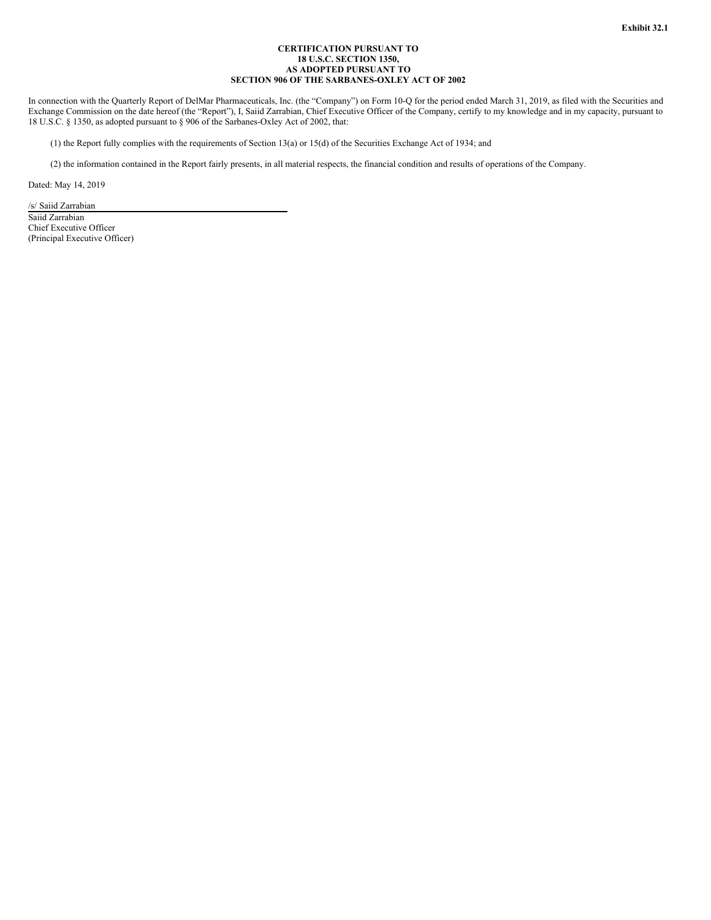**Exhibit 32.1**

**CERTIFICATION PURSUANT TO**
**18 U.S.C. SECTION 1350,**
**AS ADOPTED PURSUANT TO**
**SECTION 906 OF THE SARBANES-OXLEY ACT OF 2002**

In connection with the Quarterly Report of DelMar Pharmaceuticals, Inc. (the "Company") on Form 10-Q for the period ended March 31, 2019, as filed with the Securities and Exchange Commission on the date hereof (the "Report"), I, Saiid Zarrabian, Chief Executive Officer of the Company, certify to my knowledge and in my capacity, pursuant to 18 U.S.C. § 1350, as adopted pursuant to § 906 of the Sarbanes-Oxley Act of 2002, that:

(1) the Report fully complies with the requirements of Section 13(a) or 15(d) of the Securities Exchange Act of 1934; and

(2) the information contained in the Report fairly presents, in all material respects, the financial condition and results of operations of the Company.

Dated: May 14, 2019

/s/ Saiid Zarrabian
Saiid Zarrabian
Chief Executive Officer
(Principal Executive Officer)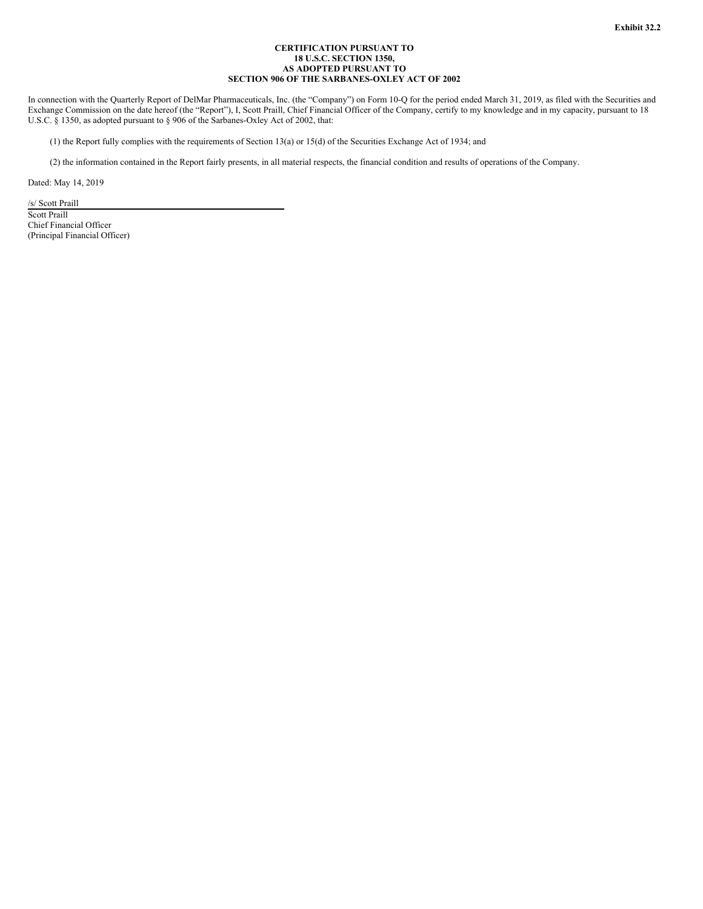Exhibit 32.2

**CERTIFICATION PURSUANT TO**
**18 U.S.C. SECTION 1350,**
**AS ADOPTED PURSUANT TO**
**SECTION 906 OF THE SARBANES-OXLEY ACT OF 2002**

In connection with the Quarterly Report of DelMar Pharmaceuticals, Inc. (the "Company") on Form 10-Q for the period ended March 31, 2019, as filed with the Securities and Exchange Commission on the date hereof (the "Report"), I, Scott Praill, Chief Financial Officer of the Company, certify to my knowledge and in my capacity, pursuant to 18 U.S.C. § 1350, as adopted pursuant to § 906 of the Sarbanes-Oxley Act of 2002, that:

(1) the Report fully complies with the requirements of Section 13(a) or 15(d) of the Securities Exchange Act of 1934; and

(2) the information contained in the Report fairly presents, in all material respects, the financial condition and results of operations of the Company.

Dated: May 14, 2019

/s/ Scott Praill
Scott Praill
Chief Financial Officer
(Principal Financial Officer)